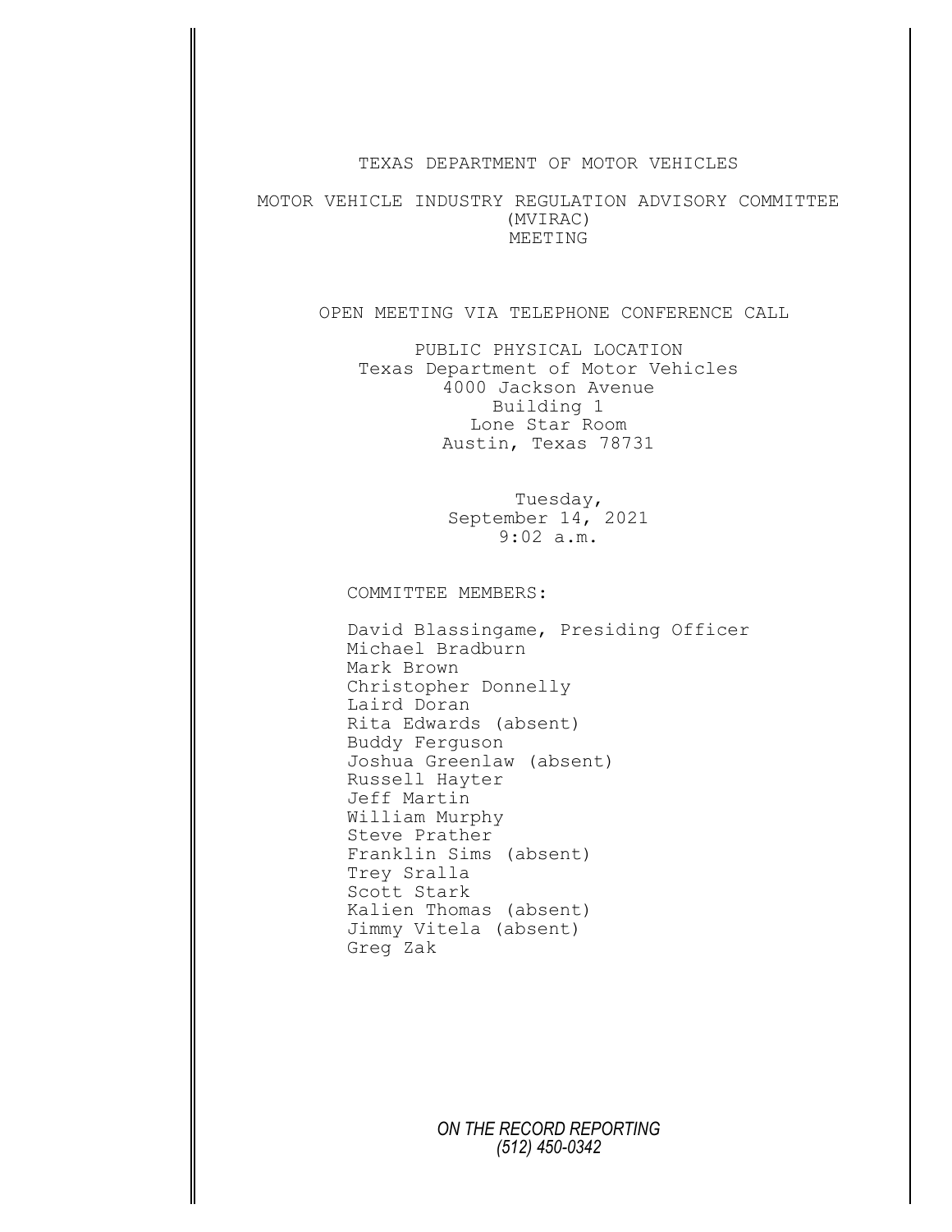TEXAS DEPARTMENT OF MOTOR VEHICLES

MOTOR VEHICLE INDUSTRY REGULATION ADVISORY COMMITTEE
(MVIRAC)
MEETING

OPEN MEETING VIA TELEPHONE CONFERENCE CALL

PUBLIC PHYSICAL LOCATION
Texas Department of Motor Vehicles
4000 Jackson Avenue
Building 1
Lone Star Room
Austin, Texas 78731

Tuesday,
September 14, 2021
9:02 a.m.

COMMITTEE MEMBERS:

David Blassingame, Presiding Officer
Michael Bradburn
Mark Brown
Christopher Donnelly
Laird Doran
Rita Edwards (absent)
Buddy Ferguson
Joshua Greenlaw (absent)
Russell Hayter
Jeff Martin
William Murphy
Steve Prather
Franklin Sims (absent)
Trey Sralla
Scott Stark
Kalien Thomas (absent)
Jimmy Vitela (absent)
Greg Zak

*ON THE RECORD REPORTING*
*(512) 450-0342*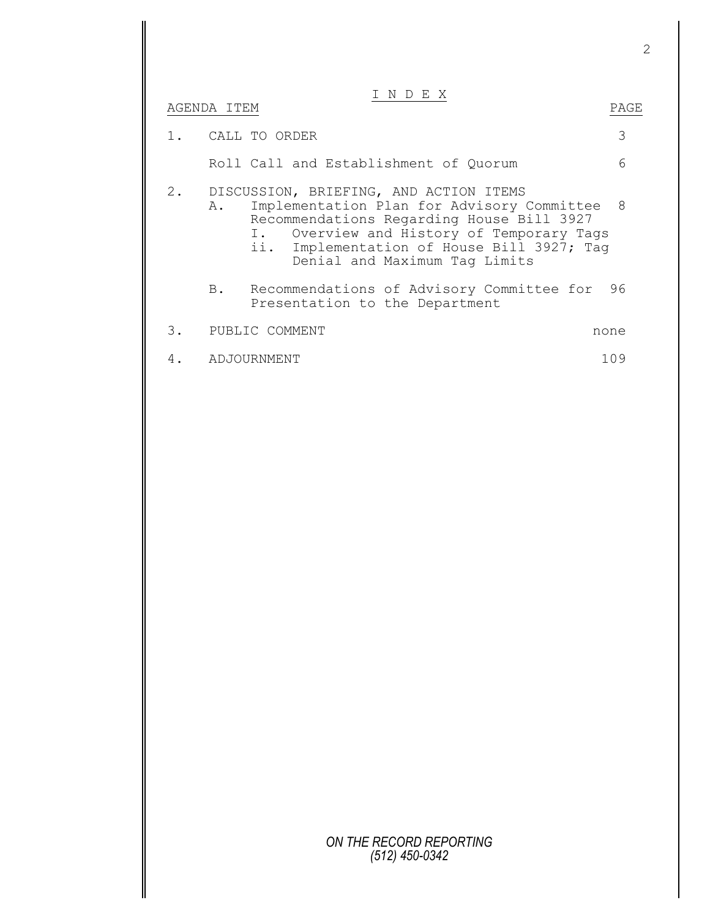# I N D E X

| AGENDA ITEM | PAGE |
|---|---|
| 1. CALL TO ORDER | 3 |
| Roll Call and Establishment of Quorum | 6 |
| 2. DISCUSSION, BRIEFING, AND ACTION ITEMS | |
| A. Implementation Plan for Advisory Committee Recommendations Regarding House Bill 3927 | 8 |
| I. Overview and History of Temporary Tags | |
| ii. Implementation of House Bill 3927; Tag Denial and Maximum Tag Limits | |
| B. Recommendations of Advisory Committee for Presentation to the Department | 96 |
| 3. PUBLIC COMMENT | none |
| 4. ADJOURNMENT | 109 |

*ON THE RECORD REPORTING*
*(512) 450-0342*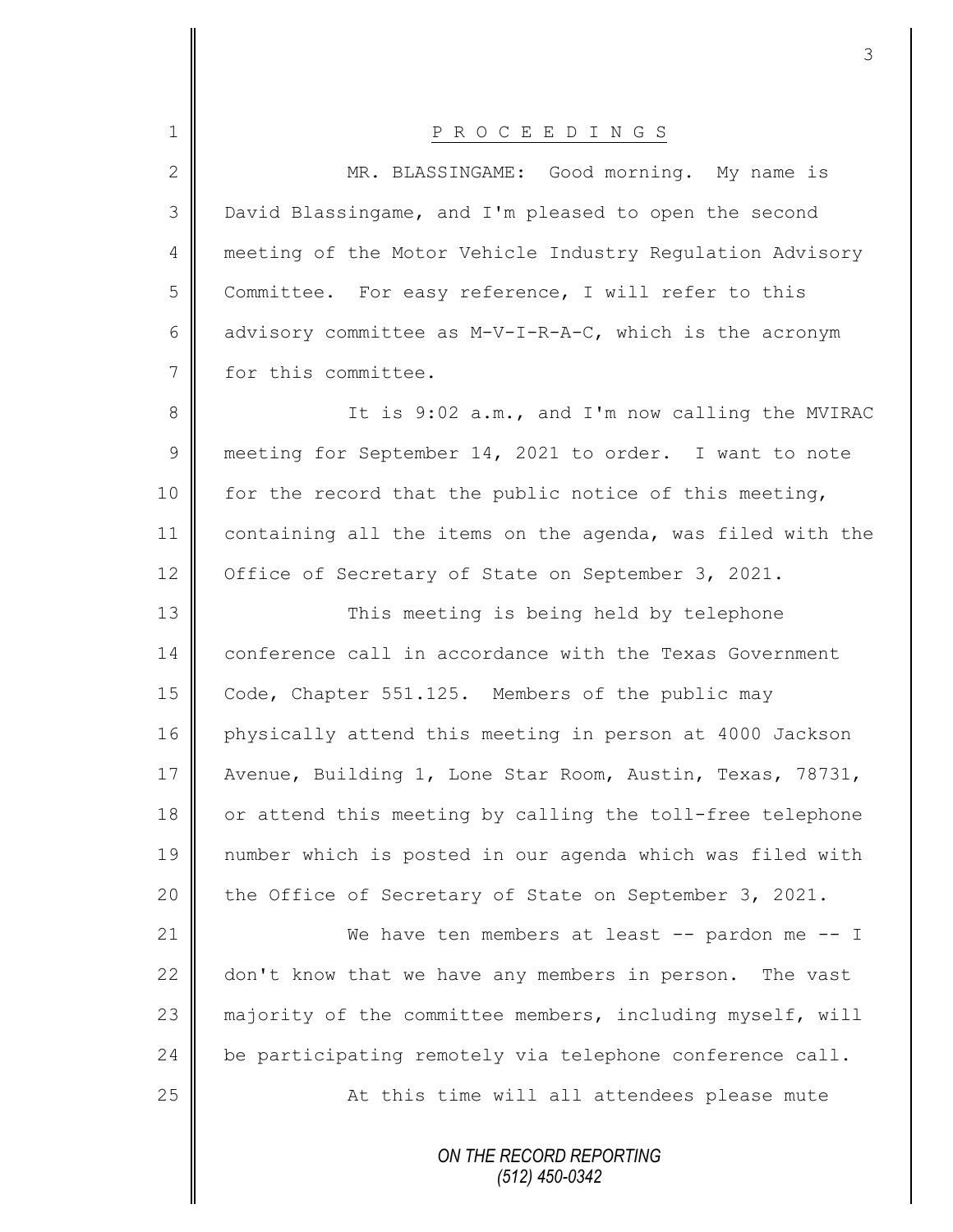P R O C E E D I N G S

MR. BLASSINGAME: Good morning. My name is David Blassingame, and I'm pleased to open the second meeting of the Motor Vehicle Industry Regulation Advisory Committee. For easy reference, I will refer to this advisory committee as M-V-I-R-A-C, which is the acronym for this committee.

It is 9:02 a.m., and I'm now calling the MVIRAC meeting for September 14, 2021 to order. I want to note for the record that the public notice of this meeting, containing all the items on the agenda, was filed with the Office of Secretary of State on September 3, 2021.

This meeting is being held by telephone conference call in accordance with the Texas Government Code, Chapter 551.125. Members of the public may physically attend this meeting in person at 4000 Jackson Avenue, Building 1, Lone Star Room, Austin, Texas, 78731, or attend this meeting by calling the toll-free telephone number which is posted in our agenda which was filed with the Office of Secretary of State on September 3, 2021.

We have ten members at least -- pardon me -- I don't know that we have any members in person. The vast majority of the committee members, including myself, will be participating remotely via telephone conference call.

At this time will all attendees please mute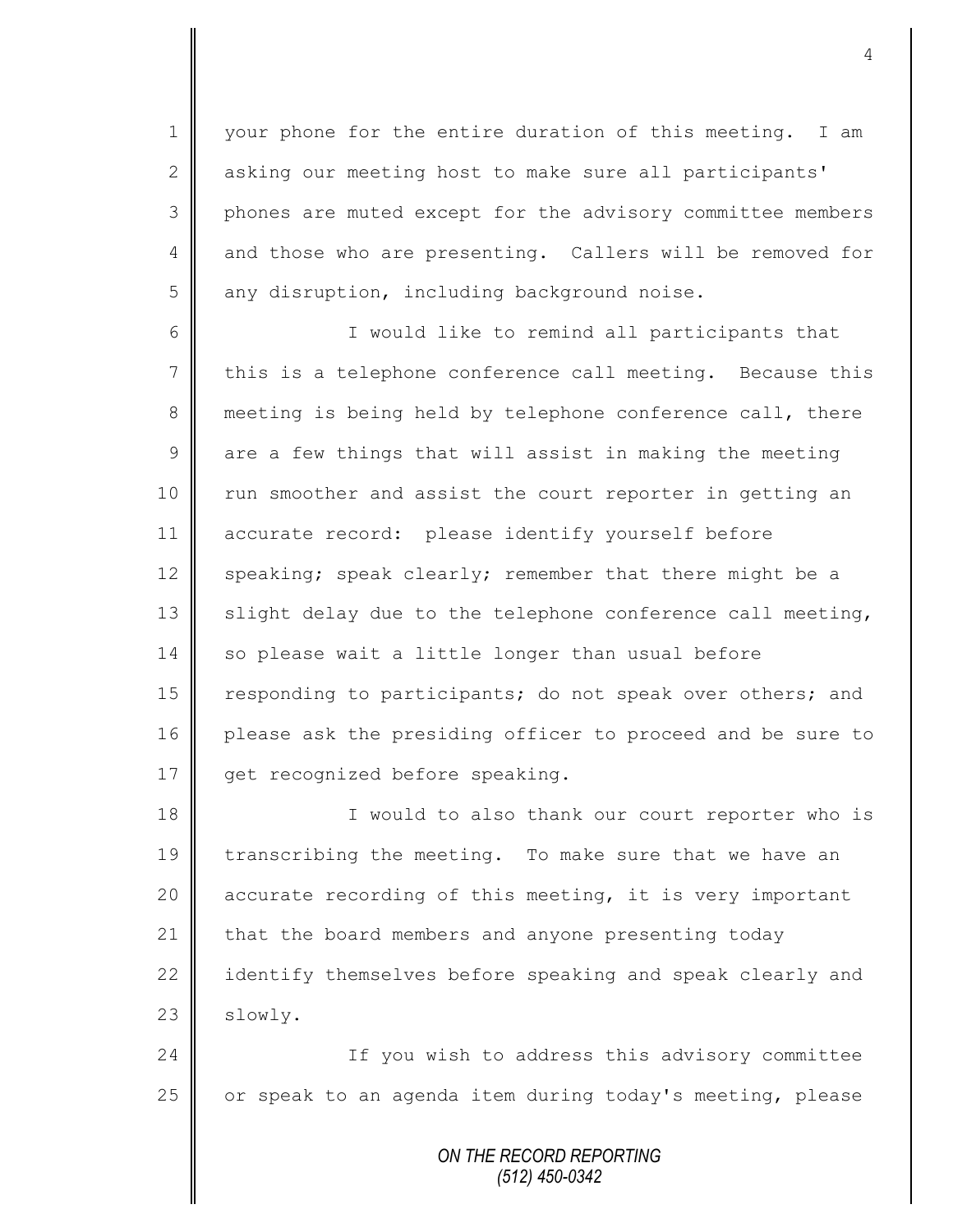your phone for the entire duration of this meeting. I am asking our meeting host to make sure all participants' phones are muted except for the advisory committee members and those who are presenting. Callers will be removed for any disruption, including background noise.

I would like to remind all participants that this is a telephone conference call meeting. Because this meeting is being held by telephone conference call, there are a few things that will assist in making the meeting run smoother and assist the court reporter in getting an accurate record: please identify yourself before speaking; speak clearly; remember that there might be a slight delay due to the telephone conference call meeting, so please wait a little longer than usual before responding to participants; do not speak over others; and please ask the presiding officer to proceed and be sure to get recognized before speaking.

I would to also thank our court reporter who is transcribing the meeting. To make sure that we have an accurate recording of this meeting, it is very important that the board members and anyone presenting today identify themselves before speaking and speak clearly and slowly.

If you wish to address this advisory committee or speak to an agenda item during today's meeting, please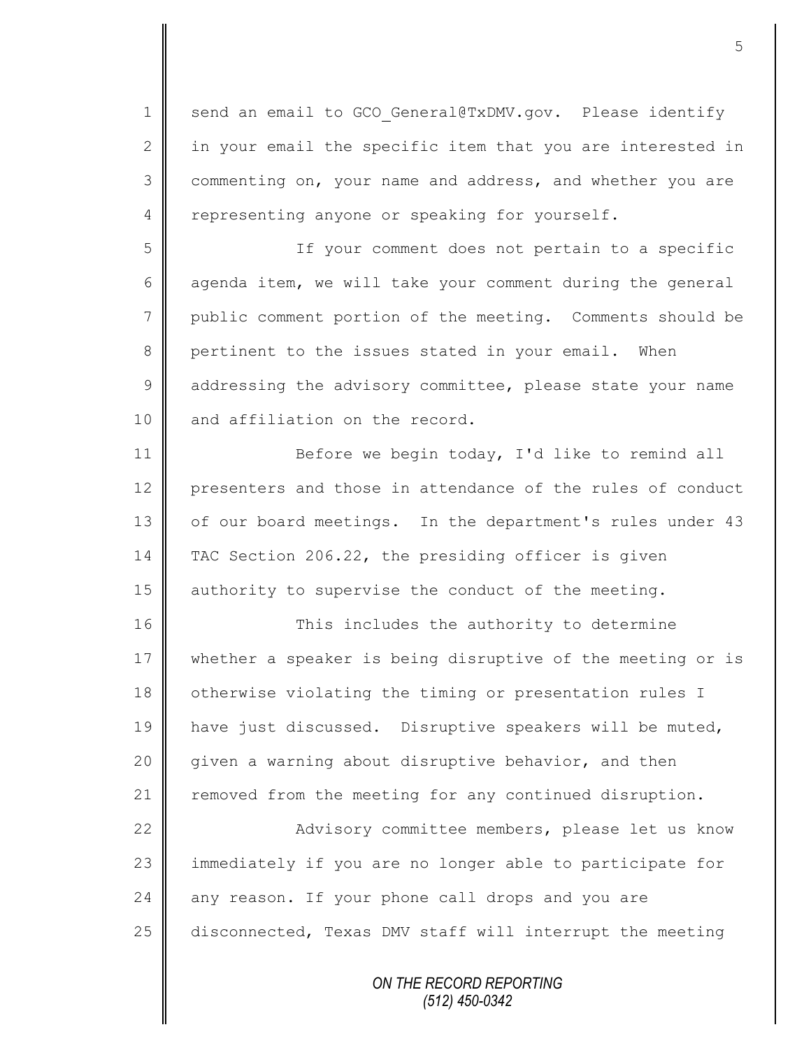send an email to GCO_General@TxDMV.gov. Please identify in your email the specific item that you are interested in commenting on, your name and address, and whether you are representing anyone or speaking for yourself.

If your comment does not pertain to a specific agenda item, we will take your comment during the general public comment portion of the meeting. Comments should be pertinent to the issues stated in your email. When addressing the advisory committee, please state your name and affiliation on the record.

Before we begin today, I'd like to remind all presenters and those in attendance of the rules of conduct of our board meetings. In the department's rules under 43 TAC Section 206.22, the presiding officer is given authority to supervise the conduct of the meeting.

This includes the authority to determine whether a speaker is being disruptive of the meeting or is otherwise violating the timing or presentation rules I have just discussed. Disruptive speakers will be muted, given a warning about disruptive behavior, and then removed from the meeting for any continued disruption.

Advisory committee members, please let us know immediately if you are no longer able to participate for any reason. If your phone call drops and you are disconnected, Texas DMV staff will interrupt the meeting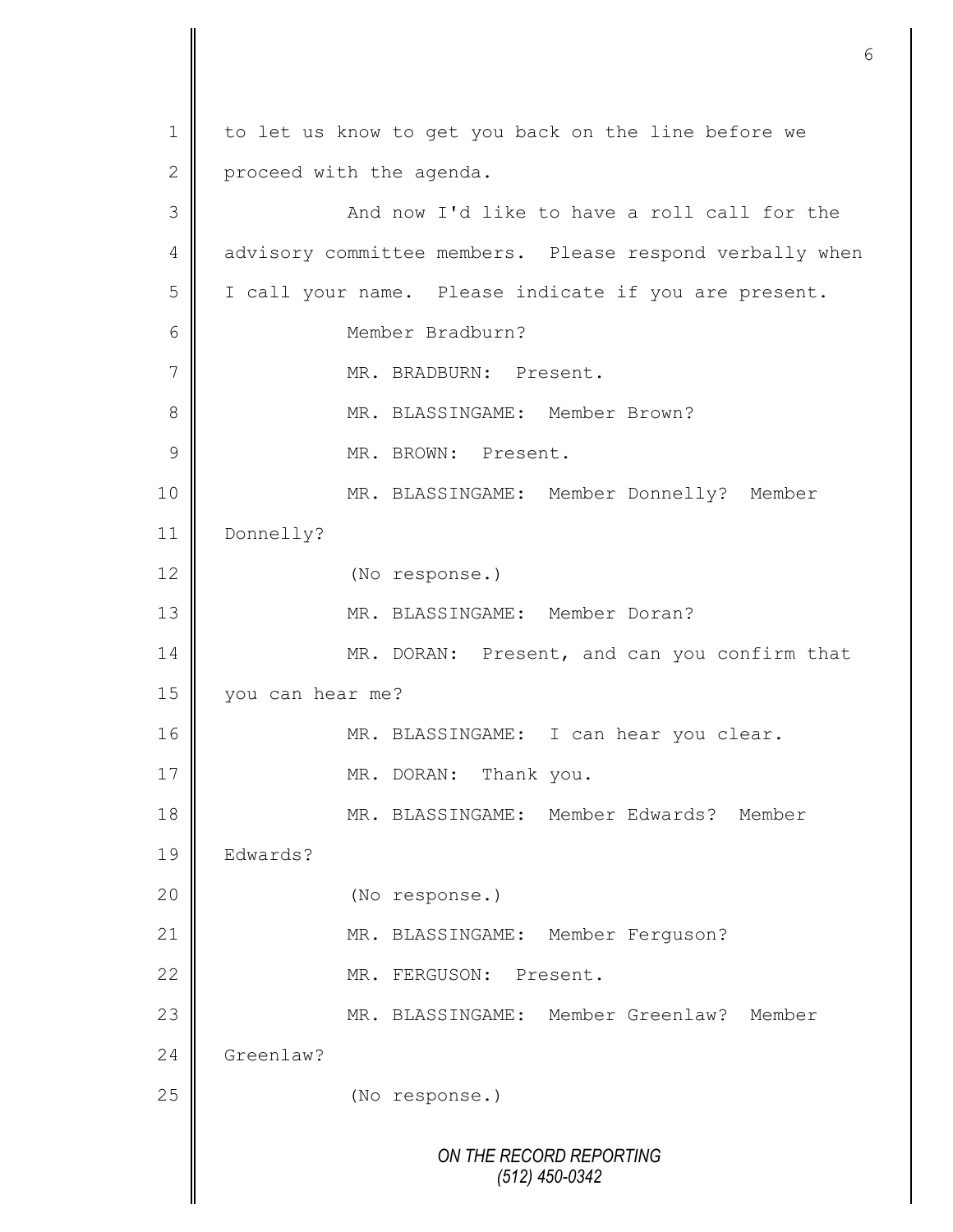to let us know to get you back on the line before we proceed with the agenda.

And now I'd like to have a roll call for the advisory committee members. Please respond verbally when I call your name. Please indicate if you are present.

Member Bradburn?

MR. BRADBURN: Present.

MR. BLASSINGAME: Member Brown?

MR. BROWN: Present.

MR. BLASSINGAME: Member Donnelly? Member Donnelly?

(No response.)

MR. BLASSINGAME: Member Doran?

MR. DORAN: Present, and can you confirm that you can hear me?

MR. BLASSINGAME: I can hear you clear.

MR. DORAN: Thank you.

MR. BLASSINGAME: Member Edwards? Member Edwards?

(No response.)

MR. BLASSINGAME: Member Ferguson?

MR. FERGUSON: Present.

MR. BLASSINGAME: Member Greenlaw? Member Greenlaw?

(No response.)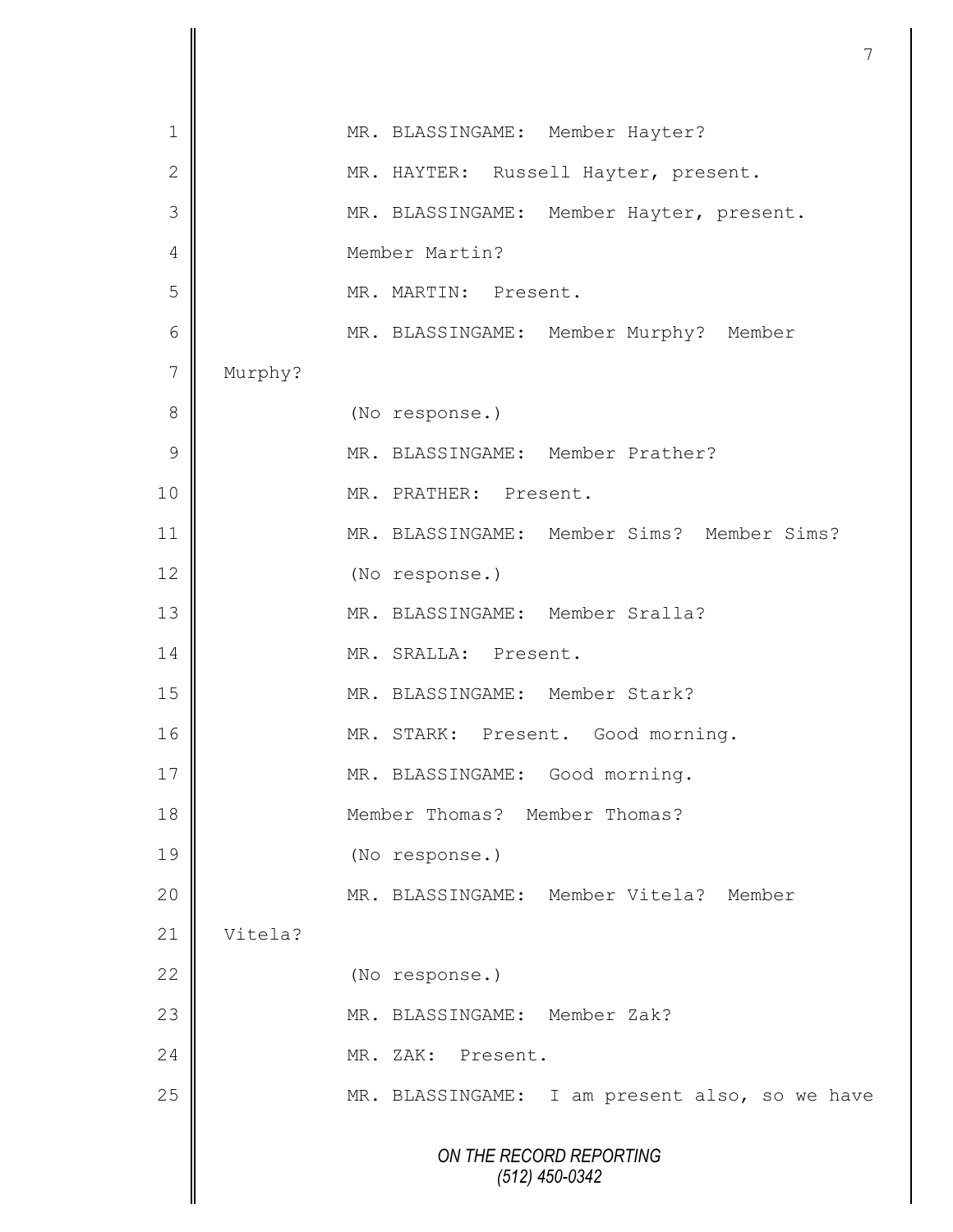MR. BLASSINGAME: Member Hayter?

MR. HAYTER: Russell Hayter, present.

MR. BLASSINGAME: Member Hayter, present.

Member Martin?

MR. MARTIN: Present.

MR. BLASSINGAME: Member Murphy? Member Murphy?

(No response.)

MR. BLASSINGAME: Member Prather?

MR. PRATHER: Present.

MR. BLASSINGAME: Member Sims? Member Sims?

(No response.)

MR. BLASSINGAME: Member Sralla?

MR. SRALLA: Present.

MR. BLASSINGAME: Member Stark?

MR. STARK: Present. Good morning.

MR. BLASSINGAME: Good morning.

Member Thomas? Member Thomas?

(No response.)

MR. BLASSINGAME: Member Vitela? Member Vitela?

(No response.)

MR. BLASSINGAME: Member Zak?

MR. ZAK: Present.

MR. BLASSINGAME: I am present also, so we have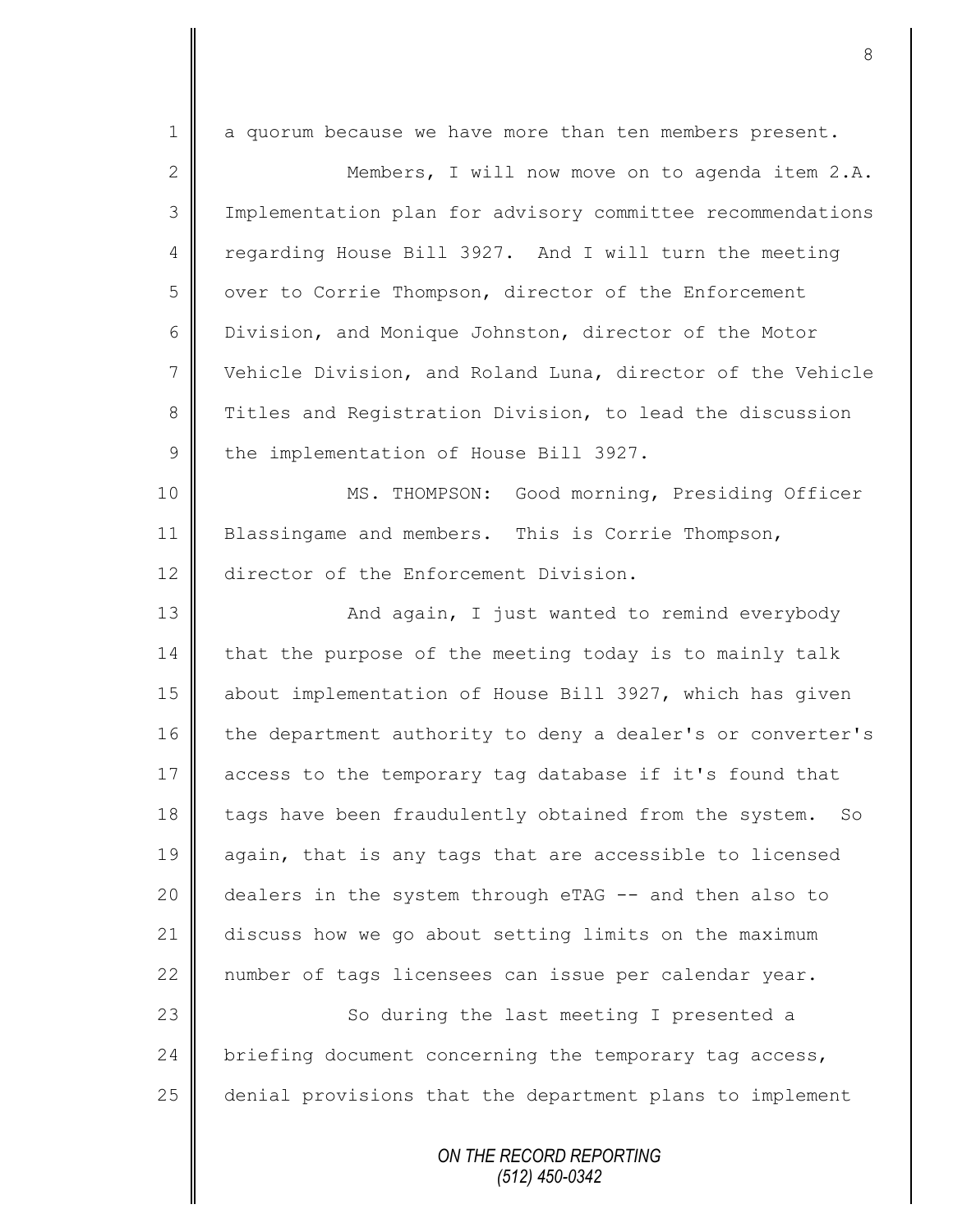a quorum because we have more than ten members present.

Members, I will now move on to agenda item 2.A. Implementation plan for advisory committee recommendations regarding House Bill 3927. And I will turn the meeting over to Corrie Thompson, director of the Enforcement Division, and Monique Johnston, director of the Motor Vehicle Division, and Roland Luna, director of the Vehicle Titles and Registration Division, to lead the discussion the implementation of House Bill 3927.

MS. THOMPSON: Good morning, Presiding Officer Blassingame and members. This is Corrie Thompson, director of the Enforcement Division.

And again, I just wanted to remind everybody that the purpose of the meeting today is to mainly talk about implementation of House Bill 3927, which has given the department authority to deny a dealer's or converter's access to the temporary tag database if it's found that tags have been fraudulently obtained from the system. So again, that is any tags that are accessible to licensed dealers in the system through eTAG -- and then also to discuss how we go about setting limits on the maximum number of tags licensees can issue per calendar year.

So during the last meeting I presented a briefing document concerning the temporary tag access, denial provisions that the department plans to implement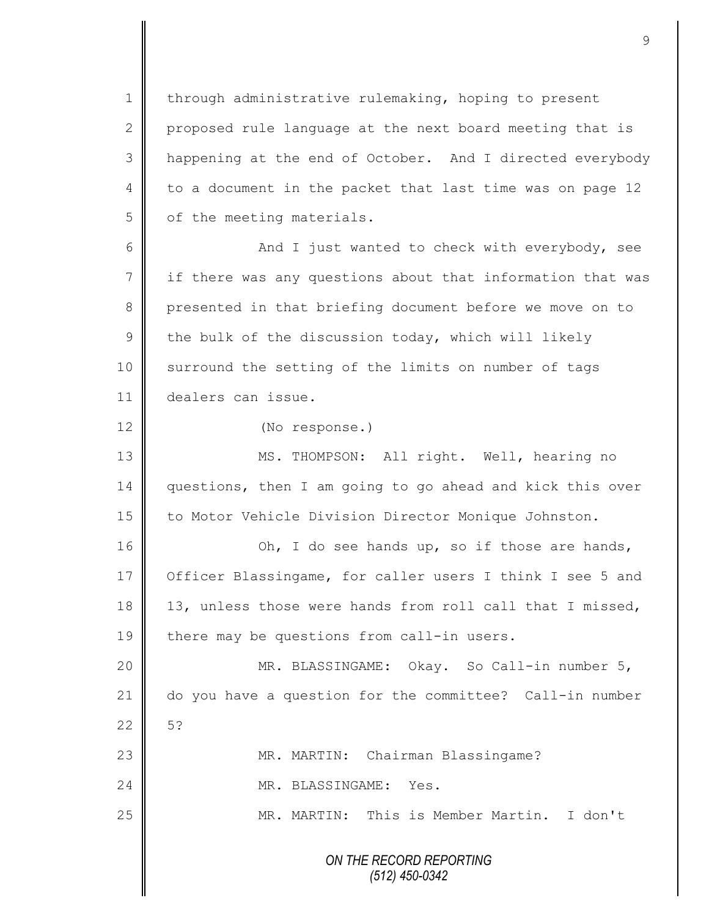through administrative rulemaking, hoping to present proposed rule language at the next board meeting that is happening at the end of October. And I directed everybody to a document in the packet that last time was on page 12 of the meeting materials.

And I just wanted to check with everybody, see if there was any questions about that information that was presented in that briefing document before we move on to the bulk of the discussion today, which will likely surround the setting of the limits on number of tags dealers can issue.

(No response.)

MS. THOMPSON: All right. Well, hearing no questions, then I am going to go ahead and kick this over to Motor Vehicle Division Director Monique Johnston.

Oh, I do see hands up, so if those are hands, Officer Blassingame, for caller users I think I see 5 and 13, unless those were hands from roll call that I missed, there may be questions from call-in users.

MR. BLASSINGAME: Okay. So Call-in number 5, do you have a question for the committee? Call-in number 5?

MR. MARTIN: Chairman Blassingame?

MR. BLASSINGAME: Yes.

MR. MARTIN: This is Member Martin. I don't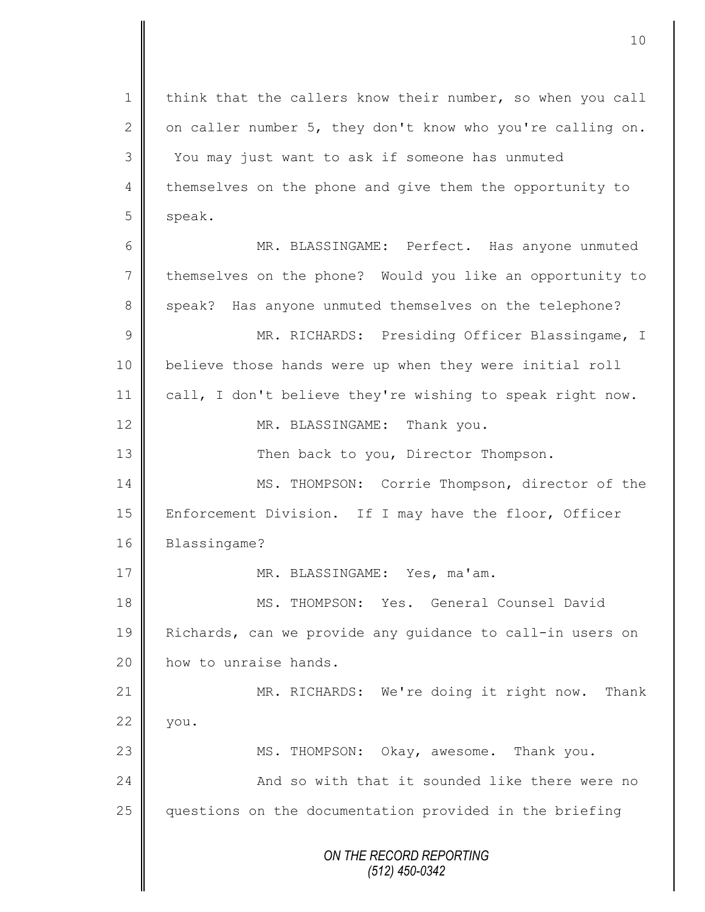think that the callers know their number, so when you call on caller number 5, they don't know who you're calling on. You may just want to ask if someone has unmuted themselves on the phone and give them the opportunity to speak.

MR. BLASSINGAME: Perfect. Has anyone unmuted themselves on the phone? Would you like an opportunity to speak? Has anyone unmuted themselves on the telephone?

MR. RICHARDS: Presiding Officer Blassingame, I believe those hands were up when they were initial roll call, I don't believe they're wishing to speak right now.

MR. BLASSINGAME: Thank you.

Then back to you, Director Thompson.

MS. THOMPSON: Corrie Thompson, director of the Enforcement Division. If I may have the floor, Officer Blassingame?

MR. BLASSINGAME: Yes, ma'am.

MS. THOMPSON: Yes. General Counsel David Richards, can we provide any guidance to call-in users on how to unraise hands.

MR. RICHARDS: We're doing it right now. Thank you.

MS. THOMPSON: Okay, awesome. Thank you.

And so with that it sounded like there were no questions on the documentation provided in the briefing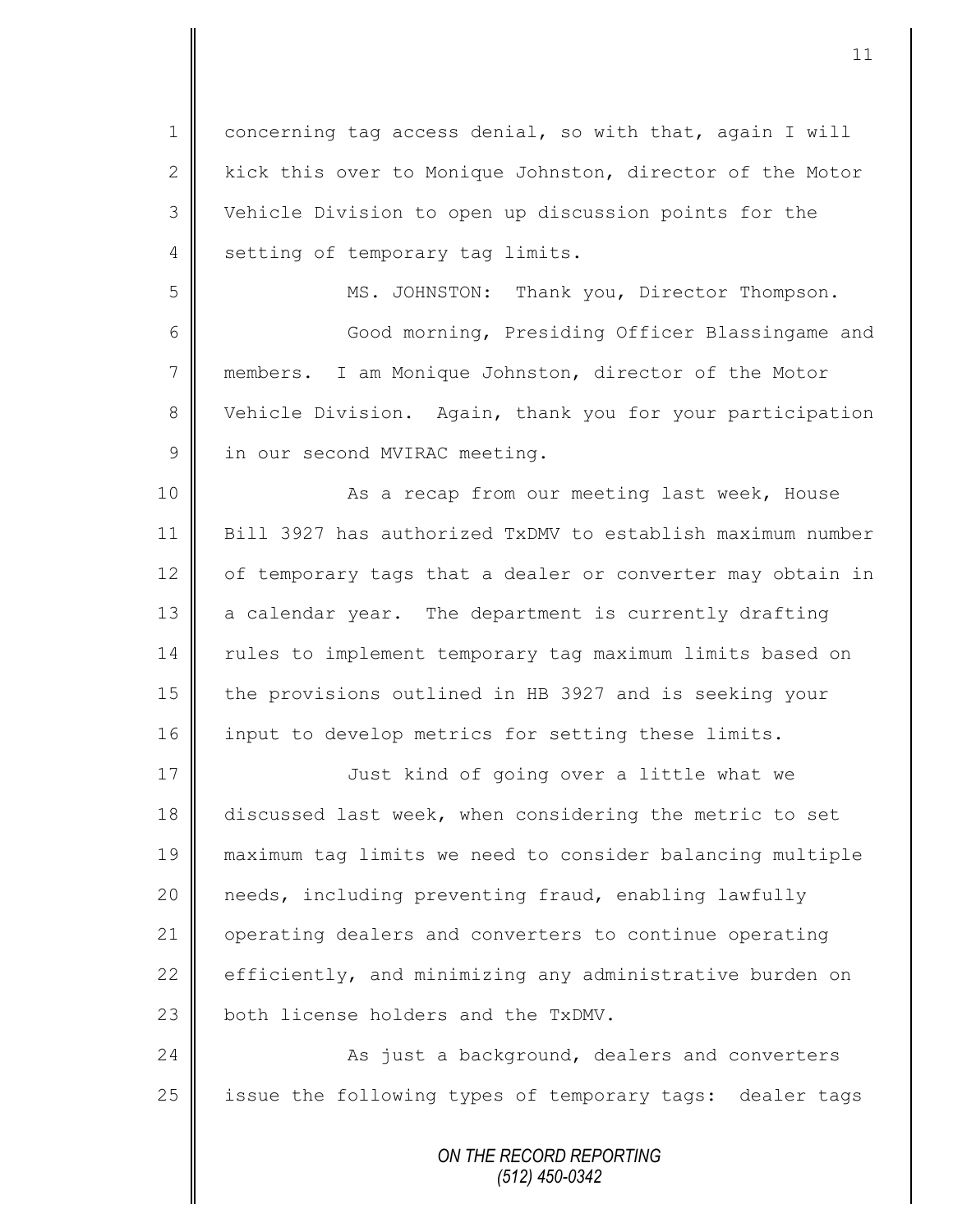concerning tag access denial, so with that, again I will kick this over to Monique Johnston, director of the Motor Vehicle Division to open up discussion points for the setting of temporary tag limits.

MS. JOHNSTON: Thank you, Director Thompson.

Good morning, Presiding Officer Blassingame and members. I am Monique Johnston, director of the Motor Vehicle Division. Again, thank you for your participation in our second MVIRAC meeting.

As a recap from our meeting last week, House Bill 3927 has authorized TxDMV to establish maximum number of temporary tags that a dealer or converter may obtain in a calendar year. The department is currently drafting rules to implement temporary tag maximum limits based on the provisions outlined in HB 3927 and is seeking your input to develop metrics for setting these limits.

Just kind of going over a little what we discussed last week, when considering the metric to set maximum tag limits we need to consider balancing multiple needs, including preventing fraud, enabling lawfully operating dealers and converters to continue operating efficiently, and minimizing any administrative burden on both license holders and the TxDMV.

As just a background, dealers and converters issue the following types of temporary tags: dealer tags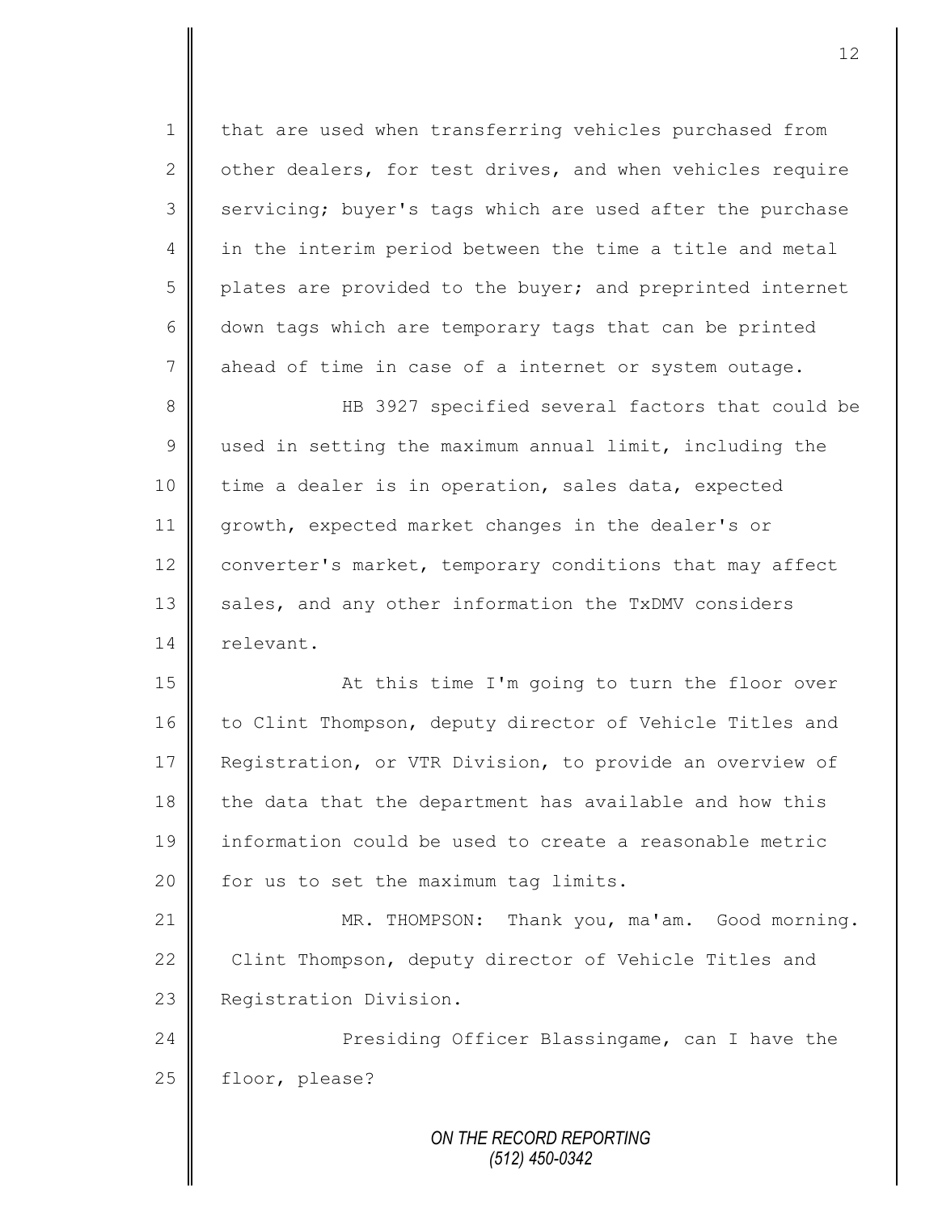that are used when transferring vehicles purchased from other dealers, for test drives, and when vehicles require servicing; buyer's tags which are used after the purchase in the interim period between the time a title and metal plates are provided to the buyer; and preprinted internet down tags which are temporary tags that can be printed ahead of time in case of a internet or system outage.

HB 3927 specified several factors that could be used in setting the maximum annual limit, including the time a dealer is in operation, sales data, expected growth, expected market changes in the dealer's or converter's market, temporary conditions that may affect sales, and any other information the TxDMV considers relevant.

At this time I'm going to turn the floor over to Clint Thompson, deputy director of Vehicle Titles and Registration, or VTR Division, to provide an overview of the data that the department has available and how this information could be used to create a reasonable metric for us to set the maximum tag limits.

MR. THOMPSON: Thank you, ma'am. Good morning. Clint Thompson, deputy director of Vehicle Titles and Registration Division.

Presiding Officer Blassingame, can I have the floor, please?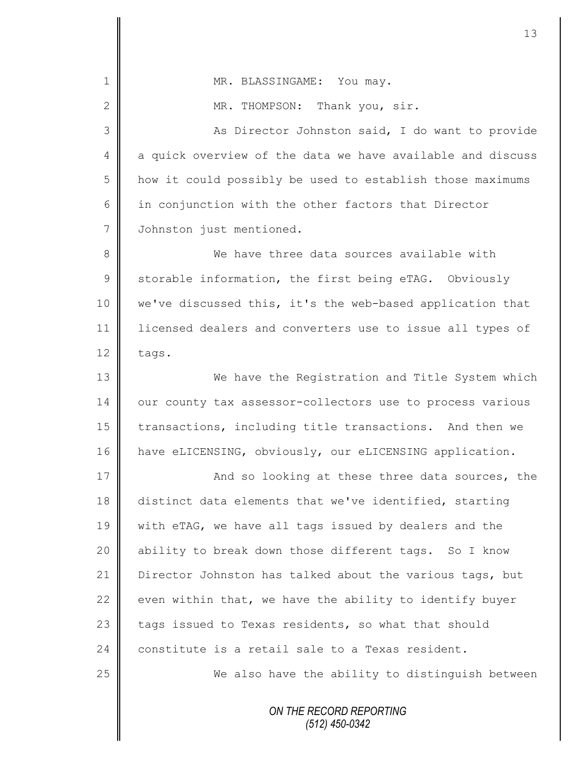MR. BLASSINGAME: You may.

MR. THOMPSON: Thank you, sir.

As Director Johnston said, I do want to provide a quick overview of the data we have available and discuss how it could possibly be used to establish those maximums in conjunction with the other factors that Director Johnston just mentioned.

We have three data sources available with storable information, the first being eTAG. Obviously we've discussed this, it's the web-based application that licensed dealers and converters use to issue all types of tags.

We have the Registration and Title System which our county tax assessor-collectors use to process various transactions, including title transactions. And then we have eLICENSING, obviously, our eLICENSING application.

And so looking at these three data sources, the distinct data elements that we've identified, starting with eTAG, we have all tags issued by dealers and the ability to break down those different tags. So I know Director Johnston has talked about the various tags, but even within that, we have the ability to identify buyer tags issued to Texas residents, so what that should constitute is a retail sale to a Texas resident.

We also have the ability to distinguish between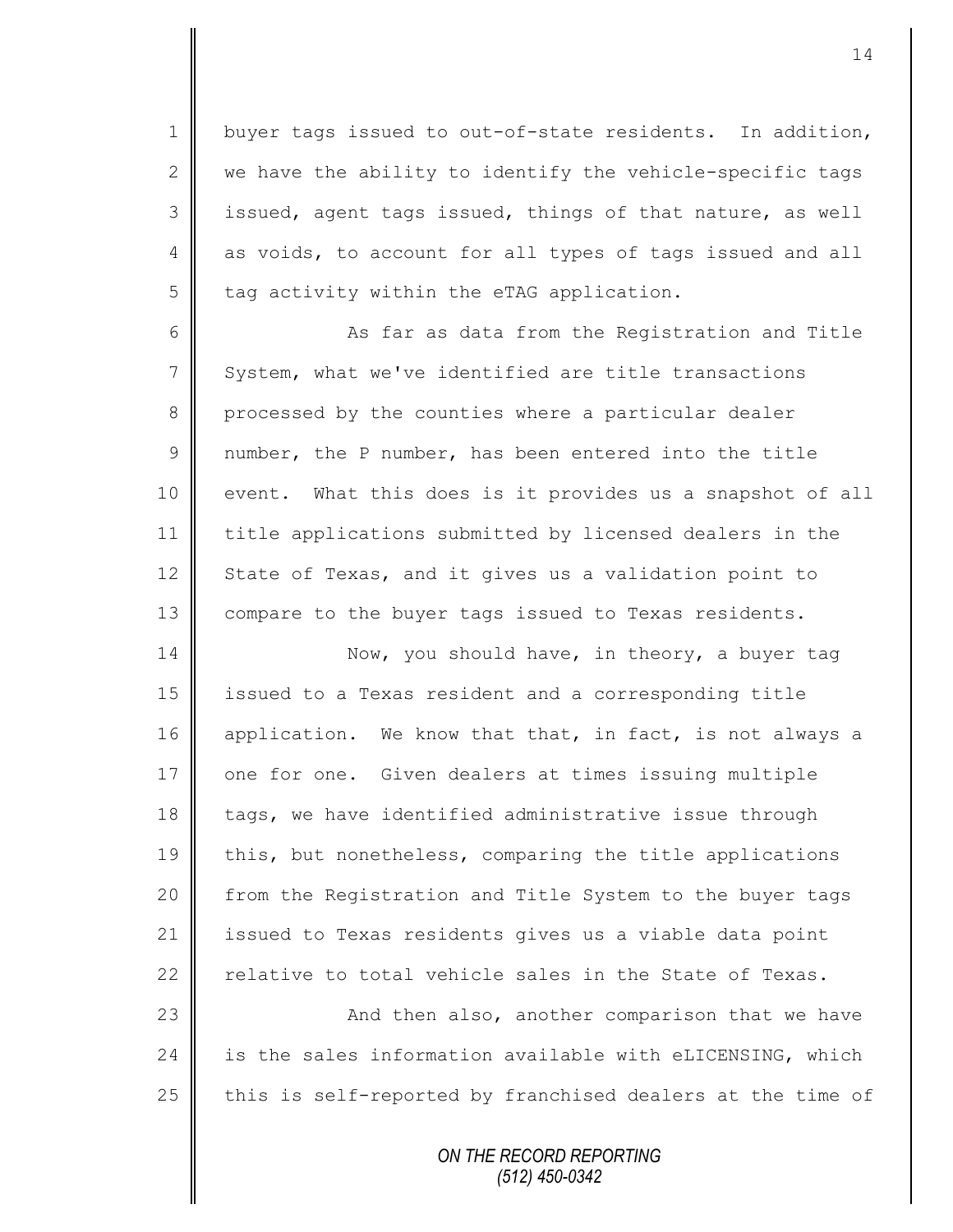buyer tags issued to out-of-state residents. In addition, we have the ability to identify the vehicle-specific tags issued, agent tags issued, things of that nature, as well as voids, to account for all types of tags issued and all tag activity within the eTAG application.

As far as data from the Registration and Title System, what we've identified are title transactions processed by the counties where a particular dealer number, the P number, has been entered into the title event. What this does is it provides us a snapshot of all title applications submitted by licensed dealers in the State of Texas, and it gives us a validation point to compare to the buyer tags issued to Texas residents.

Now, you should have, in theory, a buyer tag issued to a Texas resident and a corresponding title application. We know that that, in fact, is not always a one for one. Given dealers at times issuing multiple tags, we have identified administrative issue through this, but nonetheless, comparing the title applications from the Registration and Title System to the buyer tags issued to Texas residents gives us a viable data point relative to total vehicle sales in the State of Texas.

And then also, another comparison that we have is the sales information available with eLICENSING, which this is self-reported by franchised dealers at the time of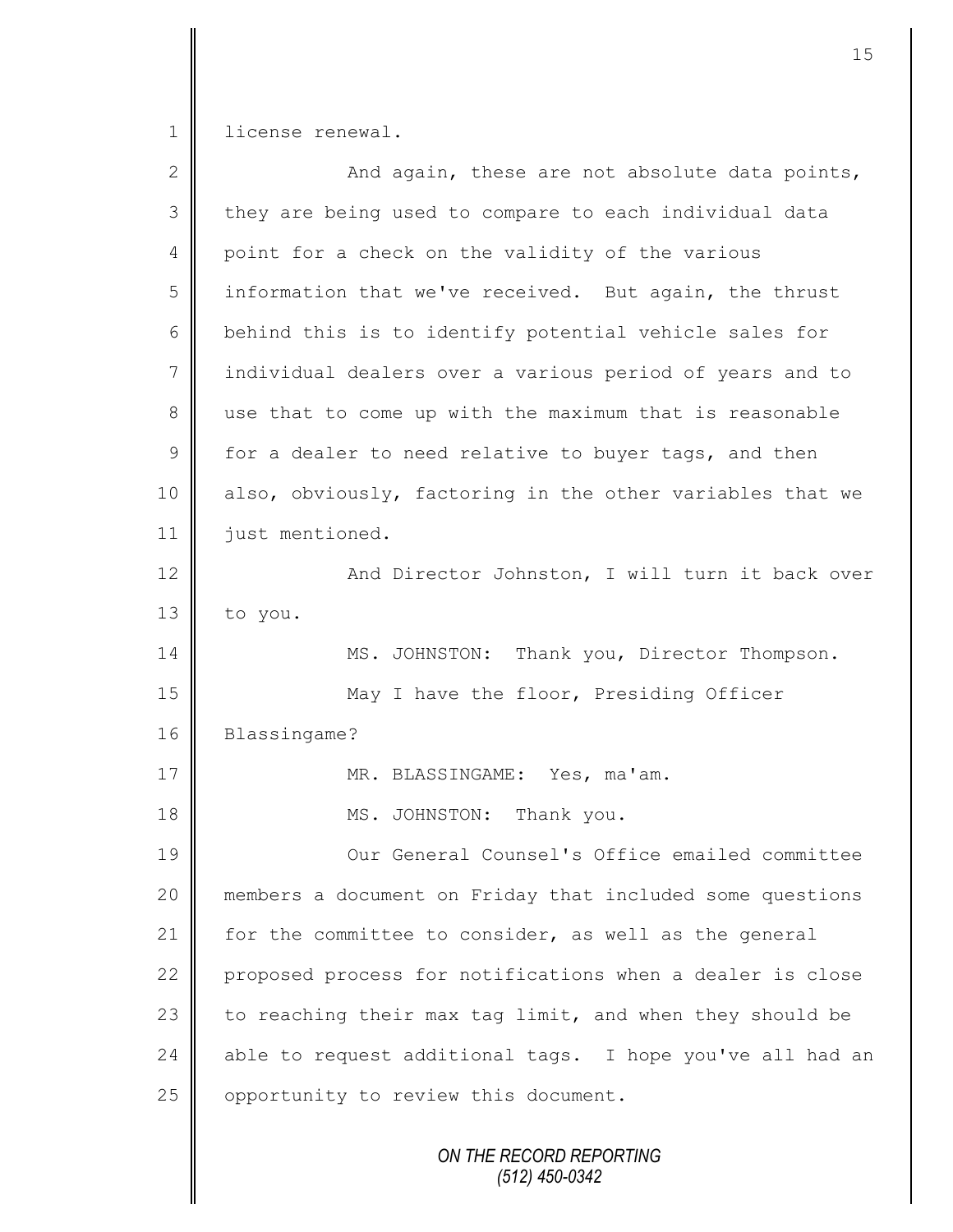license renewal.

And again, these are not absolute data points, they are being used to compare to each individual data point for a check on the validity of the various information that we've received. But again, the thrust behind this is to identify potential vehicle sales for individual dealers over a various period of years and to use that to come up with the maximum that is reasonable for a dealer to need relative to buyer tags, and then also, obviously, factoring in the other variables that we just mentioned.

And Director Johnston, I will turn it back over to you.

MS. JOHNSTON: Thank you, Director Thompson.

May I have the floor, Presiding Officer Blassingame?

MR. BLASSINGAME: Yes, ma'am.

MS. JOHNSTON: Thank you.

Our General Counsel's Office emailed committee members a document on Friday that included some questions for the committee to consider, as well as the general proposed process for notifications when a dealer is close to reaching their max tag limit, and when they should be able to request additional tags. I hope you've all had an opportunity to review this document.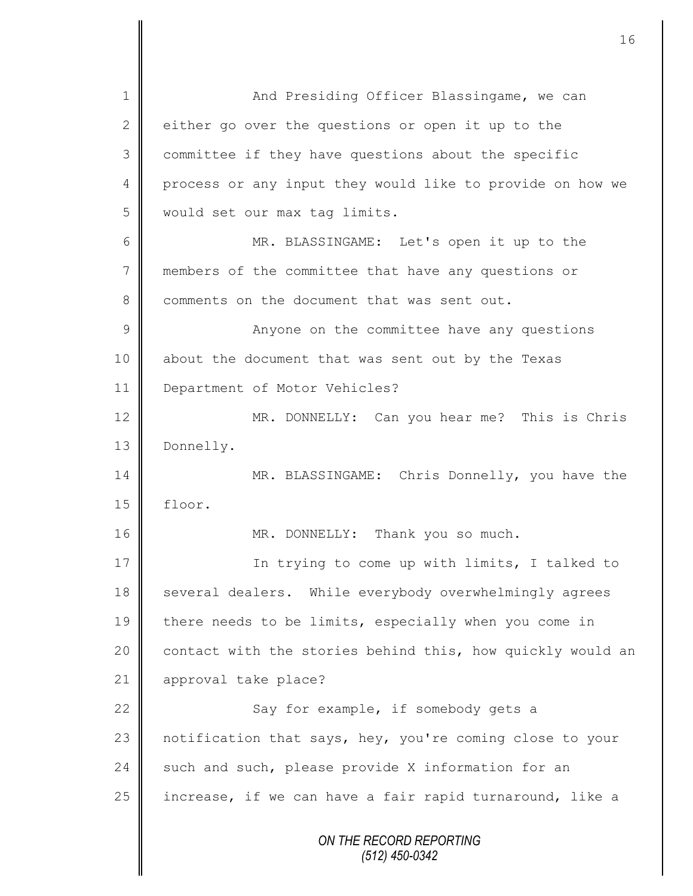And Presiding Officer Blassingame, we can either go over the questions or open it up to the committee if they have questions about the specific process or any input they would like to provide on how we would set our max tag limits.

MR. BLASSINGAME: Let's open it up to the members of the committee that have any questions or comments on the document that was sent out.

Anyone on the committee have any questions about the document that was sent out by the Texas Department of Motor Vehicles?

MR. DONNELLY: Can you hear me? This is Chris Donnelly.

MR. BLASSINGAME: Chris Donnelly, you have the floor.

MR. DONNELLY: Thank you so much.

In trying to come up with limits, I talked to several dealers. While everybody overwhelmingly agrees there needs to be limits, especially when you come in contact with the stories behind this, how quickly would an approval take place?

Say for example, if somebody gets a notification that says, hey, you're coming close to your such and such, please provide X information for an increase, if we can have a fair rapid turnaround, like a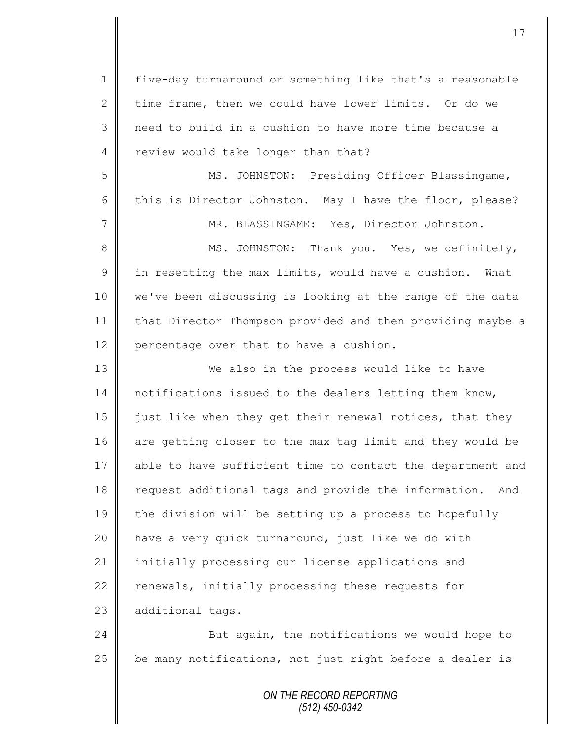five-day turnaround or something like that's a reasonable time frame, then we could have lower limits. Or do we need to build in a cushion to have more time because a review would take longer than that?

MS. JOHNSTON: Presiding Officer Blassingame, this is Director Johnston. May I have the floor, please?

MR. BLASSINGAME: Yes, Director Johnston.

MS. JOHNSTON: Thank you. Yes, we definitely, in resetting the max limits, would have a cushion. What we've been discussing is looking at the range of the data that Director Thompson provided and then providing maybe a percentage over that to have a cushion.

We also in the process would like to have notifications issued to the dealers letting them know, just like when they get their renewal notices, that they are getting closer to the max tag limit and they would be able to have sufficient time to contact the department and request additional tags and provide the information. And the division will be setting up a process to hopefully have a very quick turnaround, just like we do with initially processing our license applications and renewals, initially processing these requests for additional tags.

But again, the notifications we would hope to be many notifications, not just right before a dealer is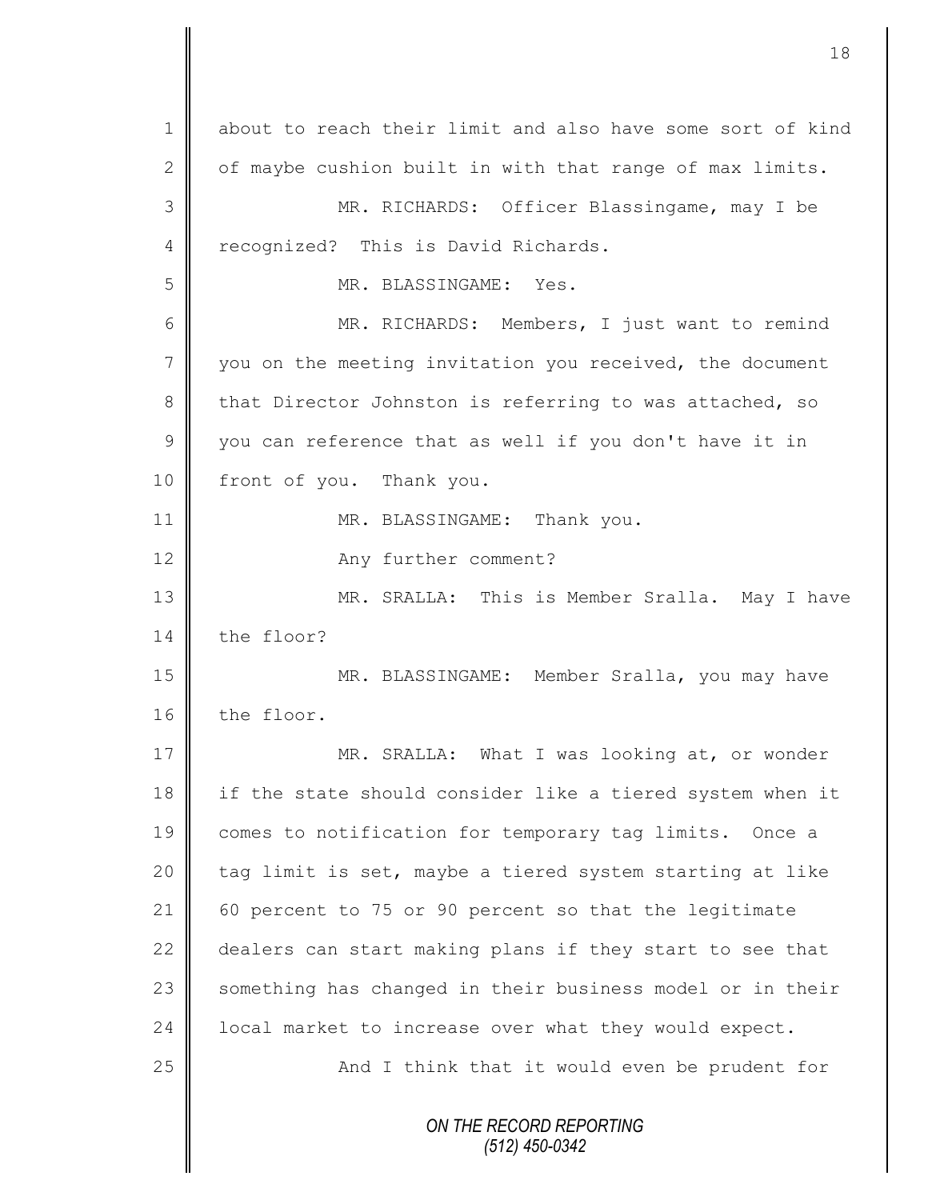about to reach their limit and also have some sort of kind of maybe cushion built in with that range of max limits.

MR. RICHARDS: Officer Blassingame, may I be recognized? This is David Richards.

MR. BLASSINGAME: Yes.

MR. RICHARDS: Members, I just want to remind you on the meeting invitation you received, the document that Director Johnston is referring to was attached, so you can reference that as well if you don't have it in front of you. Thank you.

MR. BLASSINGAME: Thank you.

Any further comment?

MR. SRALLA: This is Member Sralla. May I have the floor?

MR. BLASSINGAME: Member Sralla, you may have the floor.

MR. SRALLA: What I was looking at, or wonder if the state should consider like a tiered system when it comes to notification for temporary tag limits. Once a tag limit is set, maybe a tiered system starting at like 60 percent to 75 or 90 percent so that the legitimate dealers can start making plans if they start to see that something has changed in their business model or in their local market to increase over what they would expect.

And I think that it would even be prudent for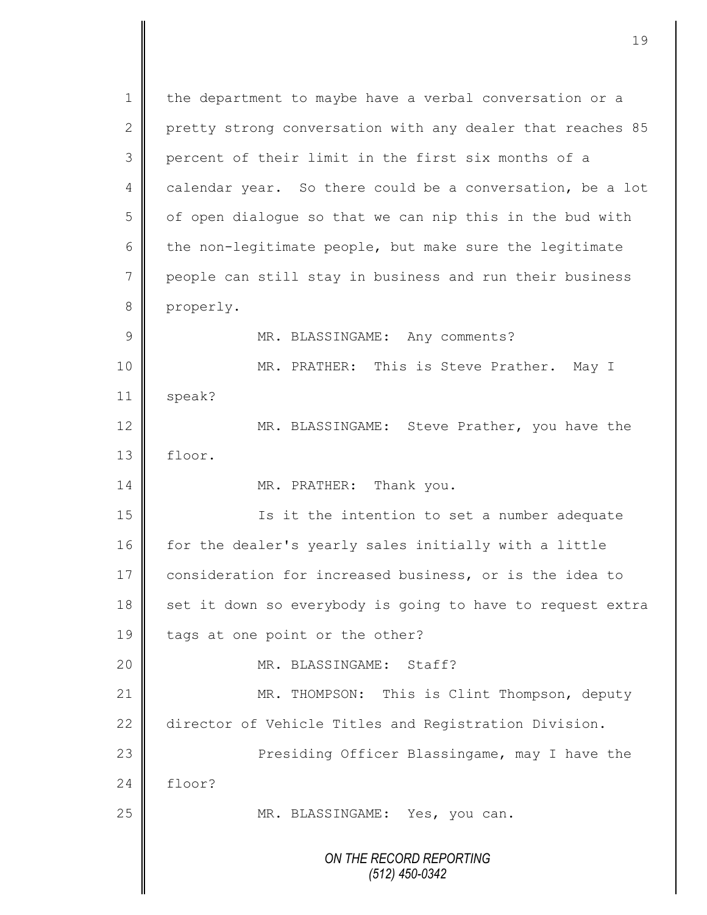1 the department to maybe have a verbal conversation or a
2 pretty strong conversation with any dealer that reaches 85
3 percent of their limit in the first six months of a
4 calendar year. So there could be a conversation, be a lot
5 of open dialogue so that we can nip this in the bud with
6 the non-legitimate people, but make sure the legitimate
7 people can still stay in business and run their business
8 properly.

9 MR. BLASSINGAME: Any comments?

10 MR. PRATHER: This is Steve Prather. May I
11 speak?

12 MR. BLASSINGAME: Steve Prather, you have the
13 floor.

14 MR. PRATHER: Thank you.

15 Is it the intention to set a number adequate
16 for the dealer's yearly sales initially with a little
17 consideration for increased business, or is the idea to
18 set it down so everybody is going to have to request extra
19 tags at one point or the other?

20 MR. BLASSINGAME: Staff?

21 MR. THOMPSON: This is Clint Thompson, deputy
22 director of Vehicle Titles and Registration Division.

23 Presiding Officer Blassingame, may I have the
24 floor?

25 MR. BLASSINGAME: Yes, you can.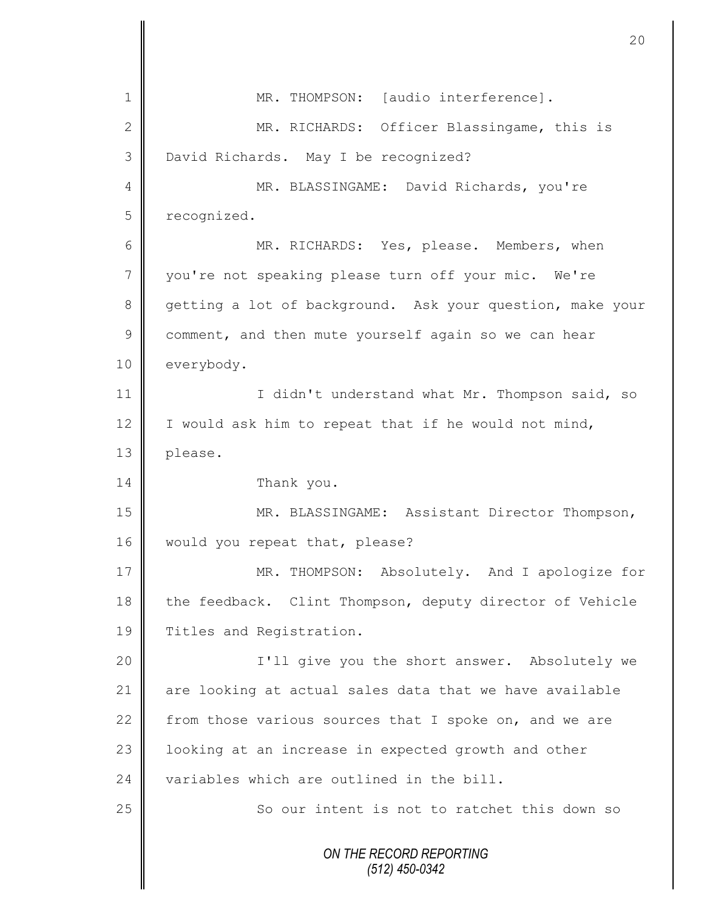MR. THOMPSON: [audio interference].

MR. RICHARDS: Officer Blassingame, this is David Richards. May I be recognized?

MR. BLASSINGAME: David Richards, you're recognized.

MR. RICHARDS: Yes, please. Members, when you're not speaking please turn off your mic. We're getting a lot of background. Ask your question, make your comment, and then mute yourself again so we can hear everybody.

I didn't understand what Mr. Thompson said, so I would ask him to repeat that if he would not mind, please.

Thank you.

MR. BLASSINGAME: Assistant Director Thompson, would you repeat that, please?

MR. THOMPSON: Absolutely. And I apologize for the feedback. Clint Thompson, deputy director of Vehicle Titles and Registration.

I'll give you the short answer. Absolutely we are looking at actual sales data that we have available from those various sources that I spoke on, and we are looking at an increase in expected growth and other variables which are outlined in the bill.

So our intent is not to ratchet this down so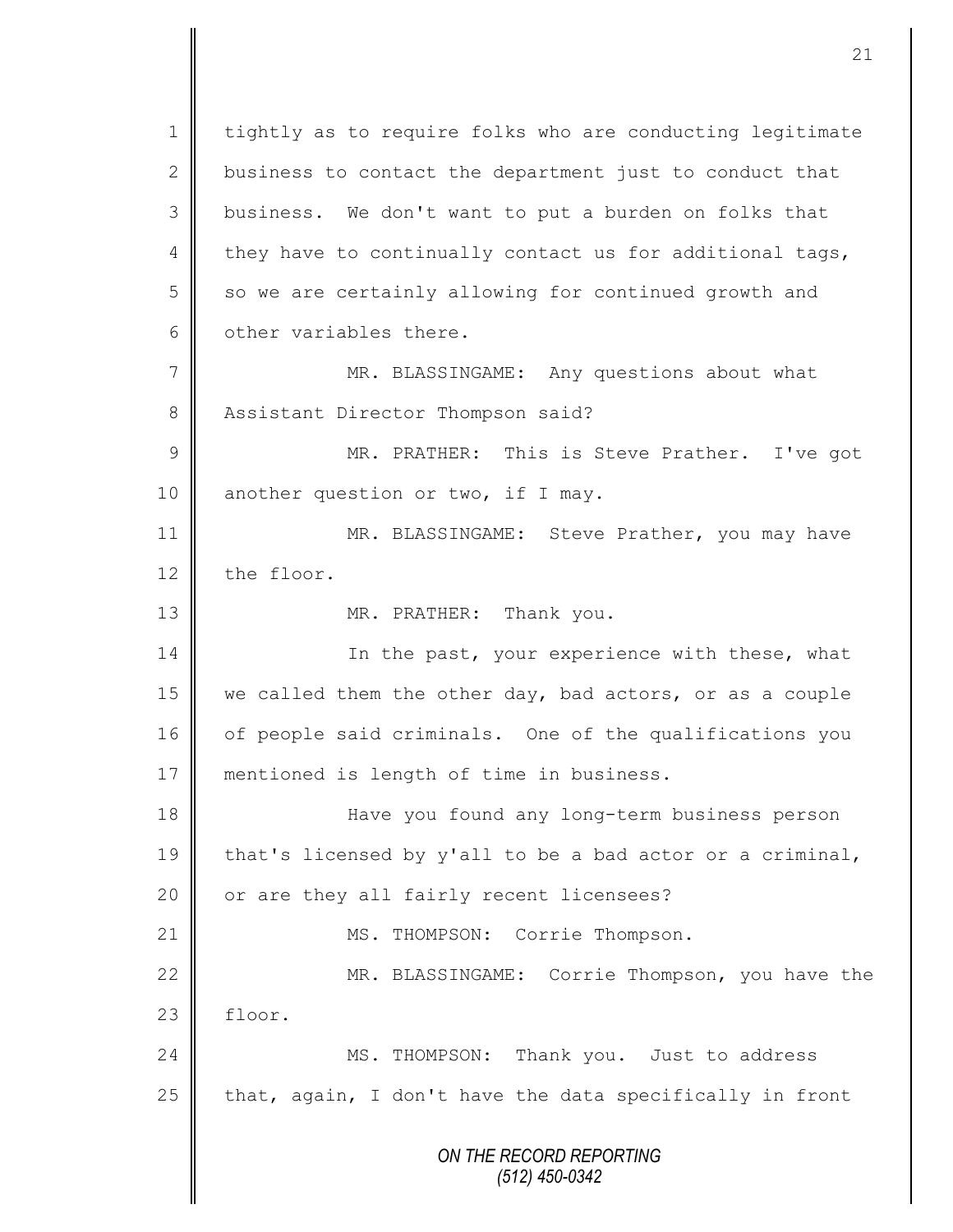tightly as to require folks who are conducting legitimate business to contact the department just to conduct that business. We don't want to put a burden on folks that they have to continually contact us for additional tags, so we are certainly allowing for continued growth and other variables there.

MR. BLASSINGAME: Any questions about what Assistant Director Thompson said?

MR. PRATHER: This is Steve Prather. I've got another question or two, if I may.

MR. BLASSINGAME: Steve Prather, you may have the floor.

MR. PRATHER: Thank you.

In the past, your experience with these, what we called them the other day, bad actors, or as a couple of people said criminals. One of the qualifications you mentioned is length of time in business.

Have you found any long-term business person that's licensed by y'all to be a bad actor or a criminal, or are they all fairly recent licensees?

MS. THOMPSON: Corrie Thompson.

MR. BLASSINGAME: Corrie Thompson, you have the floor.

MS. THOMPSON: Thank you. Just to address that, again, I don't have the data specifically in front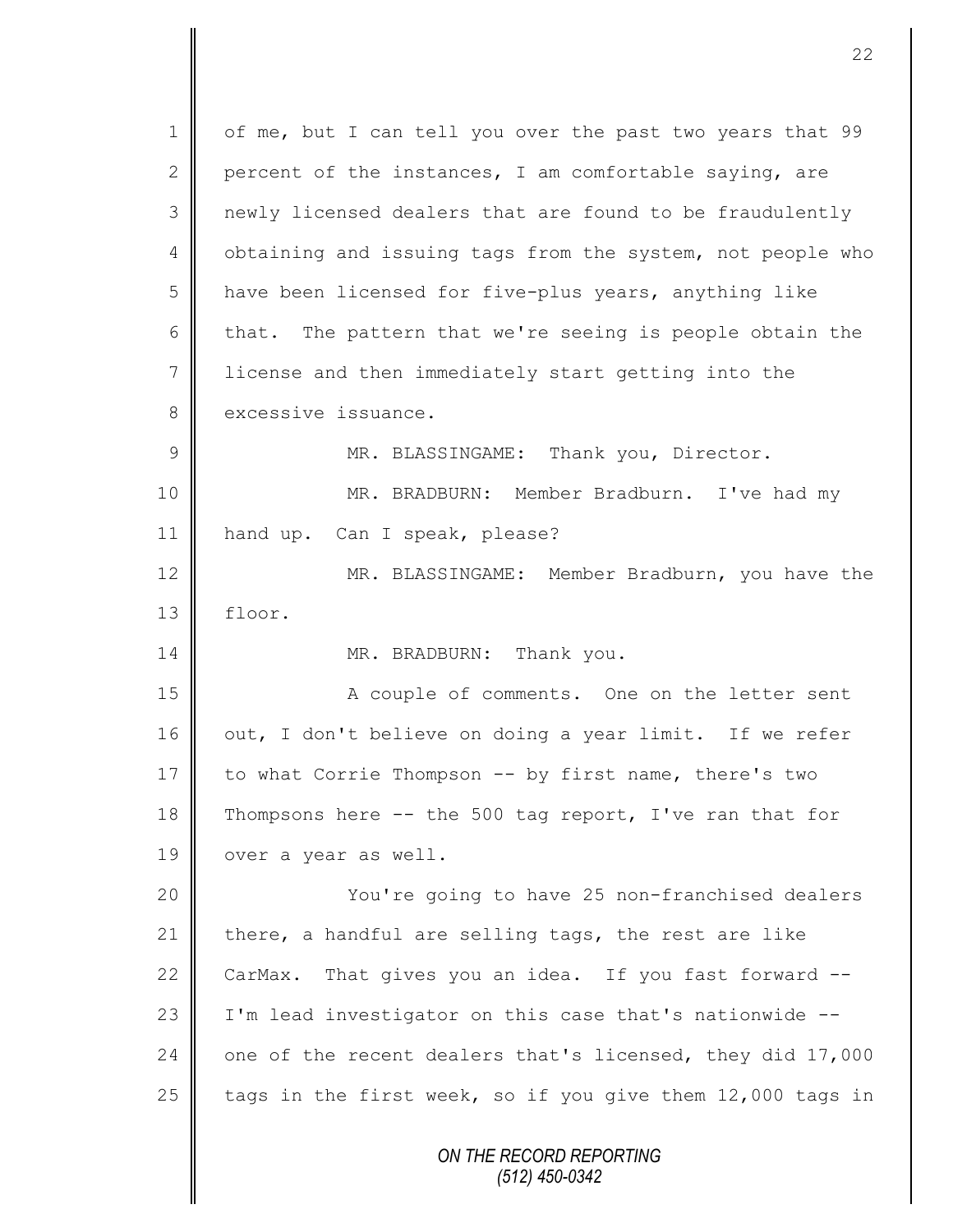of me, but I can tell you over the past two years that 99 percent of the instances, I am comfortable saying, are newly licensed dealers that are found to be fraudulently obtaining and issuing tags from the system, not people who have been licensed for five-plus years, anything like that. The pattern that we're seeing is people obtain the license and then immediately start getting into the excessive issuance.

MR. BLASSINGAME: Thank you, Director.

MR. BRADBURN: Member Bradburn. I've had my hand up. Can I speak, please?

MR. BLASSINGAME: Member Bradburn, you have the floor.

MR. BRADBURN: Thank you.

A couple of comments. One on the letter sent out, I don't believe on doing a year limit. If we refer to what Corrie Thompson -- by first name, there's two Thompsons here -- the 500 tag report, I've ran that for over a year as well.

You're going to have 25 non-franchised dealers there, a handful are selling tags, the rest are like CarMax. That gives you an idea. If you fast forward -- I'm lead investigator on this case that's nationwide -- one of the recent dealers that's licensed, they did 17,000 tags in the first week, so if you give them 12,000 tags in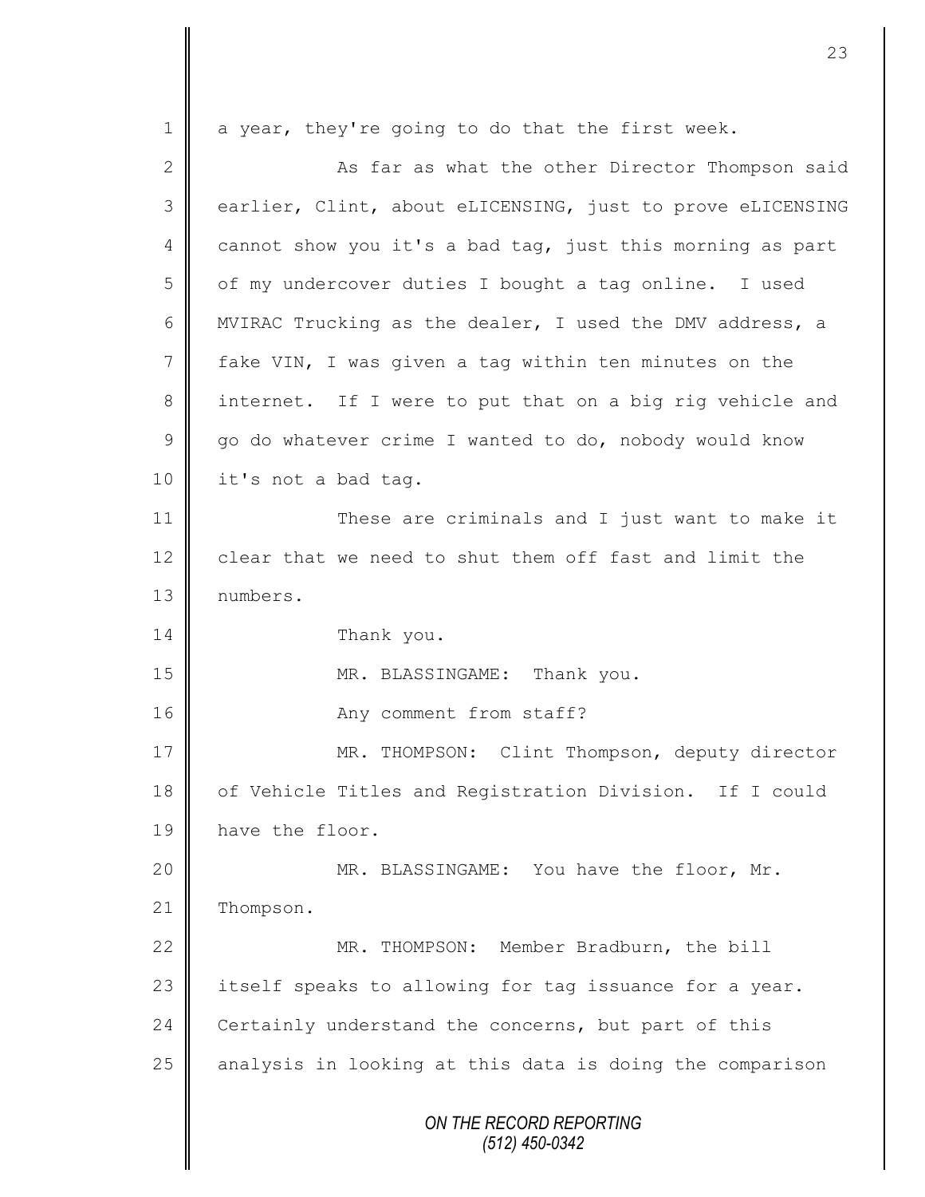a year, they're going to do that the first week.

As far as what the other Director Thompson said earlier, Clint, about eLICENSING, just to prove eLICENSING cannot show you it's a bad tag, just this morning as part of my undercover duties I bought a tag online. I used MVIRAC Trucking as the dealer, I used the DMV address, a fake VIN, I was given a tag within ten minutes on the internet. If I were to put that on a big rig vehicle and go do whatever crime I wanted to do, nobody would know it's not a bad tag.

These are criminals and I just want to make it clear that we need to shut them off fast and limit the numbers.

Thank you.

MR. BLASSINGAME: Thank you.

Any comment from staff?

MR. THOMPSON: Clint Thompson, deputy director of Vehicle Titles and Registration Division. If I could have the floor.

MR. BLASSINGAME: You have the floor, Mr. Thompson.

MR. THOMPSON: Member Bradburn, the bill itself speaks to allowing for tag issuance for a year. Certainly understand the concerns, but part of this analysis in looking at this data is doing the comparison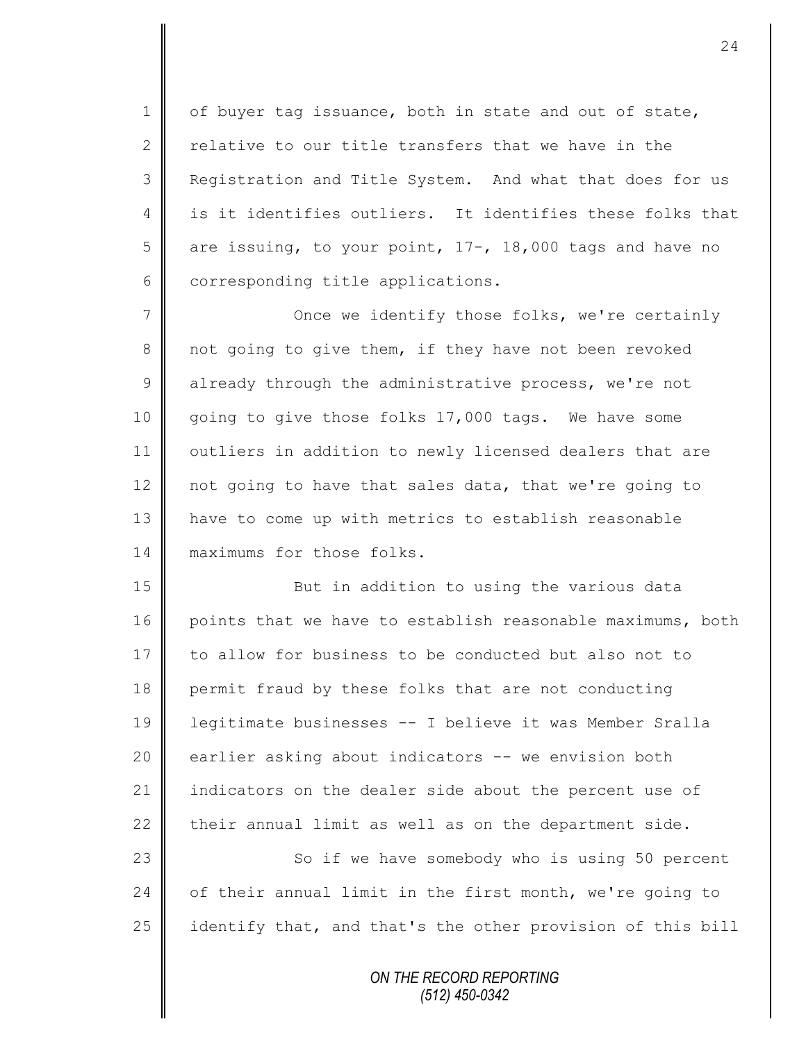of buyer tag issuance, both in state and out of state, relative to our title transfers that we have in the Registration and Title System. And what that does for us is it identifies outliers. It identifies these folks that are issuing, to your point, 17-, 18,000 tags and have no corresponding title applications.

Once we identify those folks, we're certainly not going to give them, if they have not been revoked already through the administrative process, we're not going to give those folks 17,000 tags. We have some outliers in addition to newly licensed dealers that are not going to have that sales data, that we're going to have to come up with metrics to establish reasonable maximums for those folks.

But in addition to using the various data points that we have to establish reasonable maximums, both to allow for business to be conducted but also not to permit fraud by these folks that are not conducting legitimate businesses -- I believe it was Member Sralla earlier asking about indicators -- we envision both indicators on the dealer side about the percent use of their annual limit as well as on the department side.

So if we have somebody who is using 50 percent of their annual limit in the first month, we're going to identify that, and that's the other provision of this bill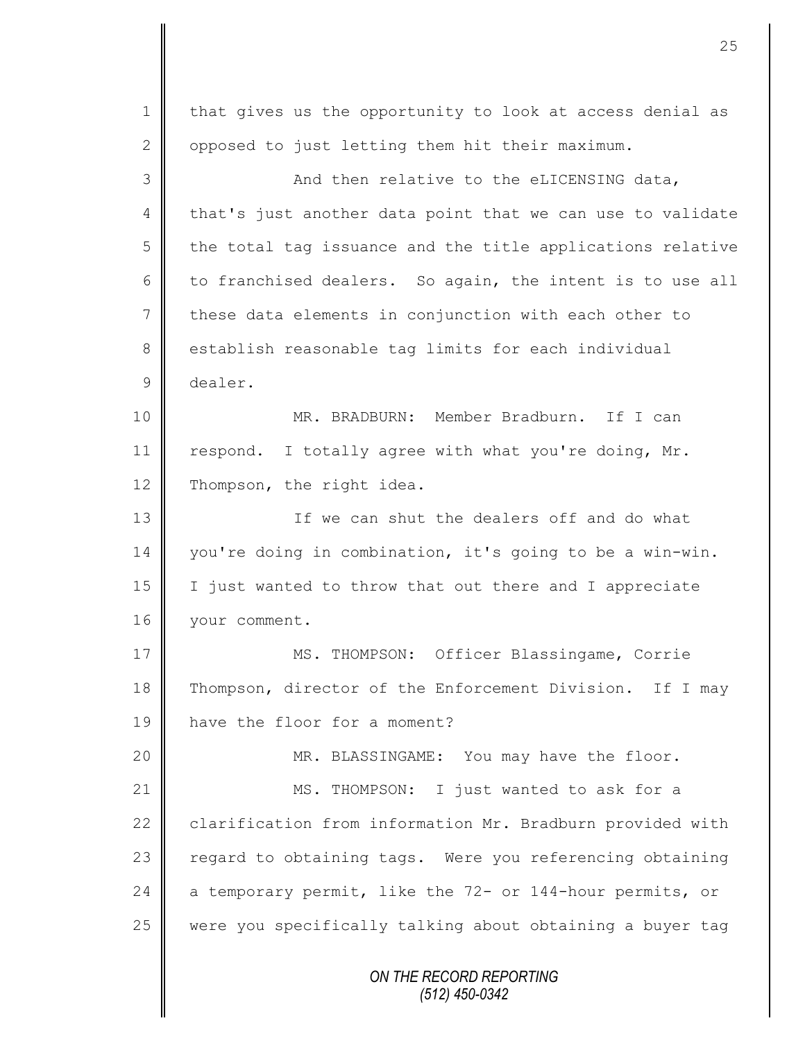that gives us the opportunity to look at access denial as opposed to just letting them hit their maximum.

And then relative to the eLICENSING data, that's just another data point that we can use to validate the total tag issuance and the title applications relative to franchised dealers. So again, the intent is to use all these data elements in conjunction with each other to establish reasonable tag limits for each individual dealer.

MR. BRADBURN: Member Bradburn. If I can respond. I totally agree with what you're doing, Mr. Thompson, the right idea.

If we can shut the dealers off and do what you're doing in combination, it's going to be a win-win. I just wanted to throw that out there and I appreciate your comment.

MS. THOMPSON: Officer Blassingame, Corrie Thompson, director of the Enforcement Division. If I may have the floor for a moment?

MR. BLASSINGAME: You may have the floor.

MS. THOMPSON: I just wanted to ask for a clarification from information Mr. Bradburn provided with regard to obtaining tags. Were you referencing obtaining a temporary permit, like the 72- or 144-hour permits, or were you specifically talking about obtaining a buyer tag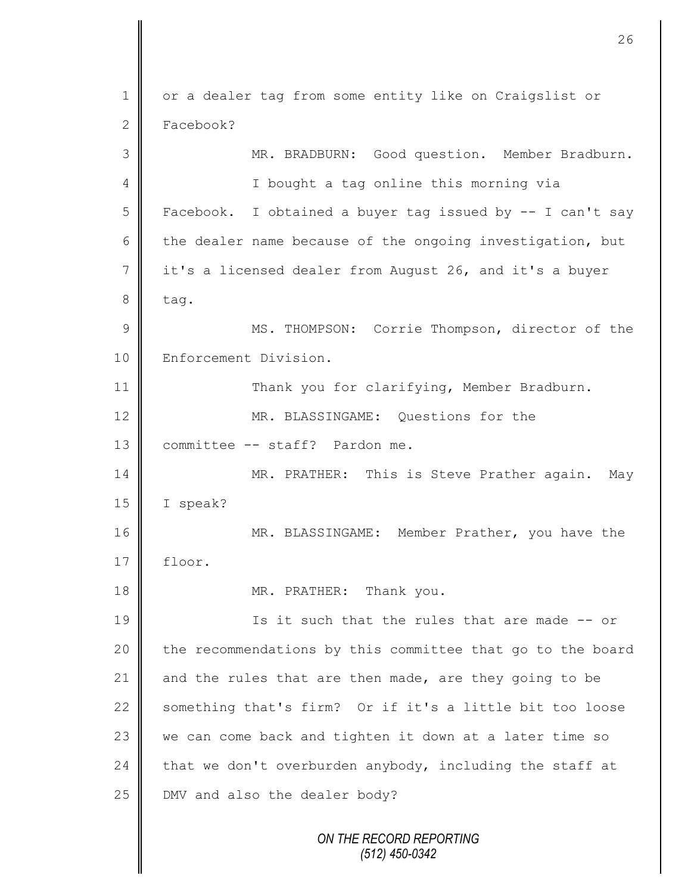or a dealer tag from some entity like on Craigslist or Facebook?

MR. BRADBURN: Good question. Member Bradburn.

I bought a tag online this morning via Facebook. I obtained a buyer tag issued by -- I can't say the dealer name because of the ongoing investigation, but it's a licensed dealer from August 26, and it's a buyer tag.

MS. THOMPSON: Corrie Thompson, director of the Enforcement Division.

Thank you for clarifying, Member Bradburn.

MR. BLASSINGAME: Questions for the committee -- staff? Pardon me.

MR. PRATHER: This is Steve Prather again. May I speak?

MR. BLASSINGAME: Member Prather, you have the floor.

MR. PRATHER: Thank you.

Is it such that the rules that are made -- or the recommendations by this committee that go to the board and the rules that are then made, are they going to be something that's firm? Or if it's a little bit too loose we can come back and tighten it down at a later time so that we don't overburden anybody, including the staff at DMV and also the dealer body?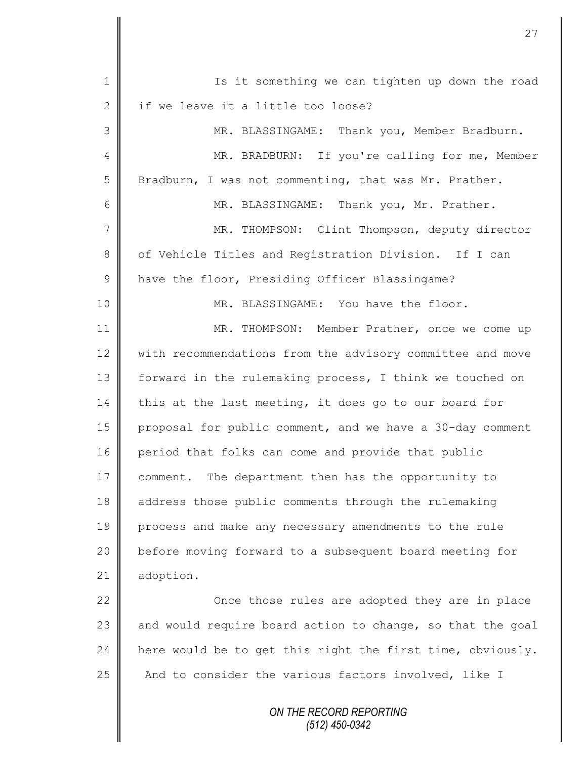Is it something we can tighten up down the road if we leave it a little too loose?

MR. BLASSINGAME: Thank you, Member Bradburn.

MR. BRADBURN: If you're calling for me, Member Bradburn, I was not commenting, that was Mr. Prather.

MR. BLASSINGAME: Thank you, Mr. Prather.

MR. THOMPSON: Clint Thompson, deputy director of Vehicle Titles and Registration Division. If I can have the floor, Presiding Officer Blassingame?

MR. BLASSINGAME: You have the floor.

MR. THOMPSON: Member Prather, once we come up with recommendations from the advisory committee and move forward in the rulemaking process, I think we touched on this at the last meeting, it does go to our board for proposal for public comment, and we have a 30-day comment period that folks can come and provide that public comment. The department then has the opportunity to address those public comments through the rulemaking process and make any necessary amendments to the rule before moving forward to a subsequent board meeting for adoption.

Once those rules are adopted they are in place and would require board action to change, so that the goal here would be to get this right the first time, obviously. And to consider the various factors involved, like I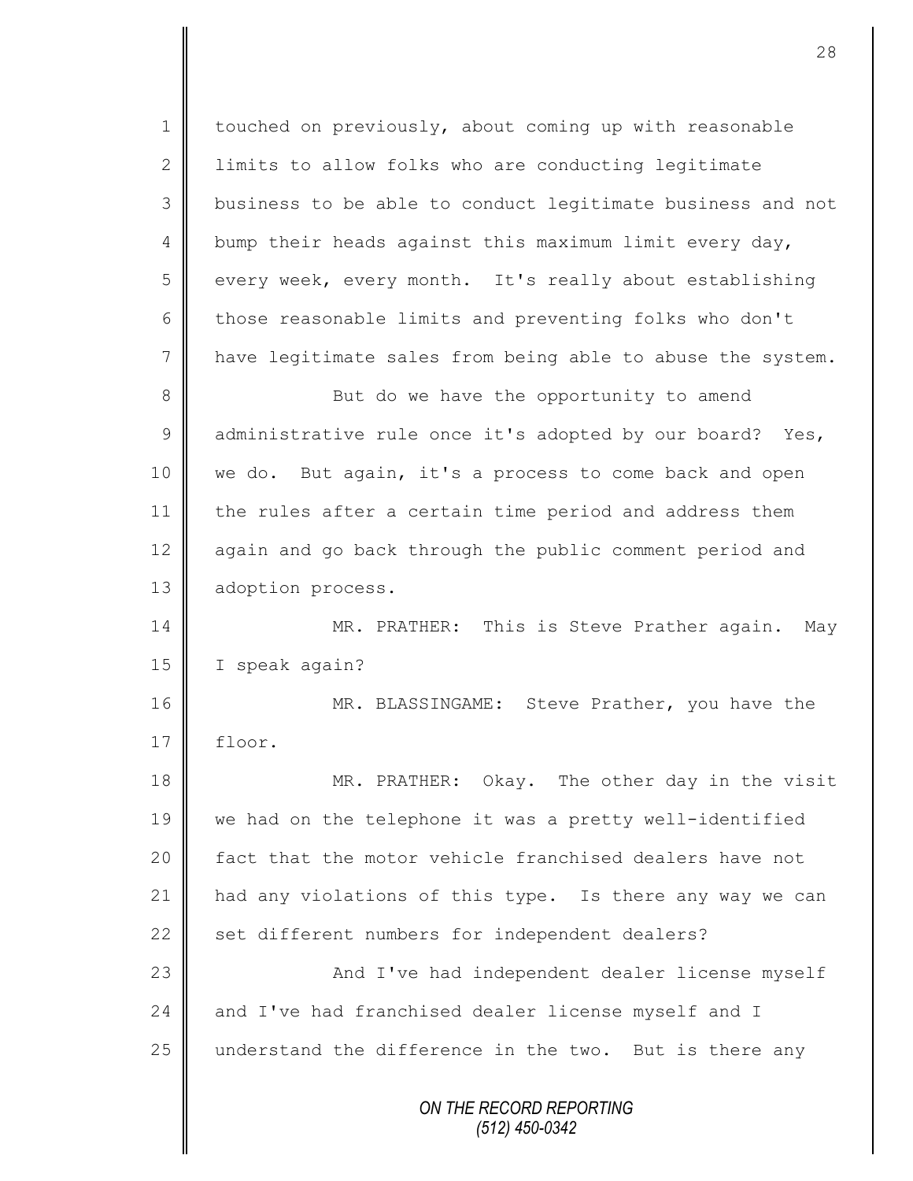touched on previously, about coming up with reasonable limits to allow folks who are conducting legitimate business to be able to conduct legitimate business and not bump their heads against this maximum limit every day, every week, every month. It's really about establishing those reasonable limits and preventing folks who don't have legitimate sales from being able to abuse the system.

But do we have the opportunity to amend administrative rule once it's adopted by our board? Yes, we do. But again, it's a process to come back and open the rules after a certain time period and address them again and go back through the public comment period and adoption process.

MR. PRATHER: This is Steve Prather again. May I speak again?

MR. BLASSINGAME: Steve Prather, you have the floor.

MR. PRATHER: Okay. The other day in the visit we had on the telephone it was a pretty well-identified fact that the motor vehicle franchised dealers have not had any violations of this type. Is there any way we can set different numbers for independent dealers?

And I've had independent dealer license myself and I've had franchised dealer license myself and I understand the difference in the two. But is there any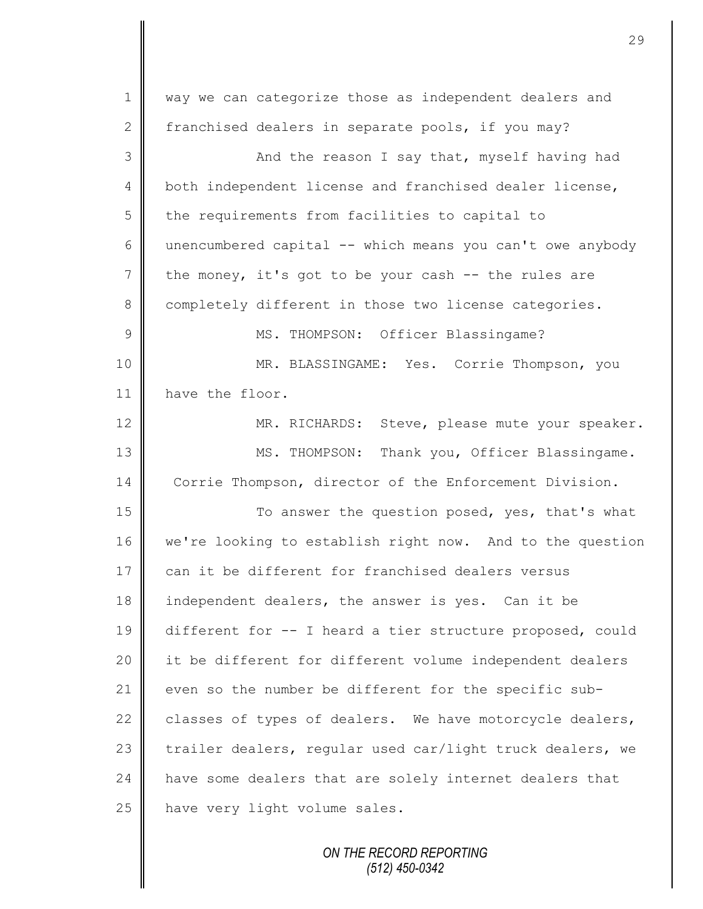way we can categorize those as independent dealers and franchised dealers in separate pools, if you may?

And the reason I say that, myself having had both independent license and franchised dealer license, the requirements from facilities to capital to unencumbered capital -- which means you can't owe anybody the money, it's got to be your cash -- the rules are completely different in those two license categories.

MS. THOMPSON: Officer Blassingame?

MR. BLASSINGAME: Yes. Corrie Thompson, you have the floor.

MR. RICHARDS: Steve, please mute your speaker.

MS. THOMPSON: Thank you, Officer Blassingame. Corrie Thompson, director of the Enforcement Division.

To answer the question posed, yes, that's what we're looking to establish right now. And to the question can it be different for franchised dealers versus independent dealers, the answer is yes. Can it be different for -- I heard a tier structure proposed, could it be different for different volume independent dealers even so the number be different for the specific sub-classes of types of dealers. We have motorcycle dealers, trailer dealers, regular used car/light truck dealers, we have some dealers that are solely internet dealers that have very light volume sales.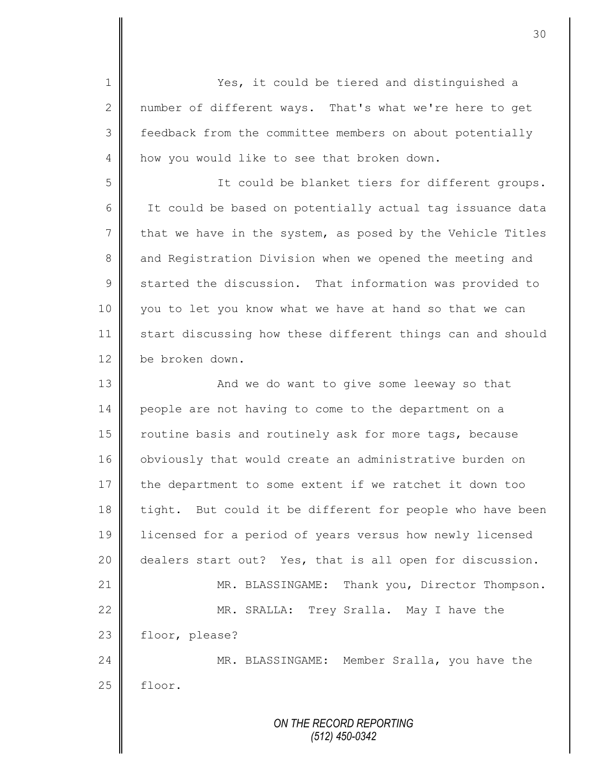Yes, it could be tiered and distinguished a number of different ways. That's what we're here to get feedback from the committee members on about potentially how you would like to see that broken down.

It could be blanket tiers for different groups. It could be based on potentially actual tag issuance data that we have in the system, as posed by the Vehicle Titles and Registration Division when we opened the meeting and started the discussion. That information was provided to you to let you know what we have at hand so that we can start discussing how these different things can and should be broken down.

And we do want to give some leeway so that people are not having to come to the department on a routine basis and routinely ask for more tags, because obviously that would create an administrative burden on the department to some extent if we ratchet it down too tight. But could it be different for people who have been licensed for a period of years versus how newly licensed dealers start out? Yes, that is all open for discussion.

MR. BLASSINGAME: Thank you, Director Thompson.

MR. SRALLA: Trey Sralla. May I have the floor, please?

MR. BLASSINGAME: Member Sralla, you have the floor.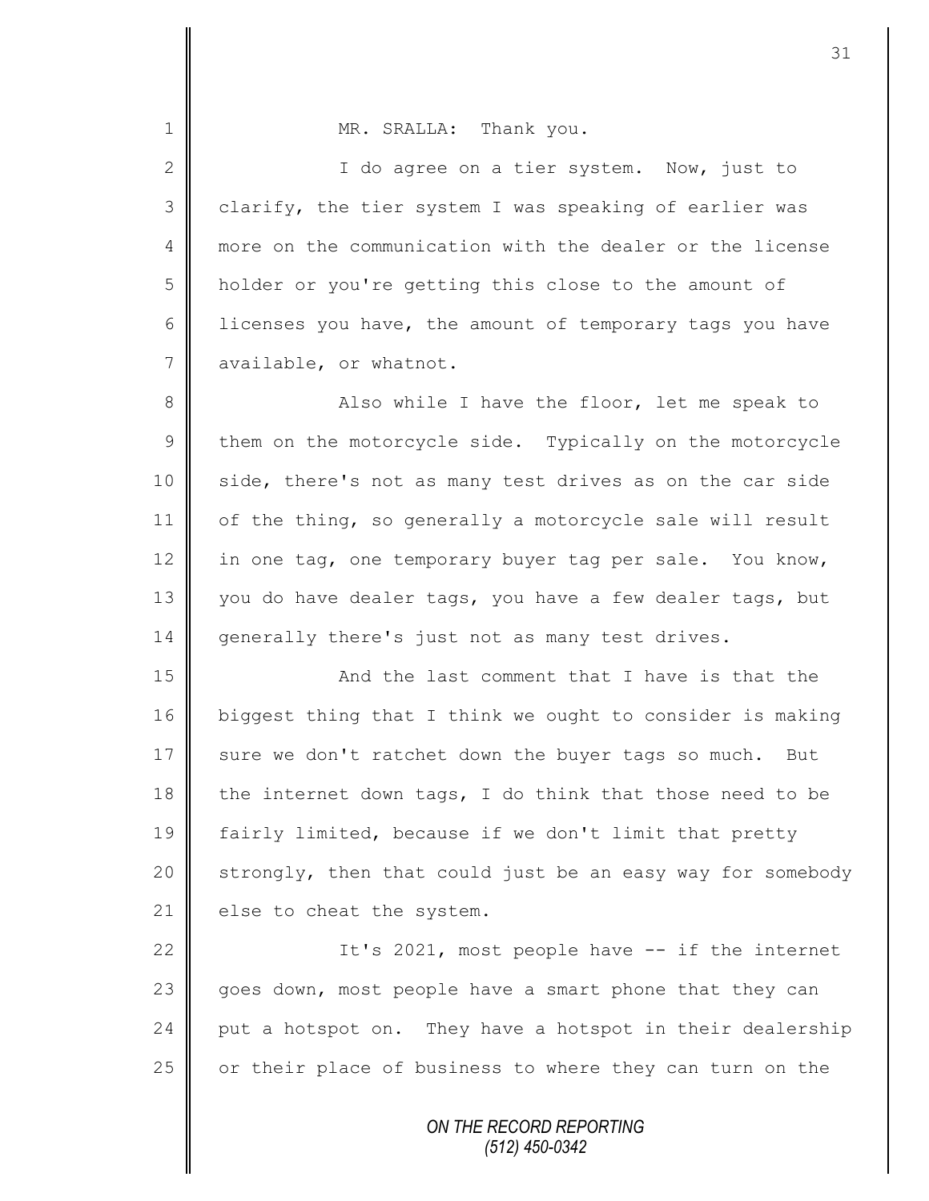MR. SRALLA: Thank you.

I do agree on a tier system. Now, just to clarify, the tier system I was speaking of earlier was more on the communication with the dealer or the license holder or you're getting this close to the amount of licenses you have, the amount of temporary tags you have available, or whatnot.

Also while I have the floor, let me speak to them on the motorcycle side. Typically on the motorcycle side, there's not as many test drives as on the car side of the thing, so generally a motorcycle sale will result in one tag, one temporary buyer tag per sale. You know, you do have dealer tags, you have a few dealer tags, but generally there's just not as many test drives.

And the last comment that I have is that the biggest thing that I think we ought to consider is making sure we don't ratchet down the buyer tags so much. But the internet down tags, I do think that those need to be fairly limited, because if we don't limit that pretty strongly, then that could just be an easy way for somebody else to cheat the system.

It's 2021, most people have -- if the internet goes down, most people have a smart phone that they can put a hotspot on. They have a hotspot in their dealership or their place of business to where they can turn on the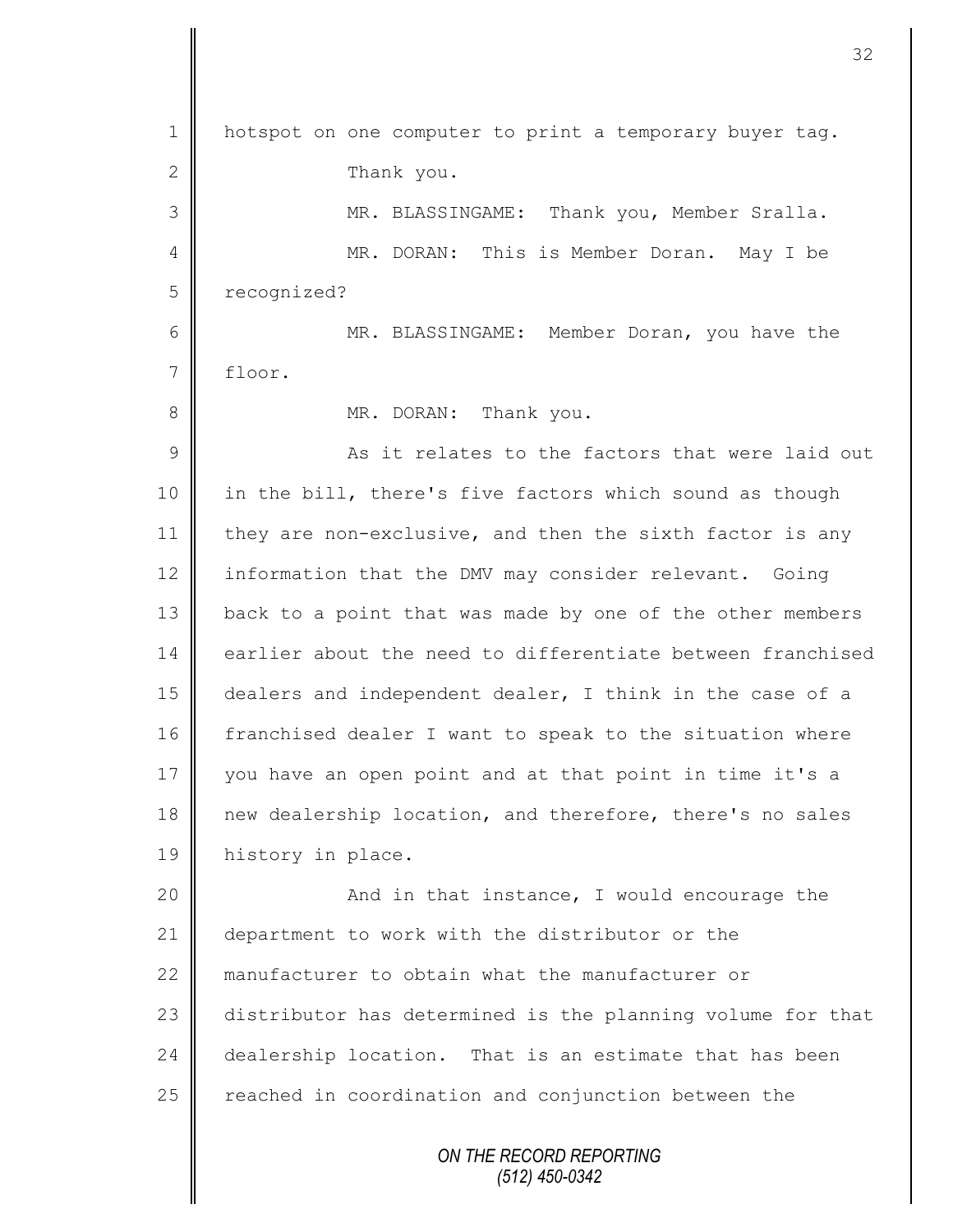hotspot on one computer to print a temporary buyer tag.

Thank you.

MR. BLASSINGAME: Thank you, Member Sralla.

MR. DORAN: This is Member Doran. May I be recognized?

MR. BLASSINGAME: Member Doran, you have the floor.

MR. DORAN: Thank you.

As it relates to the factors that were laid out in the bill, there's five factors which sound as though they are non-exclusive, and then the sixth factor is any information that the DMV may consider relevant. Going back to a point that was made by one of the other members earlier about the need to differentiate between franchised dealers and independent dealer, I think in the case of a franchised dealer I want to speak to the situation where you have an open point and at that point in time it's a new dealership location, and therefore, there's no sales history in place.

And in that instance, I would encourage the department to work with the distributor or the manufacturer to obtain what the manufacturer or distributor has determined is the planning volume for that dealership location. That is an estimate that has been reached in coordination and conjunction between the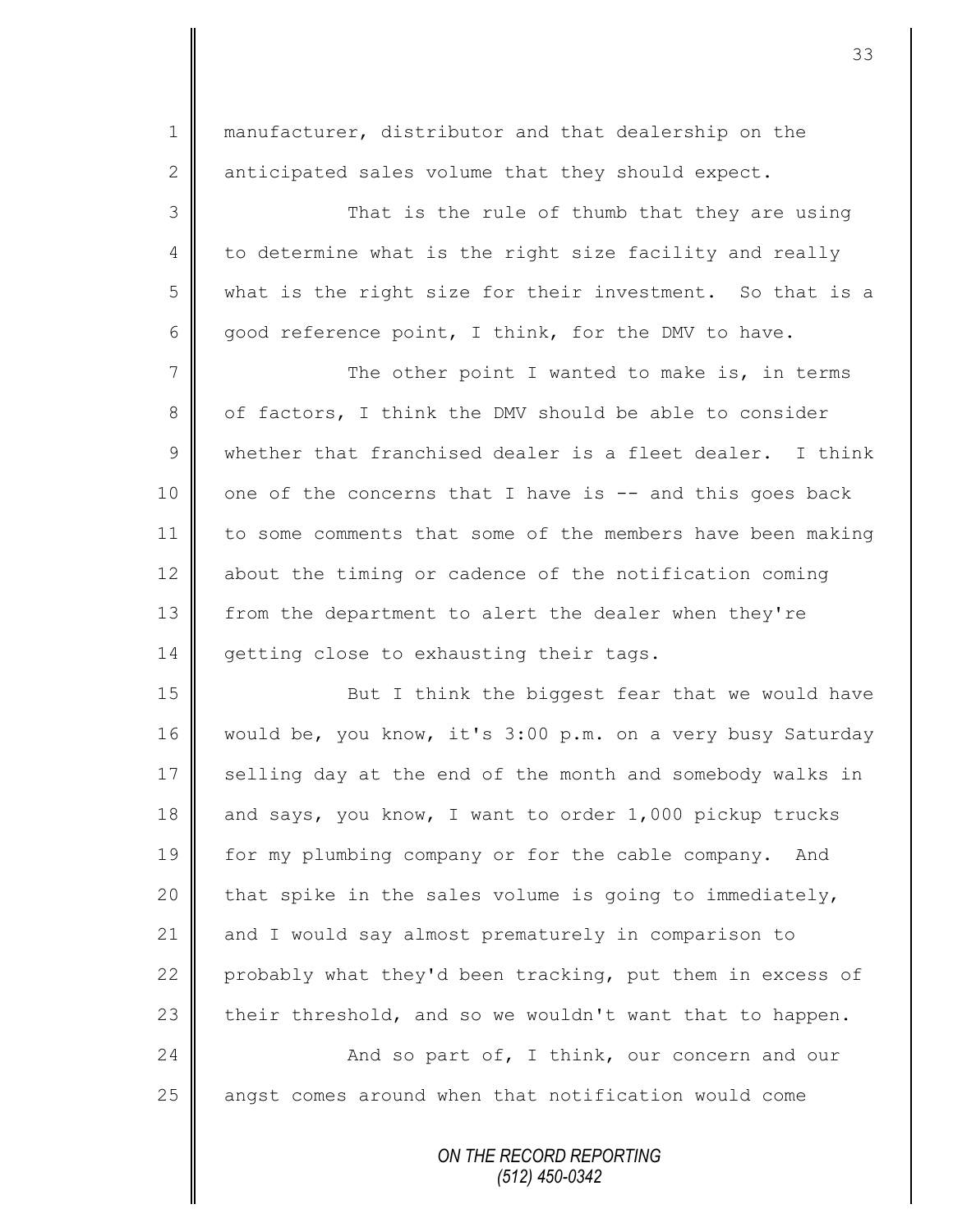manufacturer, distributor and that dealership on the anticipated sales volume that they should expect.

That is the rule of thumb that they are using to determine what is the right size facility and really what is the right size for their investment. So that is a good reference point, I think, for the DMV to have.

The other point I wanted to make is, in terms of factors, I think the DMV should be able to consider whether that franchised dealer is a fleet dealer. I think one of the concerns that I have is -- and this goes back to some comments that some of the members have been making about the timing or cadence of the notification coming from the department to alert the dealer when they're getting close to exhausting their tags.

But I think the biggest fear that we would have would be, you know, it's 3:00 p.m. on a very busy Saturday selling day at the end of the month and somebody walks in and says, you know, I want to order 1,000 pickup trucks for my plumbing company or for the cable company. And that spike in the sales volume is going to immediately, and I would say almost prematurely in comparison to probably what they'd been tracking, put them in excess of their threshold, and so we wouldn't want that to happen.

And so part of, I think, our concern and our angst comes around when that notification would come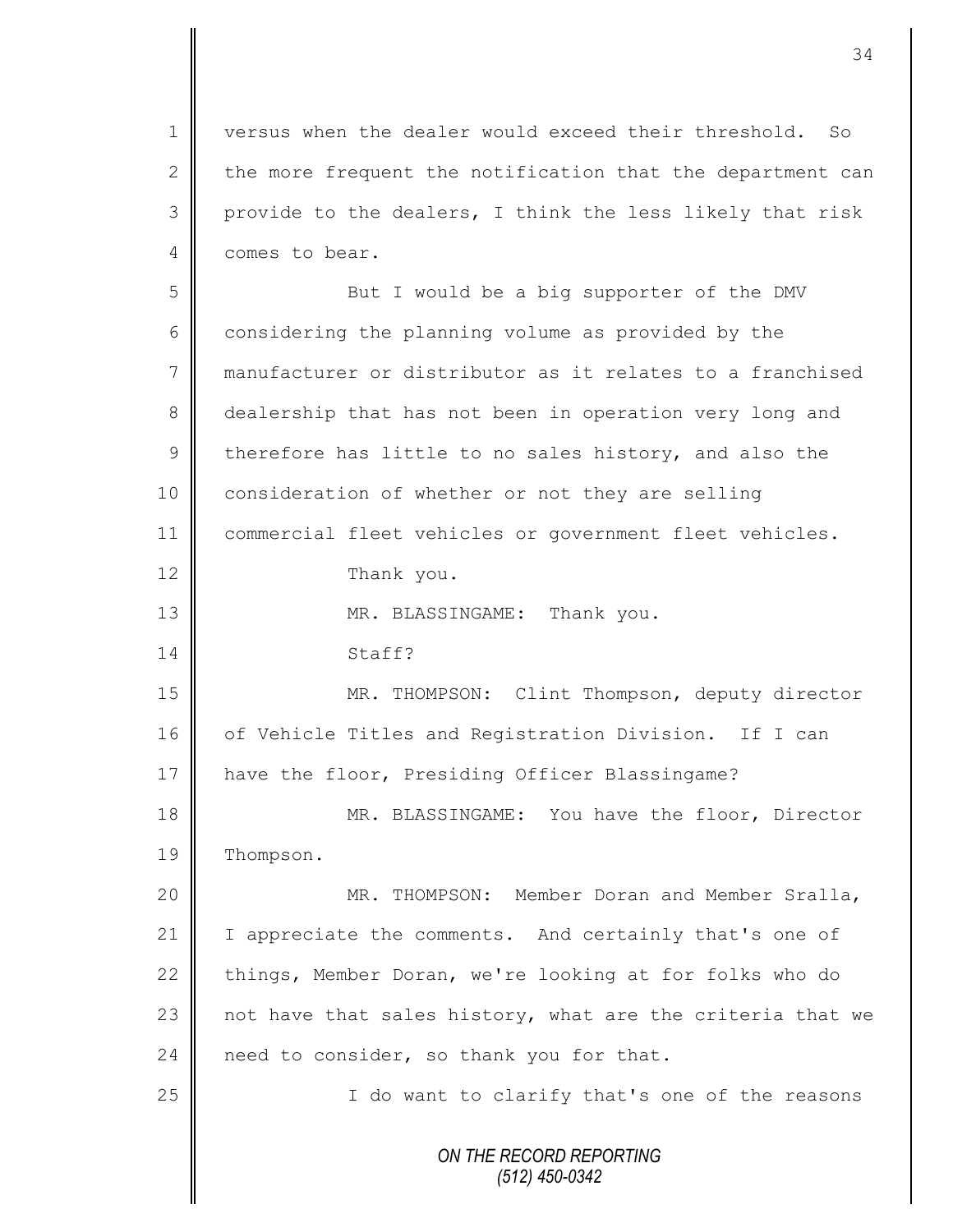versus when the dealer would exceed their threshold. So the more frequent the notification that the department can provide to the dealers, I think the less likely that risk comes to bear.

But I would be a big supporter of the DMV considering the planning volume as provided by the manufacturer or distributor as it relates to a franchised dealership that has not been in operation very long and therefore has little to no sales history, and also the consideration of whether or not they are selling commercial fleet vehicles or government fleet vehicles.

Thank you.

MR. BLASSINGAME: Thank you.

Staff?

MR. THOMPSON: Clint Thompson, deputy director of Vehicle Titles and Registration Division. If I can have the floor, Presiding Officer Blassingame?

MR. BLASSINGAME: You have the floor, Director Thompson.

MR. THOMPSON: Member Doran and Member Sralla, I appreciate the comments. And certainly that's one of things, Member Doran, we're looking at for folks who do not have that sales history, what are the criteria that we need to consider, so thank you for that.

I do want to clarify that's one of the reasons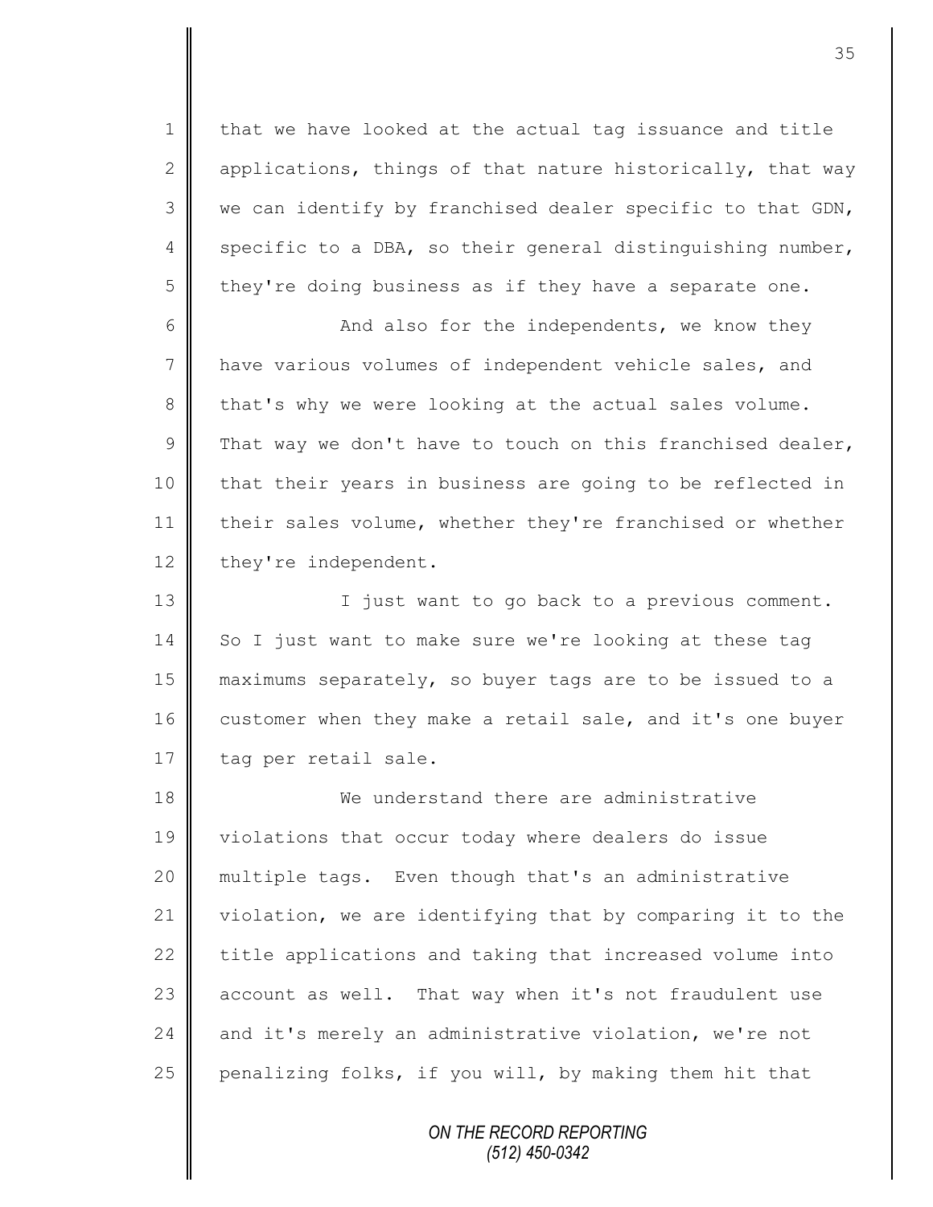that we have looked at the actual tag issuance and title applications, things of that nature historically, that way we can identify by franchised dealer specific to that GDN, specific to a DBA, so their general distinguishing number, they're doing business as if they have a separate one.

And also for the independents, we know they have various volumes of independent vehicle sales, and that's why we were looking at the actual sales volume. That way we don't have to touch on this franchised dealer, that their years in business are going to be reflected in their sales volume, whether they're franchised or whether they're independent.

I just want to go back to a previous comment. So I just want to make sure we're looking at these tag maximums separately, so buyer tags are to be issued to a customer when they make a retail sale, and it's one buyer tag per retail sale.

We understand there are administrative violations that occur today where dealers do issue multiple tags. Even though that's an administrative violation, we are identifying that by comparing it to the title applications and taking that increased volume into account as well. That way when it's not fraudulent use and it's merely an administrative violation, we're not penalizing folks, if you will, by making them hit that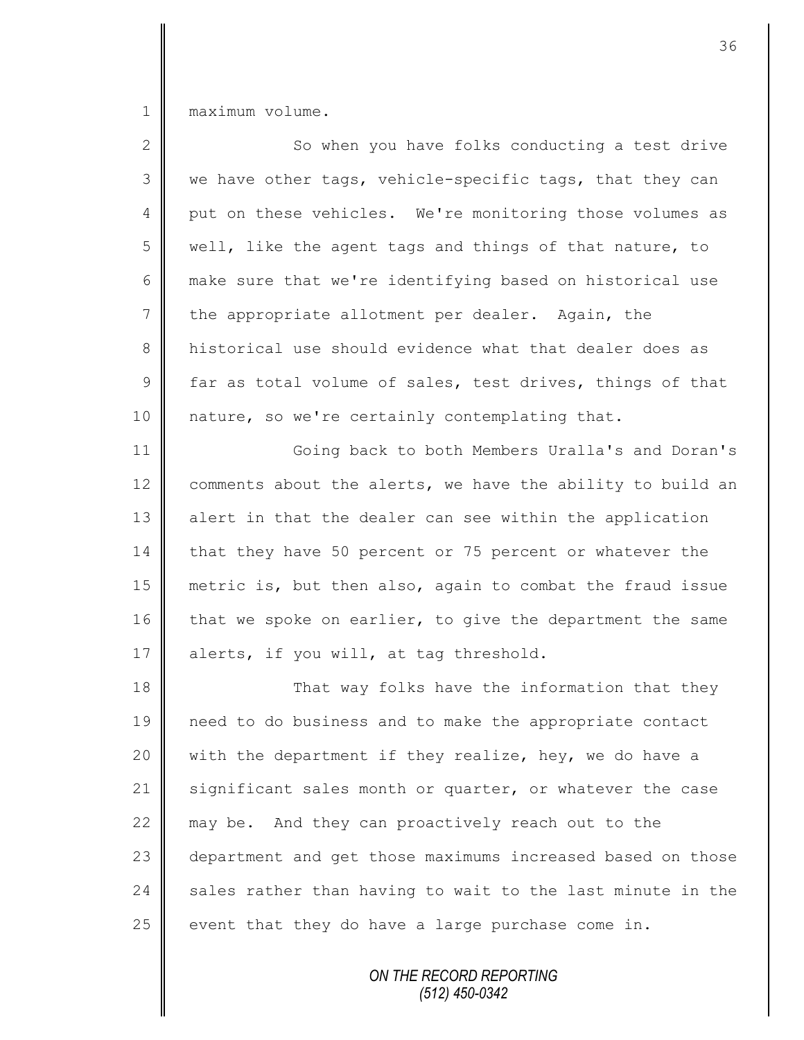maximum volume.

So when you have folks conducting a test drive we have other tags, vehicle-specific tags, that they can put on these vehicles. We're monitoring those volumes as well, like the agent tags and things of that nature, to make sure that we're identifying based on historical use the appropriate allotment per dealer. Again, the historical use should evidence what that dealer does as far as total volume of sales, test drives, things of that nature, so we're certainly contemplating that.

Going back to both Members Uralla's and Doran's comments about the alerts, we have the ability to build an alert in that the dealer can see within the application that they have 50 percent or 75 percent or whatever the metric is, but then also, again to combat the fraud issue that we spoke on earlier, to give the department the same alerts, if you will, at tag threshold.

That way folks have the information that they need to do business and to make the appropriate contact with the department if they realize, hey, we do have a significant sales month or quarter, or whatever the case may be. And they can proactively reach out to the department and get those maximums increased based on those sales rather than having to wait to the last minute in the event that they do have a large purchase come in.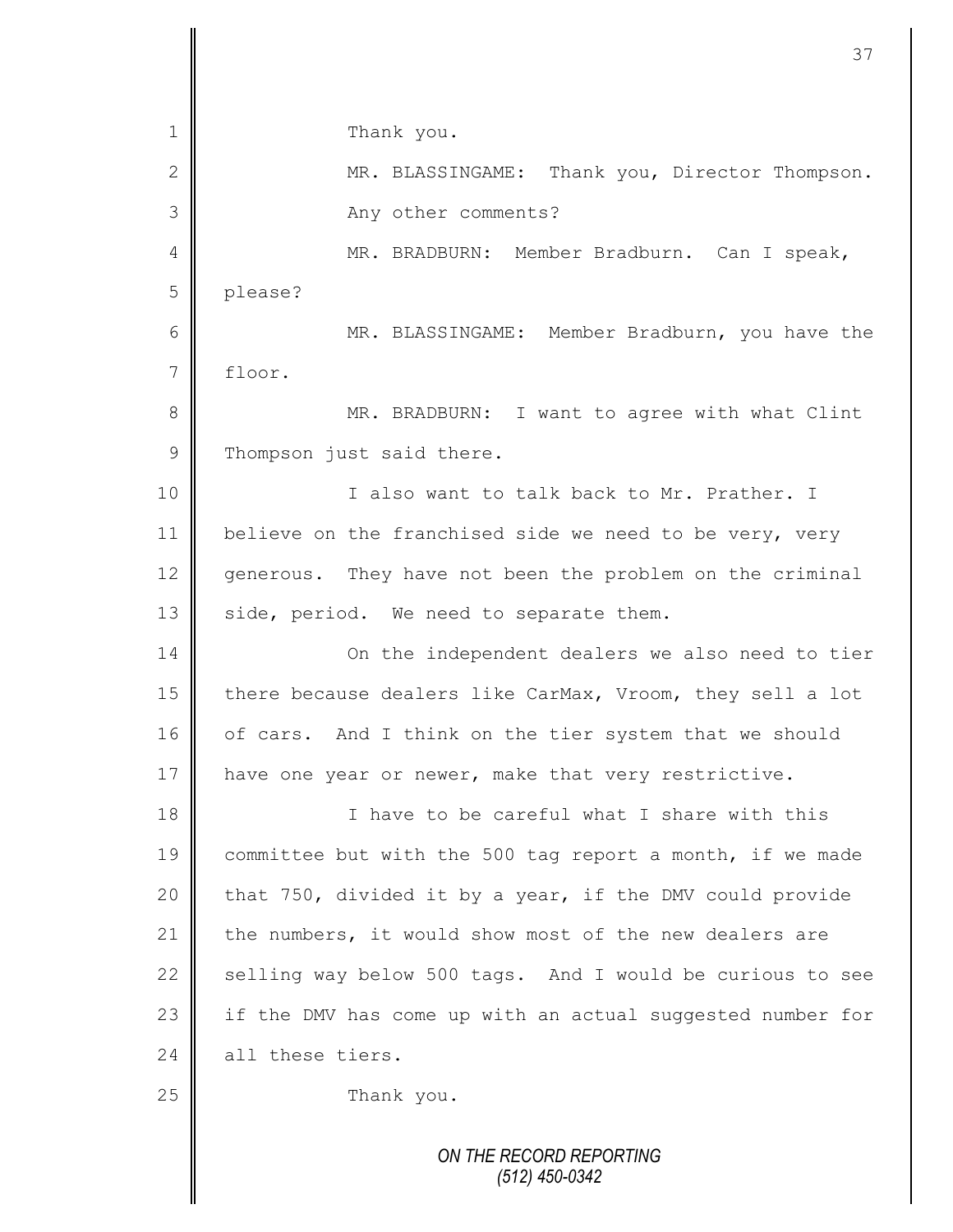Thank you.

MR. BLASSINGAME: Thank you, Director Thompson. Any other comments?

MR. BRADBURN: Member Bradburn. Can I speak, please?

MR. BLASSINGAME: Member Bradburn, you have the floor.

MR. BRADBURN: I want to agree with what Clint Thompson just said there.

I also want to talk back to Mr. Prather. I believe on the franchised side we need to be very, very generous. They have not been the problem on the criminal side, period. We need to separate them.

On the independent dealers we also need to tier there because dealers like CarMax, Vroom, they sell a lot of cars. And I think on the tier system that we should have one year or newer, make that very restrictive.

I have to be careful what I share with this committee but with the 500 tag report a month, if we made that 750, divided it by a year, if the DMV could provide the numbers, it would show most of the new dealers are selling way below 500 tags. And I would be curious to see if the DMV has come up with an actual suggested number for all these tiers.

Thank you.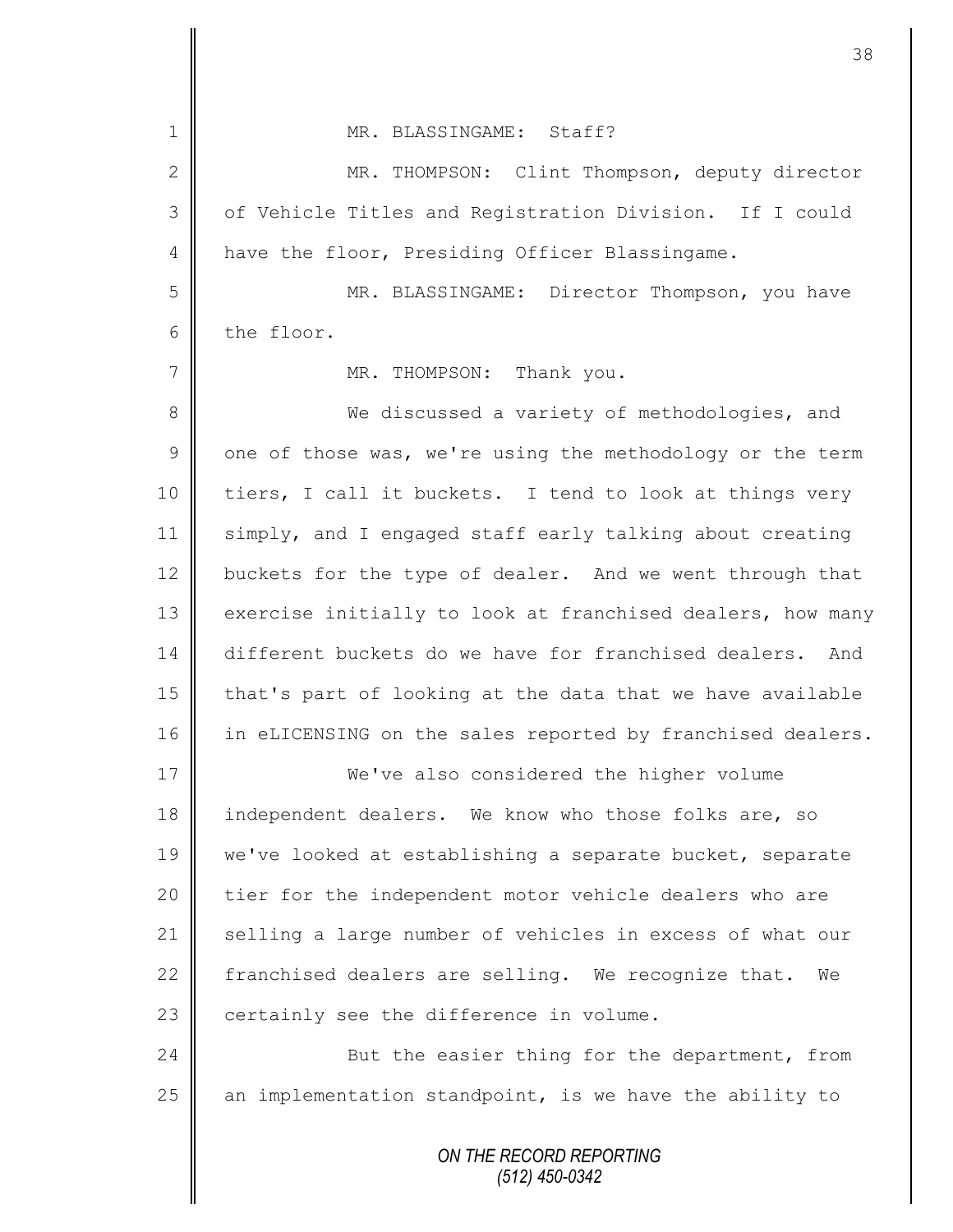MR. BLASSINGAME: Staff?

MR. THOMPSON: Clint Thompson, deputy director of Vehicle Titles and Registration Division. If I could have the floor, Presiding Officer Blassingame.

MR. BLASSINGAME: Director Thompson, you have the floor.

MR. THOMPSON: Thank you.

We discussed a variety of methodologies, and one of those was, we're using the methodology or the term tiers, I call it buckets. I tend to look at things very simply, and I engaged staff early talking about creating buckets for the type of dealer. And we went through that exercise initially to look at franchised dealers, how many different buckets do we have for franchised dealers. And that's part of looking at the data that we have available in eLICENSING on the sales reported by franchised dealers.

We've also considered the higher volume independent dealers. We know who those folks are, so we've looked at establishing a separate bucket, separate tier for the independent motor vehicle dealers who are selling a large number of vehicles in excess of what our franchised dealers are selling. We recognize that. We certainly see the difference in volume.

But the easier thing for the department, from an implementation standpoint, is we have the ability to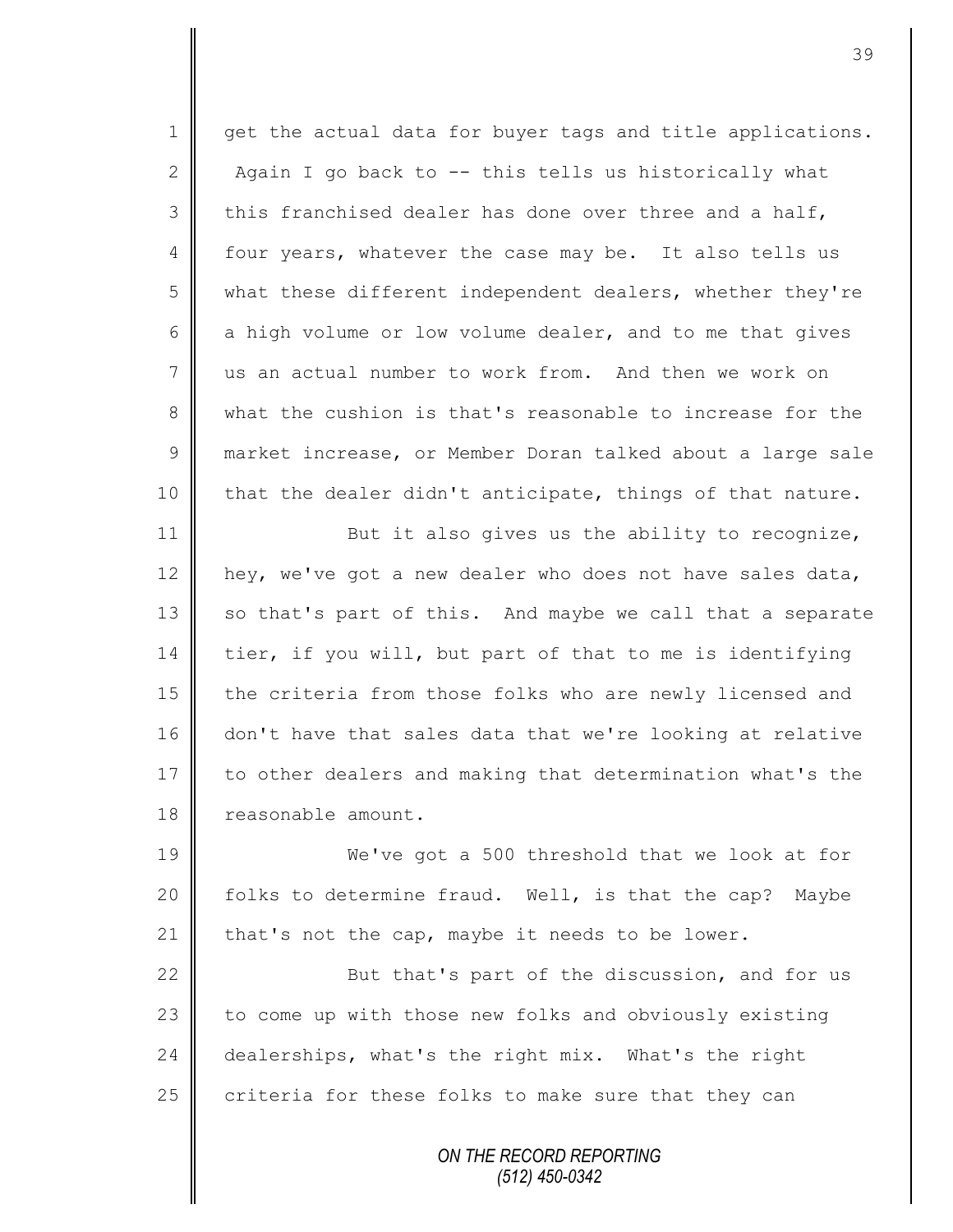get the actual data for buyer tags and title applications. Again I go back to -- this tells us historically what this franchised dealer has done over three and a half, four years, whatever the case may be. It also tells us what these different independent dealers, whether they're a high volume or low volume dealer, and to me that gives us an actual number to work from. And then we work on what the cushion is that's reasonable to increase for the market increase, or Member Doran talked about a large sale that the dealer didn't anticipate, things of that nature.

But it also gives us the ability to recognize, hey, we've got a new dealer who does not have sales data, so that's part of this. And maybe we call that a separate tier, if you will, but part of that to me is identifying the criteria from those folks who are newly licensed and don't have that sales data that we're looking at relative to other dealers and making that determination what's the reasonable amount.

We've got a 500 threshold that we look at for folks to determine fraud. Well, is that the cap? Maybe that's not the cap, maybe it needs to be lower.

But that's part of the discussion, and for us to come up with those new folks and obviously existing dealerships, what's the right mix. What's the right criteria for these folks to make sure that they can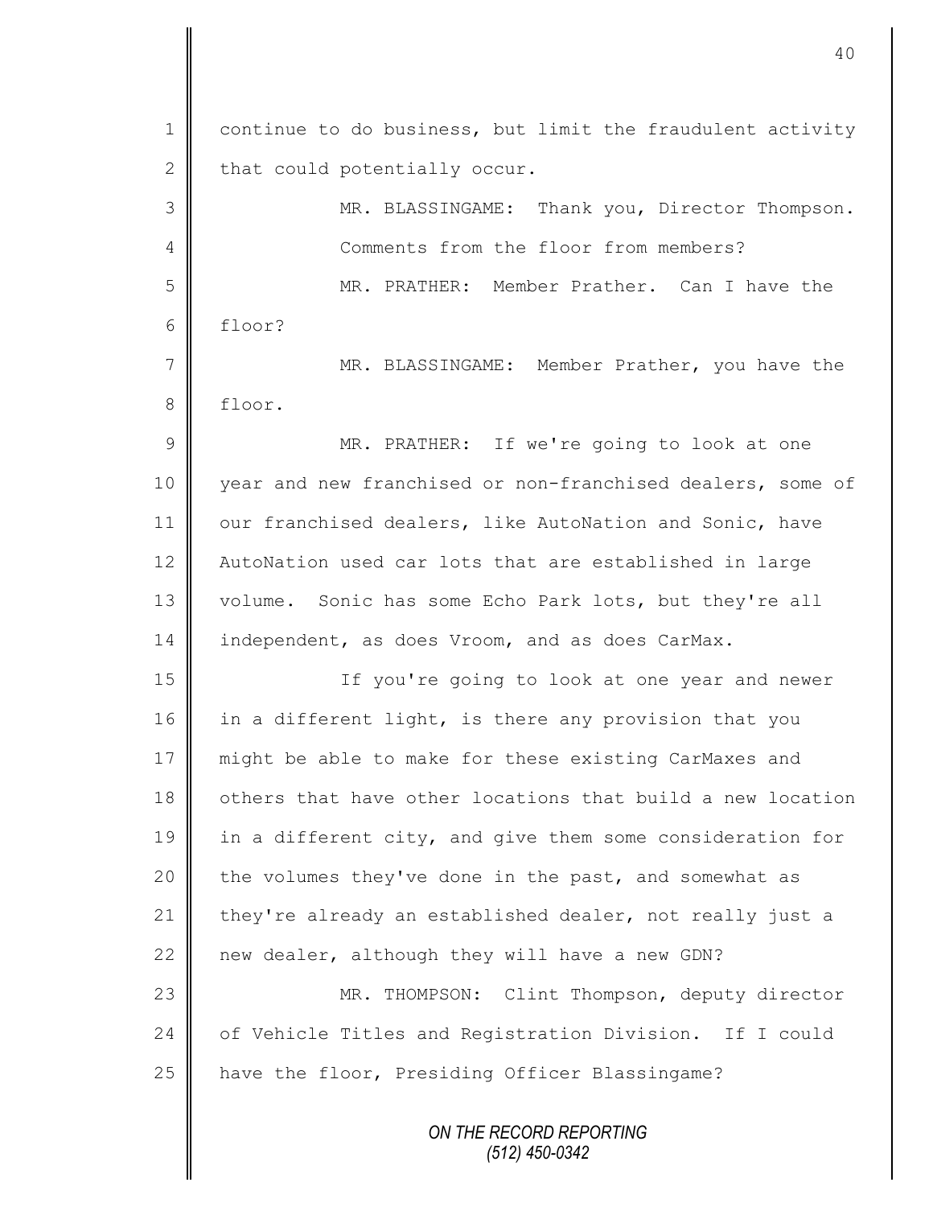continue to do business, but limit the fraudulent activity that could potentially occur.

MR. BLASSINGAME: Thank you, Director Thompson. Comments from the floor from members?

MR. PRATHER: Member Prather. Can I have the floor?

MR. BLASSINGAME: Member Prather, you have the floor.

MR. PRATHER: If we're going to look at one year and new franchised or non-franchised dealers, some of our franchised dealers, like AutoNation and Sonic, have AutoNation used car lots that are established in large volume. Sonic has some Echo Park lots, but they're all independent, as does Vroom, and as does CarMax.

If you're going to look at one year and newer in a different light, is there any provision that you might be able to make for these existing CarMaxes and others that have other locations that build a new location in a different city, and give them some consideration for the volumes they've done in the past, and somewhat as they're already an established dealer, not really just a new dealer, although they will have a new GDN?

MR. THOMPSON: Clint Thompson, deputy director of Vehicle Titles and Registration Division. If I could have the floor, Presiding Officer Blassingame?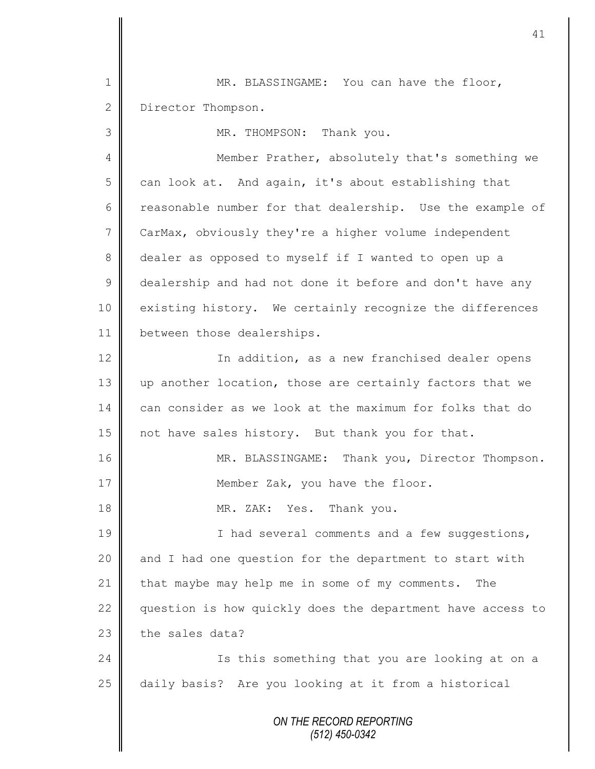MR. BLASSINGAME: You can have the floor, Director Thompson.

MR. THOMPSON: Thank you.

Member Prather, absolutely that's something we can look at. And again, it's about establishing that reasonable number for that dealership. Use the example of CarMax, obviously they're a higher volume independent dealer as opposed to myself if I wanted to open up a dealership and had not done it before and don't have any existing history. We certainly recognize the differences between those dealerships.

In addition, as a new franchised dealer opens up another location, those are certainly factors that we can consider as we look at the maximum for folks that do not have sales history. But thank you for that.

MR. BLASSINGAME: Thank you, Director Thompson.

Member Zak, you have the floor.

MR. ZAK: Yes. Thank you.

I had several comments and a few suggestions, and I had one question for the department to start with that maybe may help me in some of my comments. The question is how quickly does the department have access to the sales data?

Is this something that you are looking at on a daily basis? Are you looking at it from a historical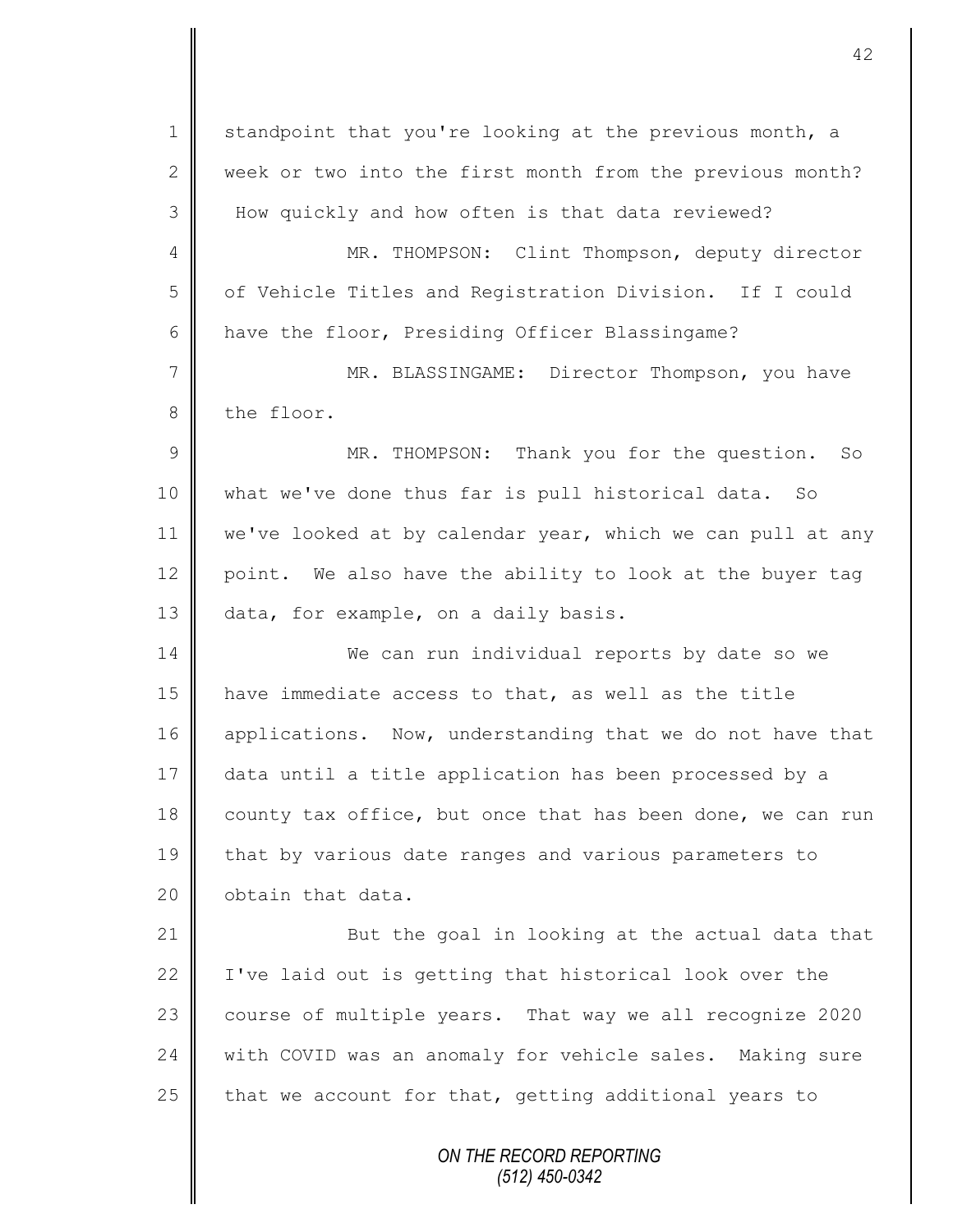standpoint that you're looking at the previous month, a week or two into the first month from the previous month? How quickly and how often is that data reviewed?

MR. THOMPSON: Clint Thompson, deputy director of Vehicle Titles and Registration Division. If I could have the floor, Presiding Officer Blassingame?

MR. BLASSINGAME: Director Thompson, you have the floor.

MR. THOMPSON: Thank you for the question. So what we've done thus far is pull historical data. So we've looked at by calendar year, which we can pull at any point. We also have the ability to look at the buyer tag data, for example, on a daily basis.

We can run individual reports by date so we have immediate access to that, as well as the title applications. Now, understanding that we do not have that data until a title application has been processed by a county tax office, but once that has been done, we can run that by various date ranges and various parameters to obtain that data.

But the goal in looking at the actual data that I've laid out is getting that historical look over the course of multiple years. That way we all recognize 2020 with COVID was an anomaly for vehicle sales. Making sure that we account for that, getting additional years to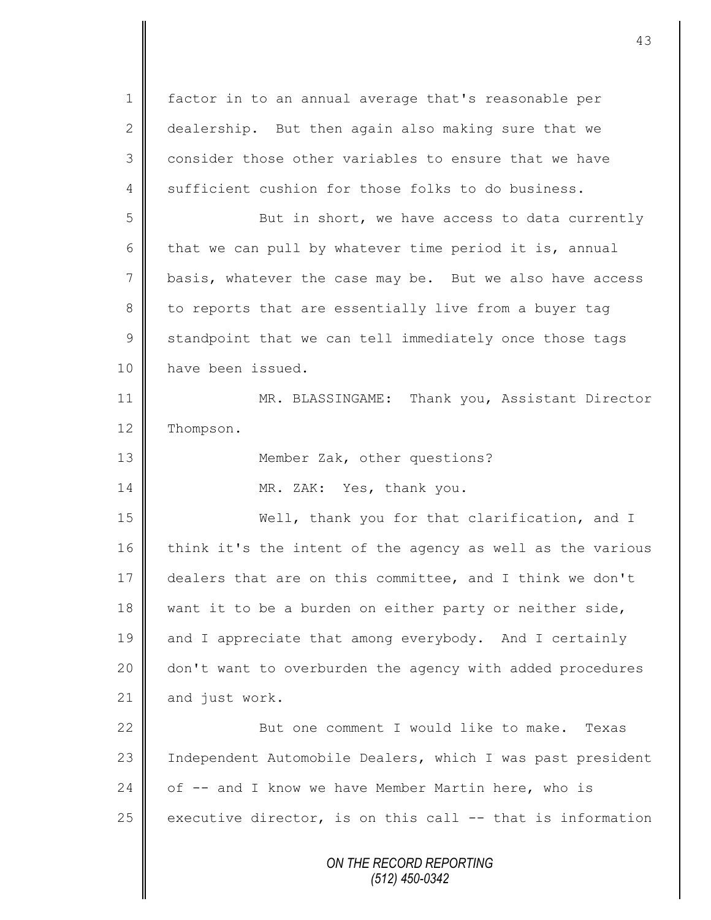factor in to an annual average that's reasonable per dealership. But then again also making sure that we consider those other variables to ensure that we have sufficient cushion for those folks to do business.

But in short, we have access to data currently that we can pull by whatever time period it is, annual basis, whatever the case may be. But we also have access to reports that are essentially live from a buyer tag standpoint that we can tell immediately once those tags have been issued.

MR. BLASSINGAME: Thank you, Assistant Director Thompson.

Member Zak, other questions?

MR. ZAK: Yes, thank you.

Well, thank you for that clarification, and I think it's the intent of the agency as well as the various dealers that are on this committee, and I think we don't want it to be a burden on either party or neither side, and I appreciate that among everybody. And I certainly don't want to overburden the agency with added procedures and just work.

But one comment I would like to make. Texas Independent Automobile Dealers, which I was past president of -- and I know we have Member Martin here, who is executive director, is on this call -- that is information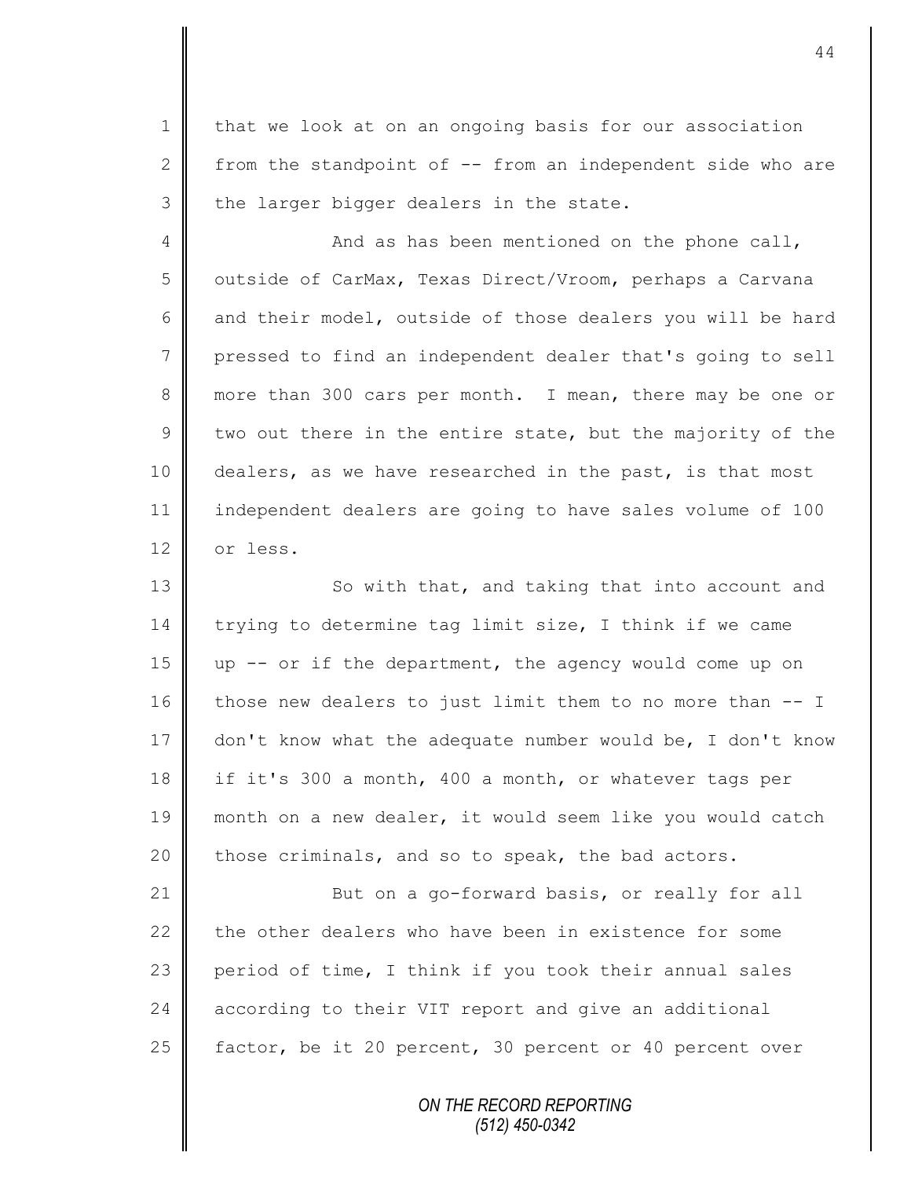that we look at on an ongoing basis for our association from the standpoint of -- from an independent side who are the larger bigger dealers in the state.

And as has been mentioned on the phone call, outside of CarMax, Texas Direct/Vroom, perhaps a Carvana and their model, outside of those dealers you will be hard pressed to find an independent dealer that's going to sell more than 300 cars per month. I mean, there may be one or two out there in the entire state, but the majority of the dealers, as we have researched in the past, is that most independent dealers are going to have sales volume of 100 or less.

So with that, and taking that into account and trying to determine tag limit size, I think if we came up -- or if the department, the agency would come up on those new dealers to just limit them to no more than -- I don't know what the adequate number would be, I don't know if it's 300 a month, 400 a month, or whatever tags per month on a new dealer, it would seem like you would catch those criminals, and so to speak, the bad actors.

But on a go-forward basis, or really for all the other dealers who have been in existence for some period of time, I think if you took their annual sales according to their VIT report and give an additional factor, be it 20 percent, 30 percent or 40 percent over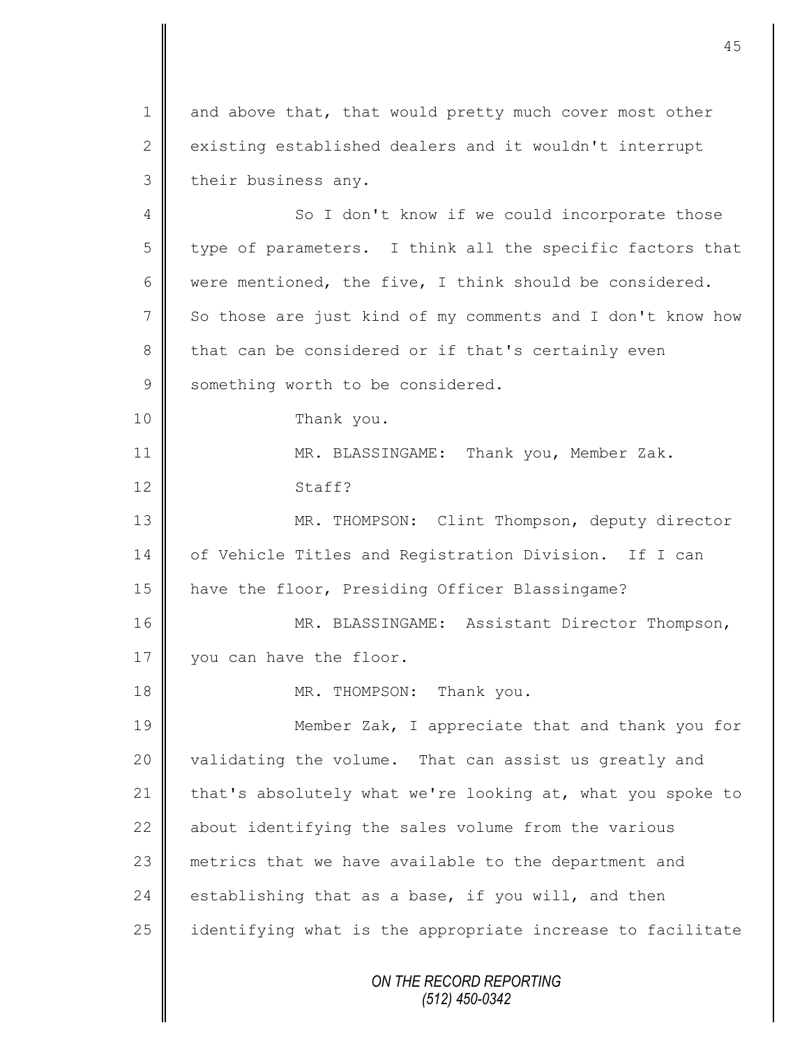and above that, that would pretty much cover most other existing established dealers and it wouldn't interrupt their business any.

So I don't know if we could incorporate those type of parameters. I think all the specific factors that were mentioned, the five, I think should be considered. So those are just kind of my comments and I don't know how that can be considered or if that's certainly even something worth to be considered.

Thank you.

MR. BLASSINGAME: Thank you, Member Zak.

Staff?

MR. THOMPSON: Clint Thompson, deputy director of Vehicle Titles and Registration Division. If I can have the floor, Presiding Officer Blassingame?

MR. BLASSINGAME: Assistant Director Thompson, you can have the floor.

MR. THOMPSON: Thank you.

Member Zak, I appreciate that and thank you for validating the volume. That can assist us greatly and that's absolutely what we're looking at, what you spoke to about identifying the sales volume from the various metrics that we have available to the department and establishing that as a base, if you will, and then identifying what is the appropriate increase to facilitate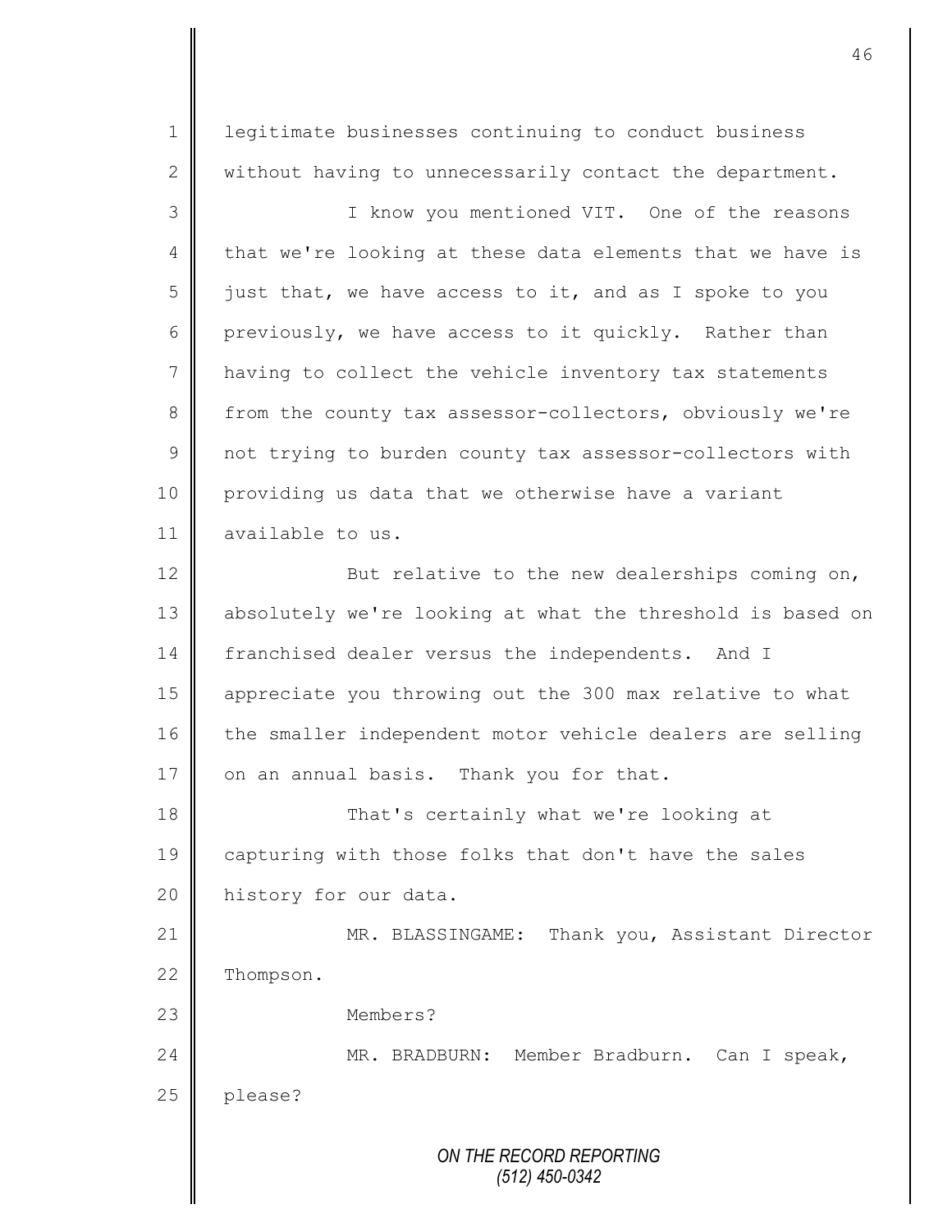legitimate businesses continuing to conduct business without having to unnecessarily contact the department.

I know you mentioned VIT. One of the reasons that we're looking at these data elements that we have is just that, we have access to it, and as I spoke to you previously, we have access to it quickly. Rather than having to collect the vehicle inventory tax statements from the county tax assessor-collectors, obviously we're not trying to burden county tax assessor-collectors with providing us data that we otherwise have a variant available to us.

But relative to the new dealerships coming on, absolutely we're looking at what the threshold is based on franchised dealer versus the independents. And I appreciate you throwing out the 300 max relative to what the smaller independent motor vehicle dealers are selling on an annual basis. Thank you for that.

That's certainly what we're looking at capturing with those folks that don't have the sales history for our data.

MR. BLASSINGAME: Thank you, Assistant Director Thompson.

Members?

MR. BRADBURN: Member Bradburn. Can I speak, please?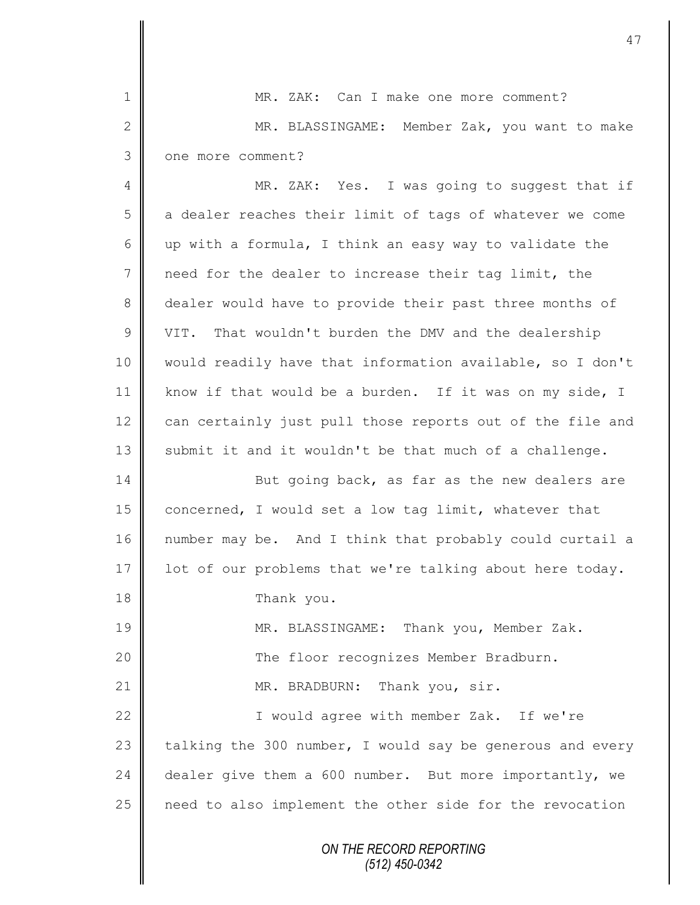MR. ZAK: Can I make one more comment?

MR. BLASSINGAME: Member Zak, you want to make one more comment?

MR. ZAK: Yes. I was going to suggest that if a dealer reaches their limit of tags of whatever we come up with a formula, I think an easy way to validate the need for the dealer to increase their tag limit, the dealer would have to provide their past three months of VIT. That wouldn't burden the DMV and the dealership would readily have that information available, so I don't know if that would be a burden. If it was on my side, I can certainly just pull those reports out of the file and submit it and it wouldn't be that much of a challenge.

But going back, as far as the new dealers are concerned, I would set a low tag limit, whatever that number may be. And I think that probably could curtail a lot of our problems that we're talking about here today.

Thank you.

MR. BLASSINGAME: Thank you, Member Zak.

The floor recognizes Member Bradburn.

MR. BRADBURN: Thank you, sir.

I would agree with member Zak. If we're talking the 300 number, I would say be generous and every dealer give them a 600 number. But more importantly, we need to also implement the other side for the revocation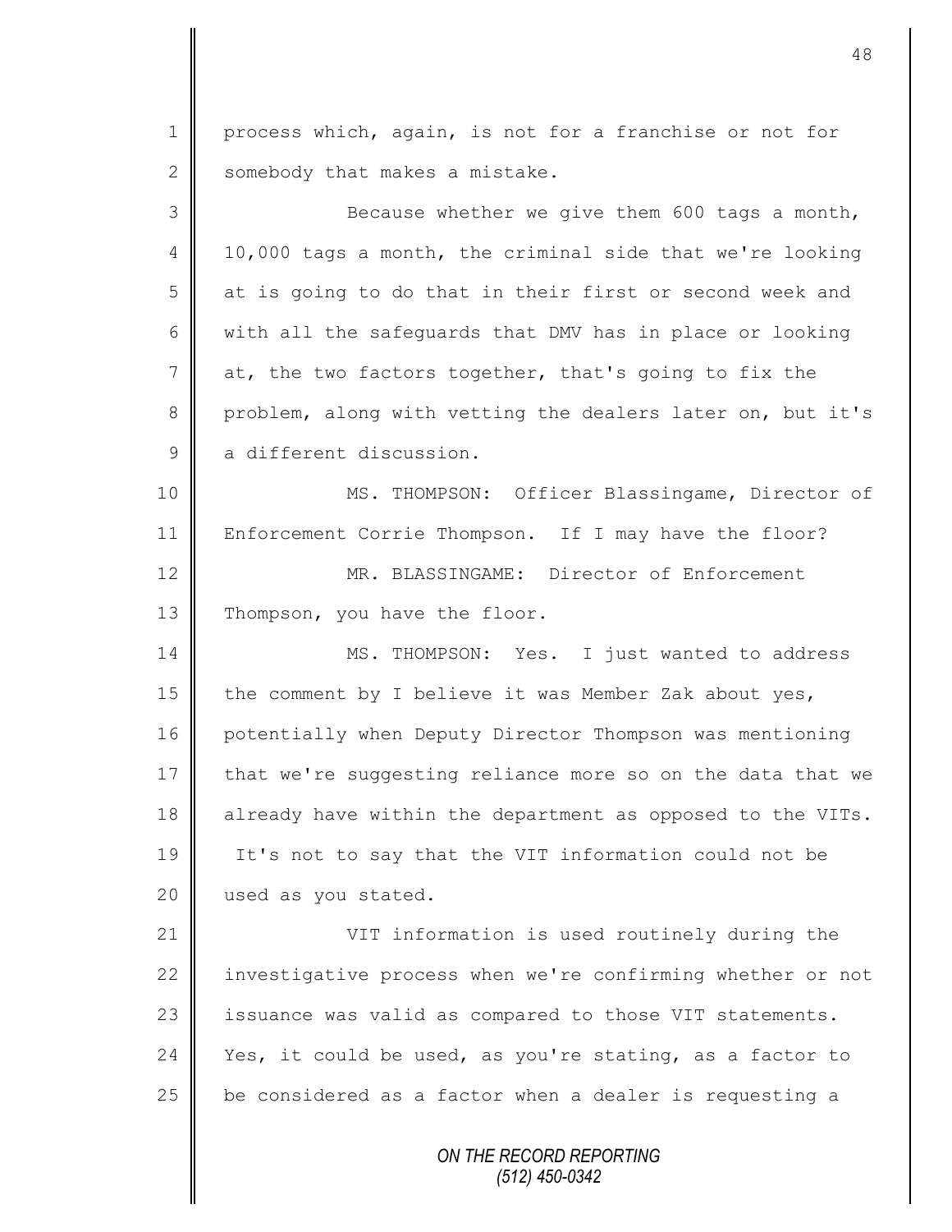process which, again, is not for a franchise or not for somebody that makes a mistake.

Because whether we give them 600 tags a month, 10,000 tags a month, the criminal side that we're looking at is going to do that in their first or second week and with all the safeguards that DMV has in place or looking at, the two factors together, that's going to fix the problem, along with vetting the dealers later on, but it's a different discussion.

MS. THOMPSON: Officer Blassingame, Director of Enforcement Corrie Thompson. If I may have the floor?

MR. BLASSINGAME: Director of Enforcement Thompson, you have the floor.

MS. THOMPSON: Yes. I just wanted to address the comment by I believe it was Member Zak about yes, potentially when Deputy Director Thompson was mentioning that we're suggesting reliance more so on the data that we already have within the department as opposed to the VITs. It's not to say that the VIT information could not be used as you stated.

VIT information is used routinely during the investigative process when we're confirming whether or not issuance was valid as compared to those VIT statements. Yes, it could be used, as you're stating, as a factor to be considered as a factor when a dealer is requesting a

ON THE RECORD REPORTING
(512) 450-0342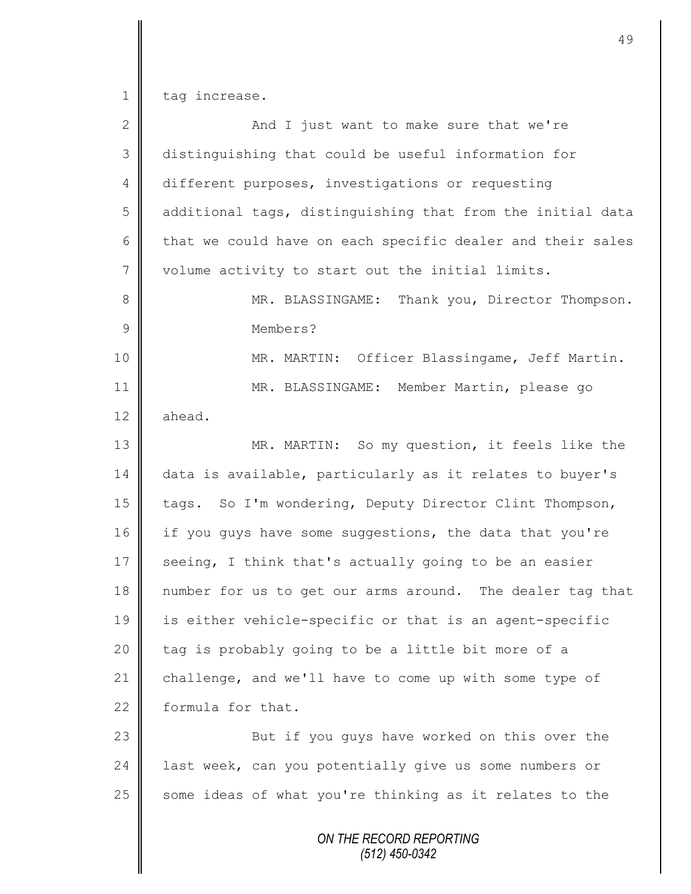tag increase.

And I just want to make sure that we're distinguishing that could be useful information for different purposes, investigations or requesting additional tags, distinguishing that from the initial data that we could have on each specific dealer and their sales volume activity to start out the initial limits.

MR. BLASSINGAME: Thank you, Director Thompson. Members?

MR. MARTIN: Officer Blassingame, Jeff Martin.

MR. BLASSINGAME: Member Martin, please go ahead.

MR. MARTIN: So my question, it feels like the data is available, particularly as it relates to buyer's tags. So I'm wondering, Deputy Director Clint Thompson, if you guys have some suggestions, the data that you're seeing, I think that's actually going to be an easier number for us to get our arms around. The dealer tag that is either vehicle-specific or that is an agent-specific tag is probably going to be a little bit more of a challenge, and we'll have to come up with some type of formula for that.

But if you guys have worked on this over the last week, can you potentially give us some numbers or some ideas of what you're thinking as it relates to the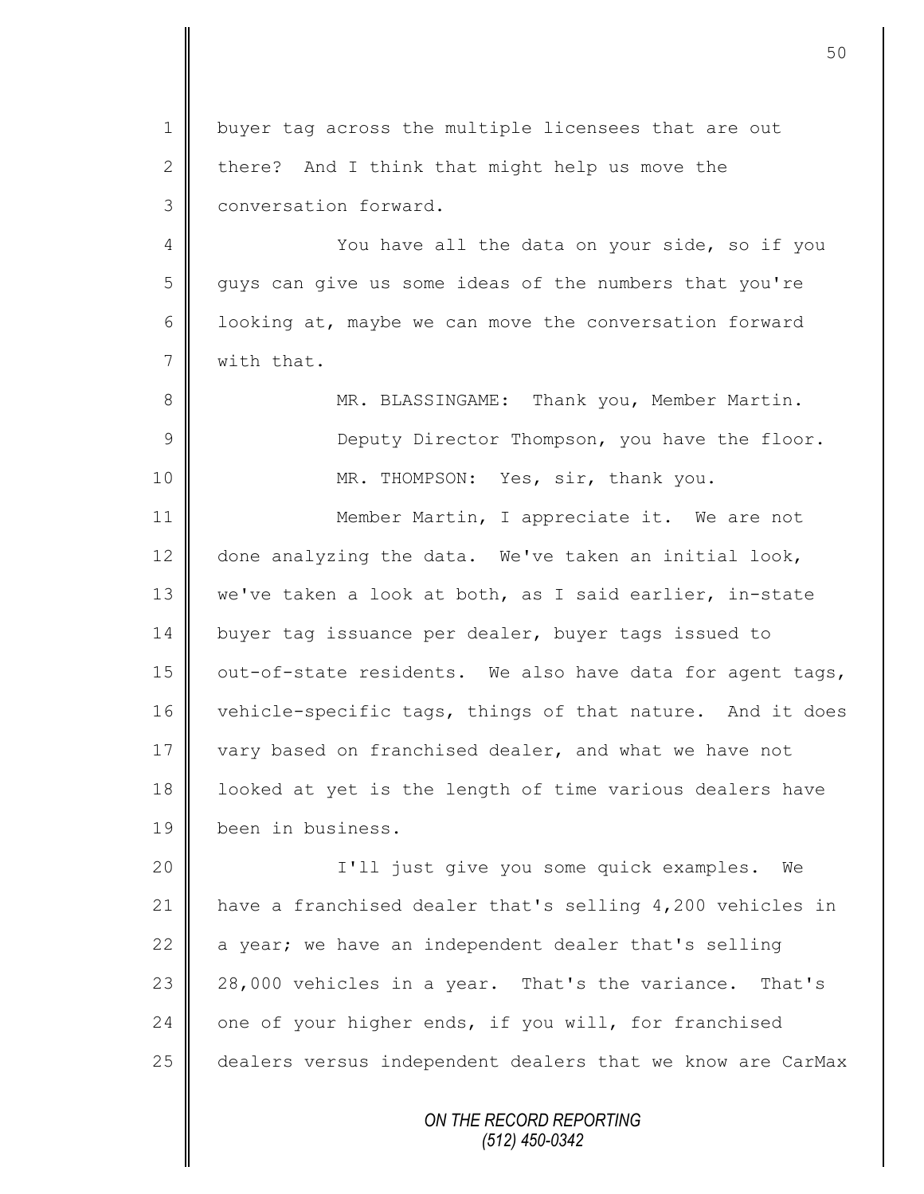buyer tag across the multiple licensees that are out there? And I think that might help us move the conversation forward.

You have all the data on your side, so if you guys can give us some ideas of the numbers that you're looking at, maybe we can move the conversation forward with that.

MR. BLASSINGAME: Thank you, Member Martin.

Deputy Director Thompson, you have the floor.

MR. THOMPSON: Yes, sir, thank you.

Member Martin, I appreciate it. We are not done analyzing the data. We've taken an initial look, we've taken a look at both, as I said earlier, in-state buyer tag issuance per dealer, buyer tags issued to out-of-state residents. We also have data for agent tags, vehicle-specific tags, things of that nature. And it does vary based on franchised dealer, and what we have not looked at yet is the length of time various dealers have been in business.

I'll just give you some quick examples. We have a franchised dealer that's selling 4,200 vehicles in a year; we have an independent dealer that's selling 28,000 vehicles in a year. That's the variance. That's one of your higher ends, if you will, for franchised dealers versus independent dealers that we know are CarMax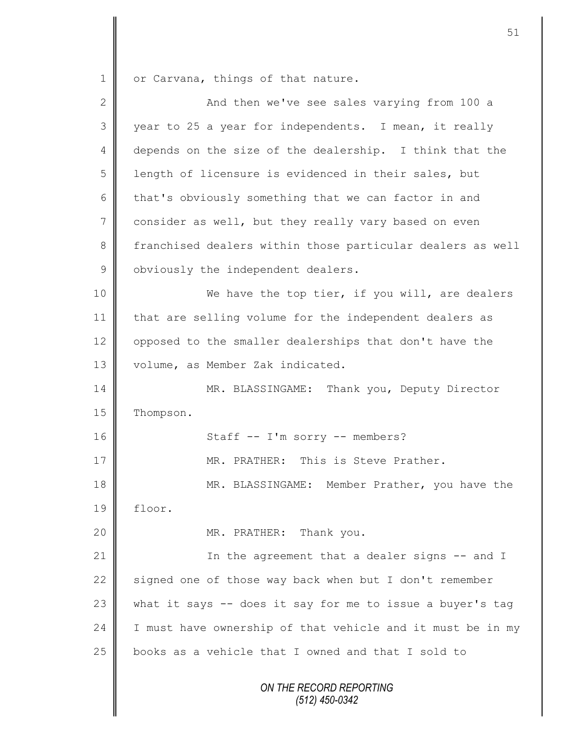or Carvana, things of that nature.

And then we've see sales varying from 100 a year to 25 a year for independents. I mean, it really depends on the size of the dealership. I think that the length of licensure is evidenced in their sales, but that's obviously something that we can factor in and consider as well, but they really vary based on even franchised dealers within those particular dealers as well obviously the independent dealers.

We have the top tier, if you will, are dealers that are selling volume for the independent dealers as opposed to the smaller dealerships that don't have the volume, as Member Zak indicated.

MR. BLASSINGAME: Thank you, Deputy Director Thompson.

Staff -- I'm sorry -- members?

MR. PRATHER: This is Steve Prather.

MR. BLASSINGAME: Member Prather, you have the floor.

MR. PRATHER: Thank you.

In the agreement that a dealer signs -- and I signed one of those way back when but I don't remember what it says -- does it say for me to issue a buyer's tag I must have ownership of that vehicle and it must be in my books as a vehicle that I owned and that I sold to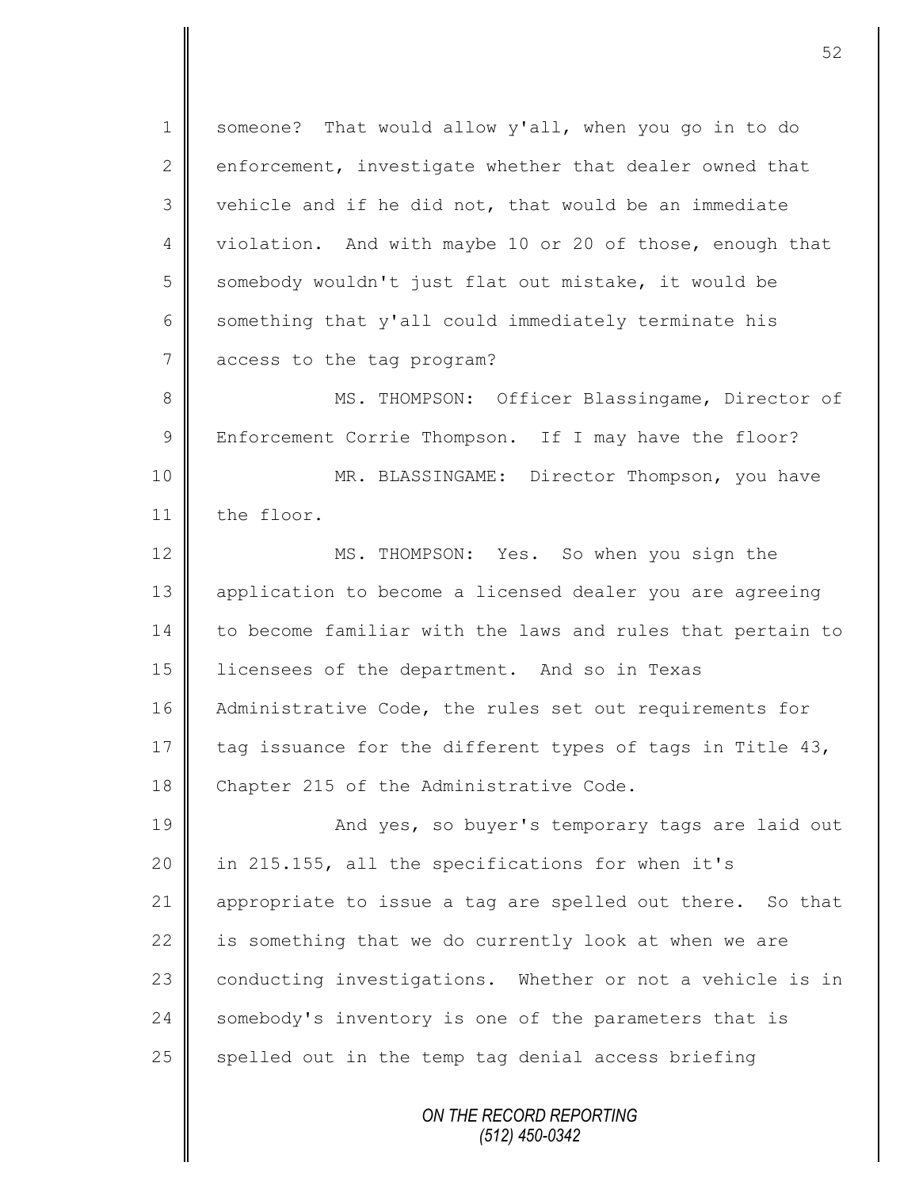someone? That would allow y'all, when you go in to do enforcement, investigate whether that dealer owned that vehicle and if he did not, that would be an immediate violation. And with maybe 10 or 20 of those, enough that somebody wouldn't just flat out mistake, it would be something that y'all could immediately terminate his access to the tag program?

MS. THOMPSON: Officer Blassingame, Director of Enforcement Corrie Thompson. If I may have the floor?

MR. BLASSINGAME: Director Thompson, you have the floor.

MS. THOMPSON: Yes. So when you sign the application to become a licensed dealer you are agreeing to become familiar with the laws and rules that pertain to licensees of the department. And so in Texas Administrative Code, the rules set out requirements for tag issuance for the different types of tags in Title 43, Chapter 215 of the Administrative Code.

And yes, so buyer's temporary tags are laid out in 215.155, all the specifications for when it's appropriate to issue a tag are spelled out there. So that is something that we do currently look at when we are conducting investigations. Whether or not a vehicle is in somebody's inventory is one of the parameters that is spelled out in the temp tag denial access briefing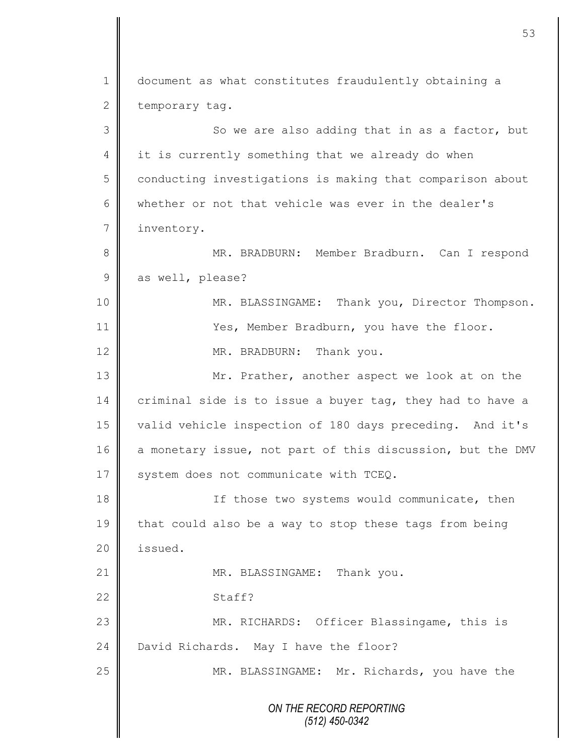document as what constitutes fraudulently obtaining a temporary tag.

So we are also adding that in as a factor, but it is currently something that we already do when conducting investigations is making that comparison about whether or not that vehicle was ever in the dealer's inventory.

MR. BRADBURN: Member Bradburn. Can I respond as well, please?

MR. BLASSINGAME: Thank you, Director Thompson.

Yes, Member Bradburn, you have the floor.

MR. BRADBURN: Thank you.

Mr. Prather, another aspect we look at on the criminal side is to issue a buyer tag, they had to have a valid vehicle inspection of 180 days preceding. And it's a monetary issue, not part of this discussion, but the DMV system does not communicate with TCEQ.

If those two systems would communicate, then that could also be a way to stop these tags from being issued.

MR. BLASSINGAME: Thank you.

Staff?

MR. RICHARDS: Officer Blassingame, this is David Richards. May I have the floor?

MR. BLASSINGAME: Mr. Richards, you have the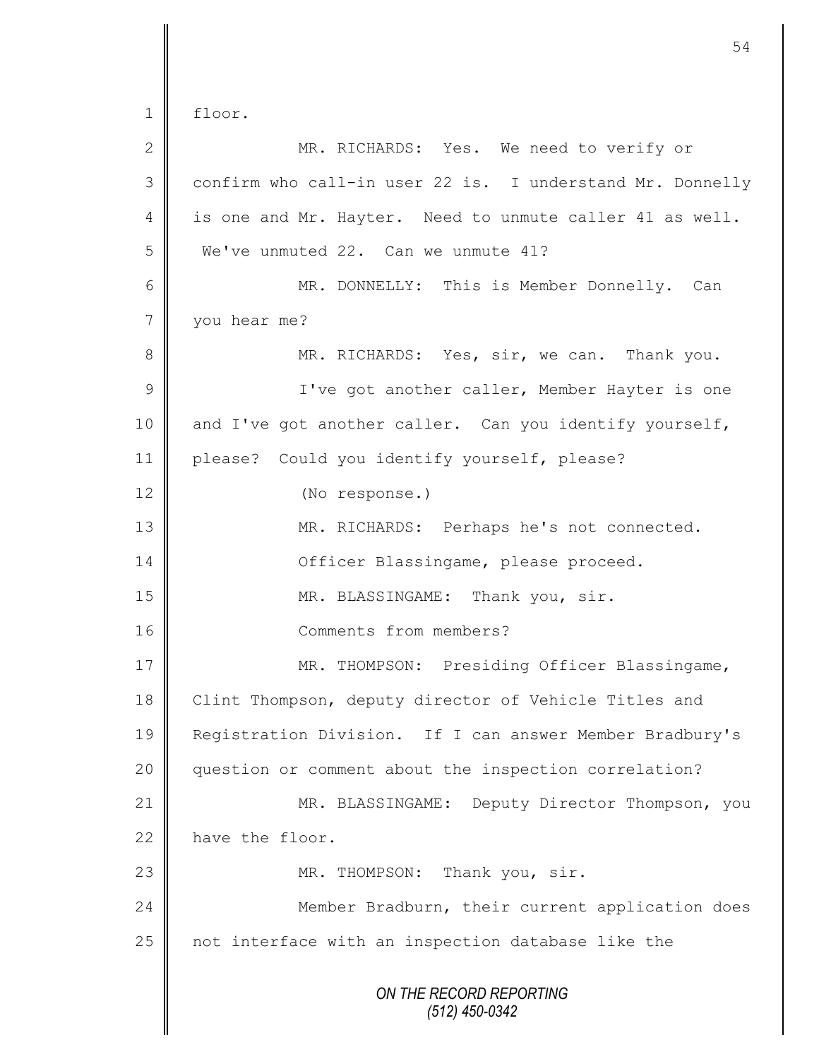1 floor.

2 MR. RICHARDS: Yes. We need to verify or

3 confirm who call-in user 22 is. I understand Mr. Donnelly

4 is one and Mr. Hayter. Need to unmute caller 41 as well.

5 We've unmuted 22. Can we unmute 41?

6 MR. DONNELLY: This is Member Donnelly. Can

7 you hear me?

8 MR. RICHARDS: Yes, sir, we can. Thank you.

9 I've got another caller, Member Hayter is one

10 and I've got another caller. Can you identify yourself,

11 please? Could you identify yourself, please?

12 (No response.)

13 MR. RICHARDS: Perhaps he's not connected.

14 Officer Blassingame, please proceed.

15 MR. BLASSINGAME: Thank you, sir.

16 Comments from members?

17 MR. THOMPSON: Presiding Officer Blassingame,

18 Clint Thompson, deputy director of Vehicle Titles and

19 Registration Division. If I can answer Member Bradbury's

20 question or comment about the inspection correlation?

21 MR. BLASSINGAME: Deputy Director Thompson, you

22 have the floor.

23 MR. THOMPSON: Thank you, sir.

24 Member Bradburn, their current application does

25 not interface with an inspection database like the

*ON THE RECORD REPORTING*
*(512) 450-0342*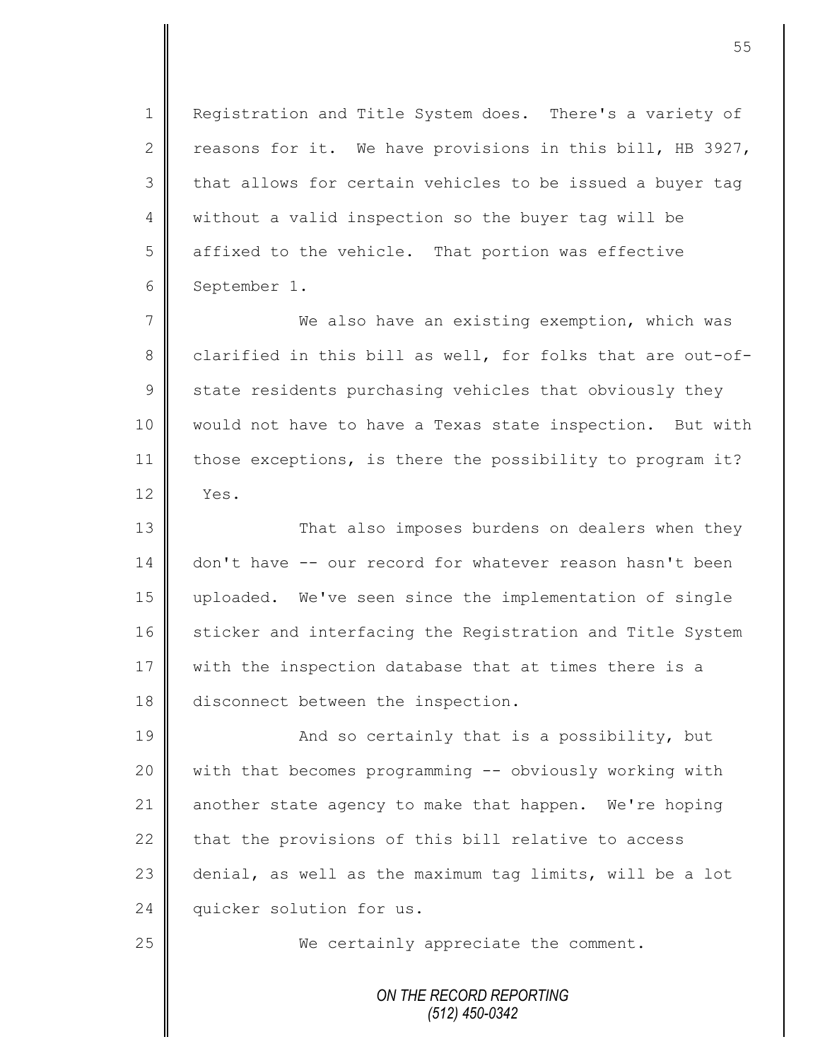Registration and Title System does. There's a variety of reasons for it. We have provisions in this bill, HB 3927, that allows for certain vehicles to be issued a buyer tag without a valid inspection so the buyer tag will be affixed to the vehicle. That portion was effective September 1.

We also have an existing exemption, which was clarified in this bill as well, for folks that are out-of-state residents purchasing vehicles that obviously they would not have to have a Texas state inspection. But with those exceptions, is there the possibility to program it? Yes.

That also imposes burdens on dealers when they don't have -- our record for whatever reason hasn't been uploaded. We've seen since the implementation of single sticker and interfacing the Registration and Title System with the inspection database that at times there is a disconnect between the inspection.

And so certainly that is a possibility, but with that becomes programming -- obviously working with another state agency to make that happen. We're hoping that the provisions of this bill relative to access denial, as well as the maximum tag limits, will be a lot quicker solution for us.

We certainly appreciate the comment.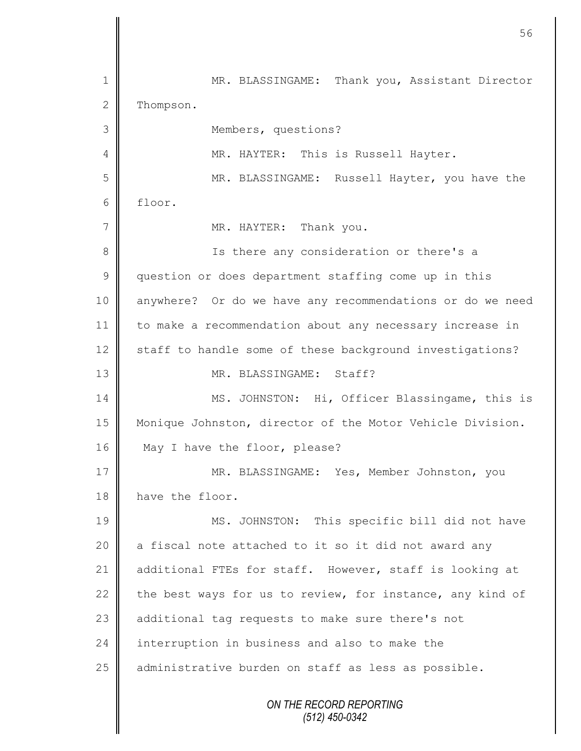MR. BLASSINGAME: Thank you, Assistant Director Thompson.

Members, questions?

MR. HAYTER: This is Russell Hayter.

MR. BLASSINGAME: Russell Hayter, you have the floor.

MR. HAYTER: Thank you.

Is there any consideration or there's a question or does department staffing come up in this anywhere? Or do we have any recommendations or do we need to make a recommendation about any necessary increase in staff to handle some of these background investigations?

MR. BLASSINGAME: Staff?

MS. JOHNSTON: Hi, Officer Blassingame, this is Monique Johnston, director of the Motor Vehicle Division. May I have the floor, please?

MR. BLASSINGAME: Yes, Member Johnston, you have the floor.

MS. JOHNSTON: This specific bill did not have a fiscal note attached to it so it did not award any additional FTEs for staff. However, staff is looking at the best ways for us to review, for instance, any kind of additional tag requests to make sure there's not interruption in business and also to make the administrative burden on staff as less as possible.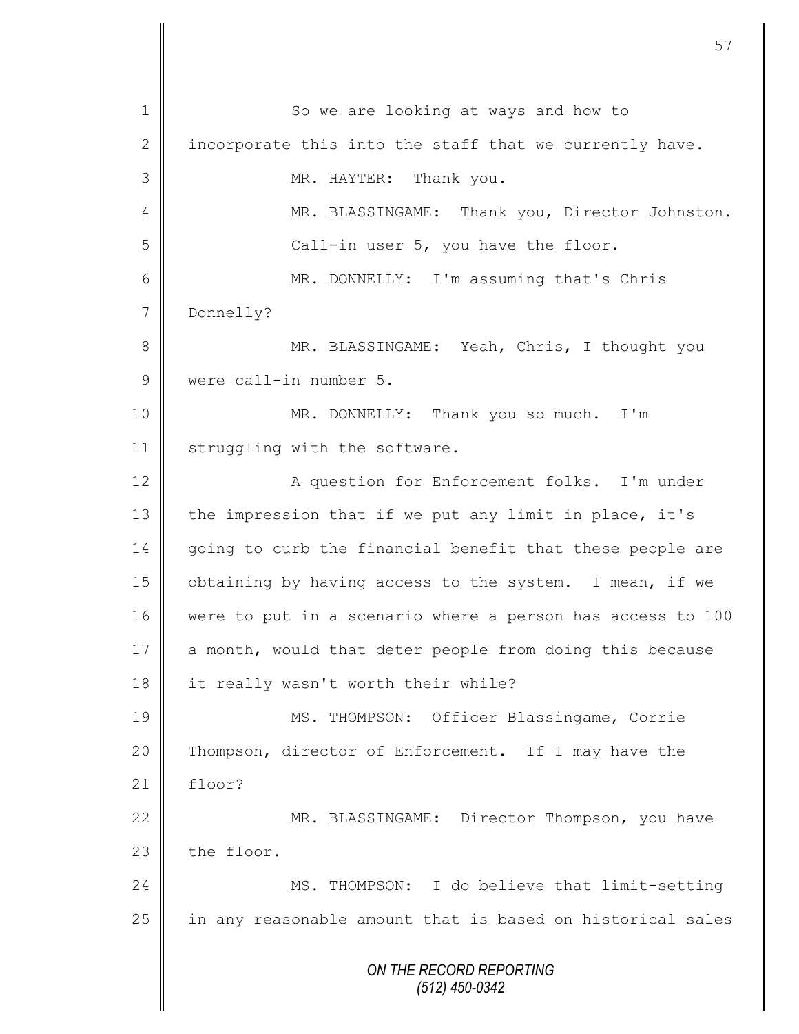So we are looking at ways and how to incorporate this into the staff that we currently have.

MR. HAYTER: Thank you.

MR. BLASSINGAME: Thank you, Director Johnston.

Call-in user 5, you have the floor.

MR. DONNELLY: I'm assuming that's Chris Donnelly?

MR. BLASSINGAME: Yeah, Chris, I thought you were call-in number 5.

MR. DONNELLY: Thank you so much. I'm struggling with the software.

A question for Enforcement folks. I'm under the impression that if we put any limit in place, it's going to curb the financial benefit that these people are obtaining by having access to the system. I mean, if we were to put in a scenario where a person has access to 100 a month, would that deter people from doing this because it really wasn't worth their while?

MS. THOMPSON: Officer Blassingame, Corrie Thompson, director of Enforcement. If I may have the floor?

MR. BLASSINGAME: Director Thompson, you have the floor.

MS. THOMPSON: I do believe that limit-setting in any reasonable amount that is based on historical sales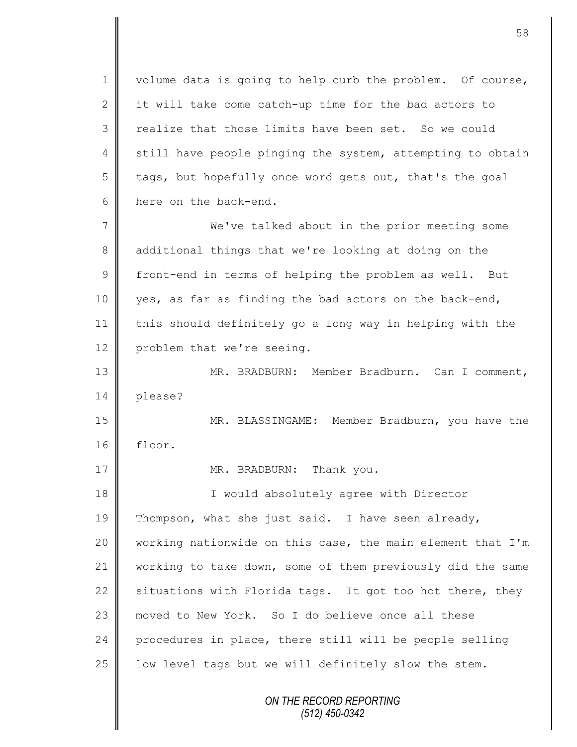volume data is going to help curb the problem. Of course, it will take come catch-up time for the bad actors to realize that those limits have been set. So we could still have people pinging the system, attempting to obtain tags, but hopefully once word gets out, that's the goal here on the back-end.

We've talked about in the prior meeting some additional things that we're looking at doing on the front-end in terms of helping the problem as well. But yes, as far as finding the bad actors on the back-end, this should definitely go a long way in helping with the problem that we're seeing.

MR. BRADBURN: Member Bradburn. Can I comment, please?

MR. BLASSINGAME: Member Bradburn, you have the floor.

MR. BRADBURN: Thank you.

I would absolutely agree with Director Thompson, what she just said. I have seen already, working nationwide on this case, the main element that I'm working to take down, some of them previously did the same situations with Florida tags. It got too hot there, they moved to New York. So I do believe once all these procedures in place, there still will be people selling low level tags but we will definitely slow the stem.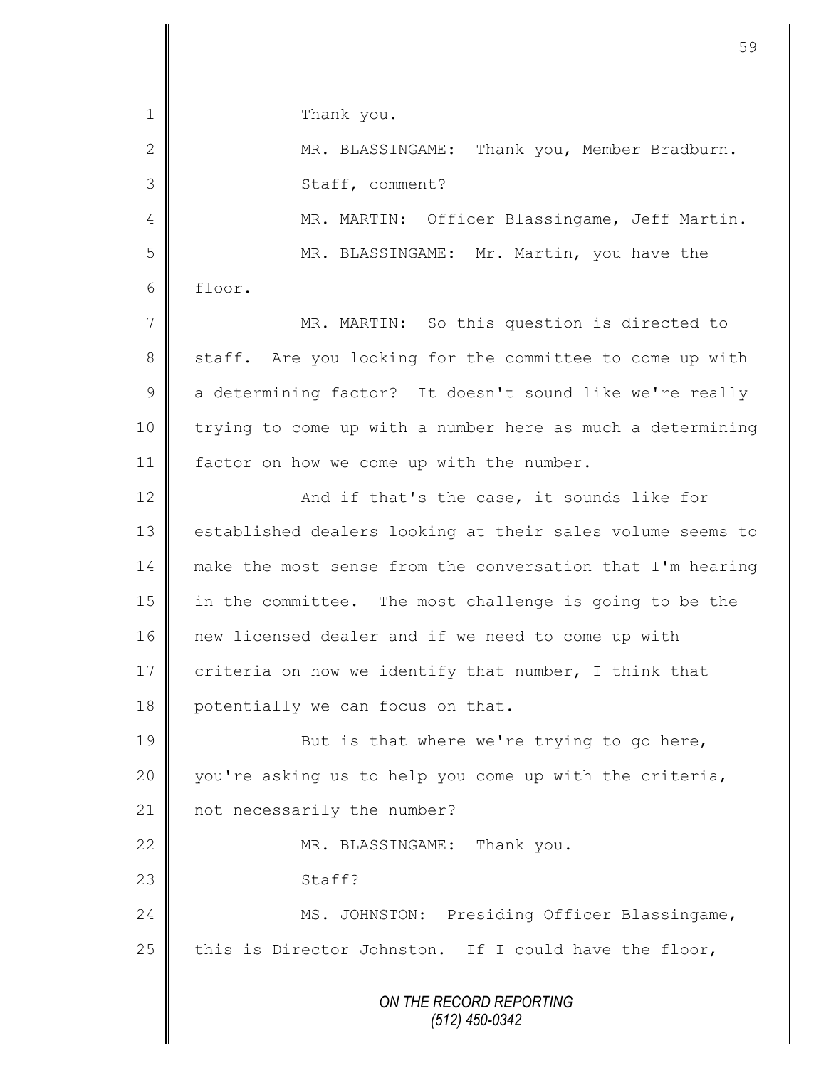Thank you.

MR. BLASSINGAME: Thank you, Member Bradburn. Staff, comment?

MR. MARTIN: Officer Blassingame, Jeff Martin.

MR. BLASSINGAME: Mr. Martin, you have the floor.

MR. MARTIN: So this question is directed to staff. Are you looking for the committee to come up with a determining factor? It doesn't sound like we're really trying to come up with a number here as much a determining factor on how we come up with the number.

And if that's the case, it sounds like for established dealers looking at their sales volume seems to make the most sense from the conversation that I'm hearing in the committee. The most challenge is going to be the new licensed dealer and if we need to come up with criteria on how we identify that number, I think that potentially we can focus on that.

But is that where we're trying to go here, you're asking us to help you come up with the criteria, not necessarily the number?

MR. BLASSINGAME: Thank you.

Staff?

MS. JOHNSTON: Presiding Officer Blassingame, this is Director Johnston. If I could have the floor,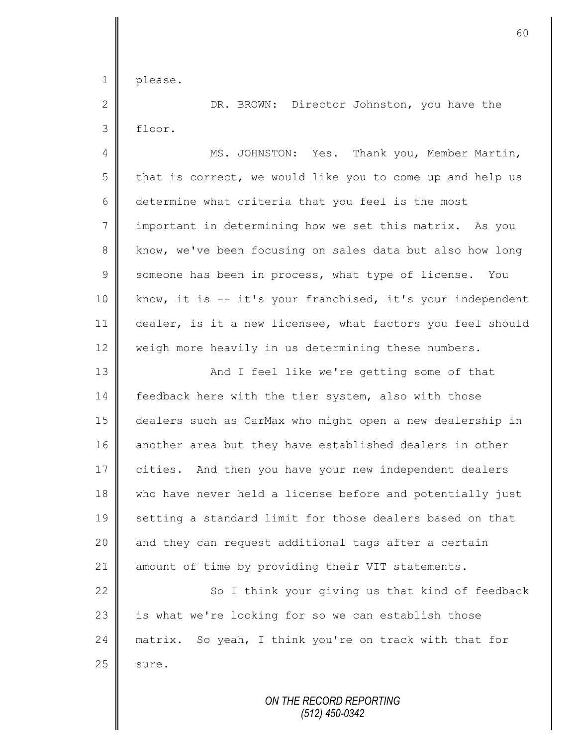please.

DR. BROWN: Director Johnston, you have the floor.

MS. JOHNSTON: Yes. Thank you, Member Martin, that is correct, we would like you to come up and help us determine what criteria that you feel is the most important in determining how we set this matrix. As you know, we've been focusing on sales data but also how long someone has been in process, what type of license. You know, it is -- it's your franchised, it's your independent dealer, is it a new licensee, what factors you feel should weigh more heavily in us determining these numbers.

And I feel like we're getting some of that feedback here with the tier system, also with those dealers such as CarMax who might open a new dealership in another area but they have established dealers in other cities. And then you have your new independent dealers who have never held a license before and potentially just setting a standard limit for those dealers based on that and they can request additional tags after a certain amount of time by providing their VIT statements.

So I think your giving us that kind of feedback is what we're looking for so we can establish those matrix. So yeah, I think you're on track with that for sure.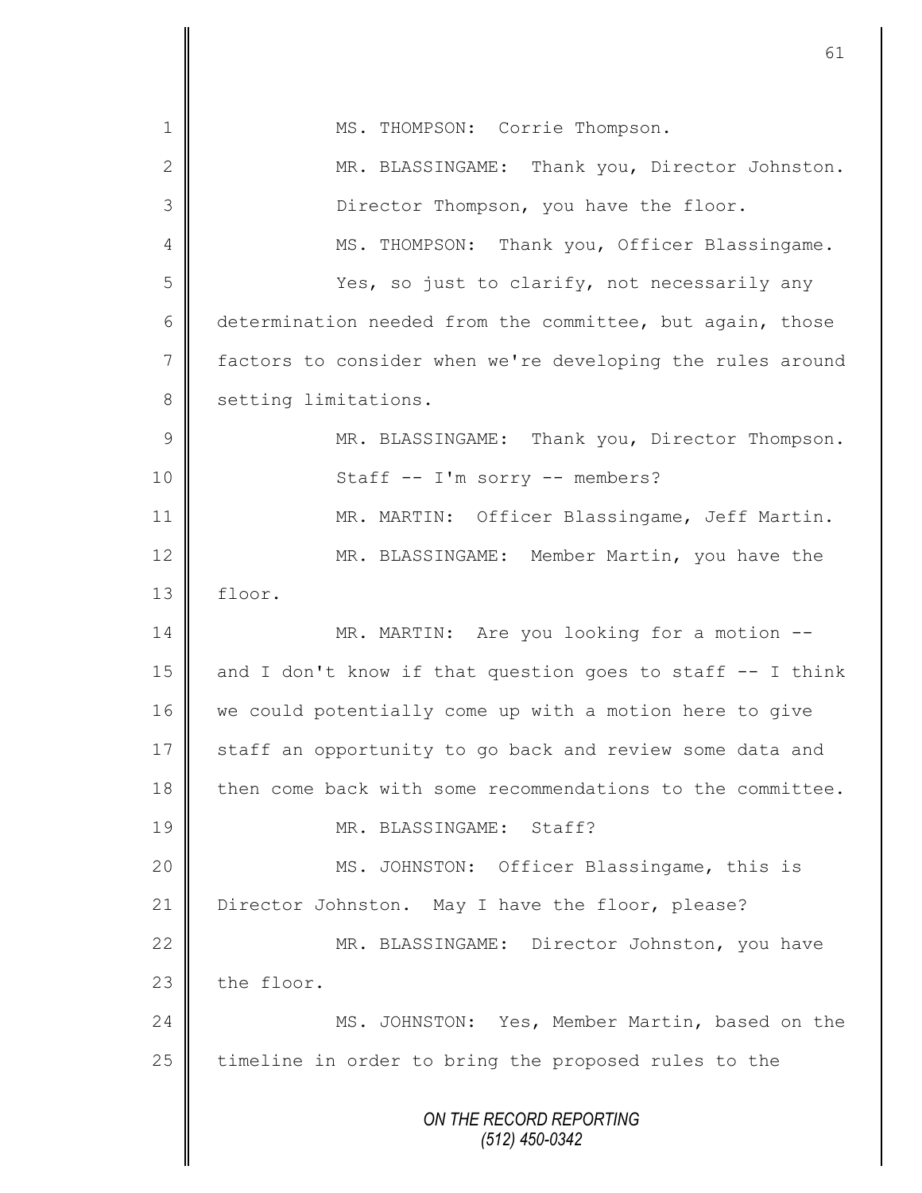MS. THOMPSON: Corrie Thompson.

MR. BLASSINGAME: Thank you, Director Johnston. Director Thompson, you have the floor.

MS. THOMPSON: Thank you, Officer Blassingame. Yes, so just to clarify, not necessarily any determination needed from the committee, but again, those factors to consider when we're developing the rules around setting limitations.

MR. BLASSINGAME: Thank you, Director Thompson. Staff -- I'm sorry -- members?

MR. MARTIN: Officer Blassingame, Jeff Martin.

MR. BLASSINGAME: Member Martin, you have the floor.

MR. MARTIN: Are you looking for a motion -- and I don't know if that question goes to staff -- I think we could potentially come up with a motion here to give staff an opportunity to go back and review some data and then come back with some recommendations to the committee.

MR. BLASSINGAME: Staff?

MS. JOHNSTON: Officer Blassingame, this is Director Johnston. May I have the floor, please?

MR. BLASSINGAME: Director Johnston, you have the floor.

MS. JOHNSTON: Yes, Member Martin, based on the timeline in order to bring the proposed rules to the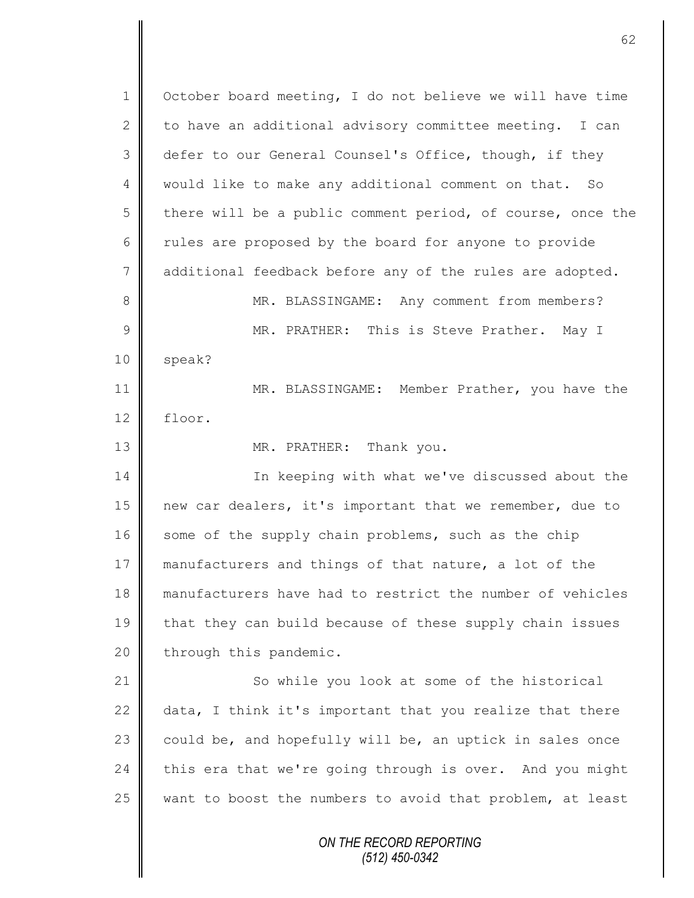October board meeting, I do not believe we will have time to have an additional advisory committee meeting. I can defer to our General Counsel's Office, though, if they would like to make any additional comment on that. So there will be a public comment period, of course, once the rules are proposed by the board for anyone to provide additional feedback before any of the rules are adopted.

MR. BLASSINGAME: Any comment from members?

MR. PRATHER: This is Steve Prather. May I speak?

MR. BLASSINGAME: Member Prather, you have the floor.

MR. PRATHER: Thank you.

In keeping with what we've discussed about the new car dealers, it's important that we remember, due to some of the supply chain problems, such as the chip manufacturers and things of that nature, a lot of the manufacturers have had to restrict the number of vehicles that they can build because of these supply chain issues through this pandemic.

So while you look at some of the historical data, I think it's important that you realize that there could be, and hopefully will be, an uptick in sales once this era that we're going through is over. And you might want to boost the numbers to avoid that problem, at least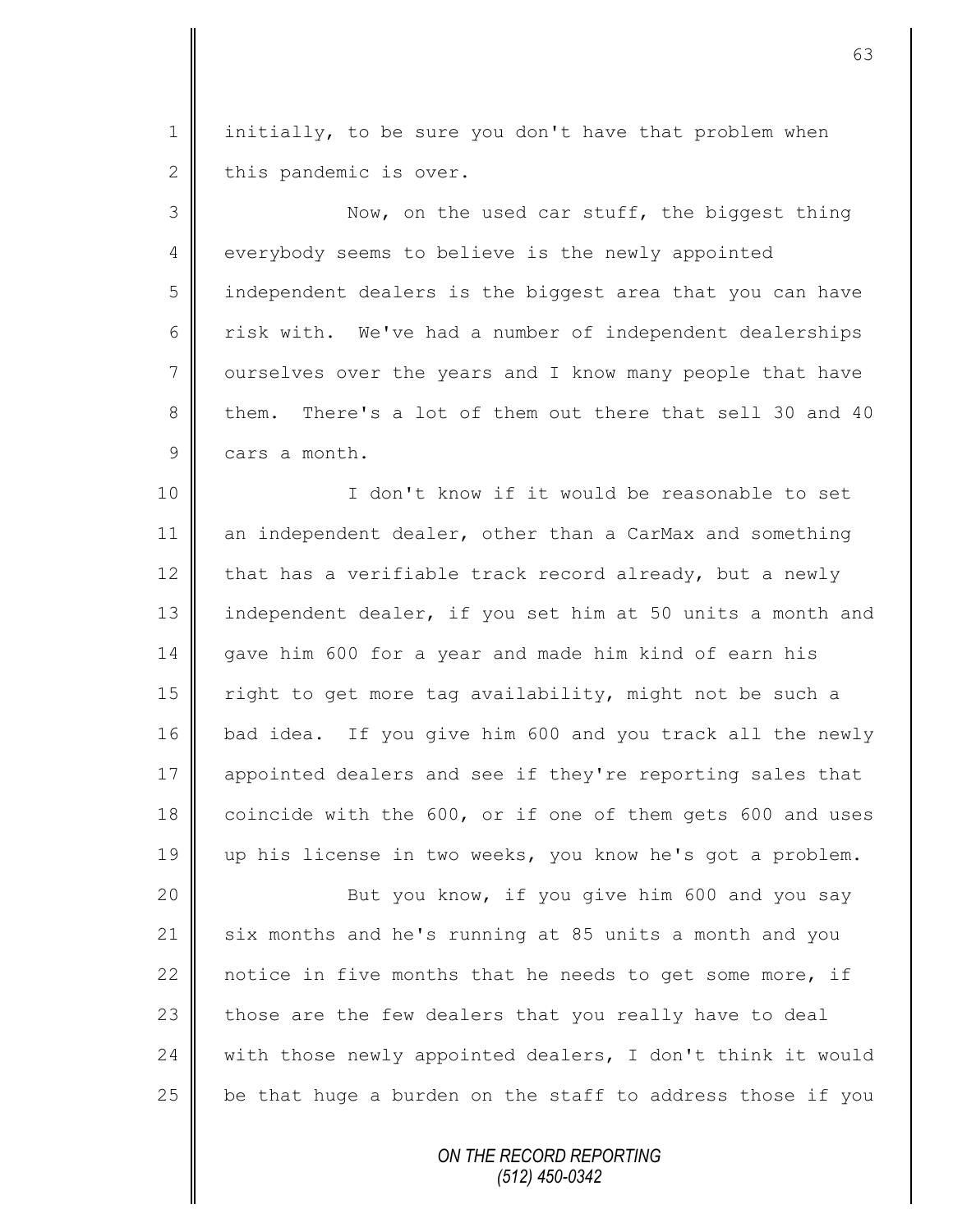initially, to be sure you don't have that problem when this pandemic is over.

Now, on the used car stuff, the biggest thing everybody seems to believe is the newly appointed independent dealers is the biggest area that you can have risk with. We've had a number of independent dealerships ourselves over the years and I know many people that have them. There's a lot of them out there that sell 30 and 40 cars a month.

I don't know if it would be reasonable to set an independent dealer, other than a CarMax and something that has a verifiable track record already, but a newly independent dealer, if you set him at 50 units a month and gave him 600 for a year and made him kind of earn his right to get more tag availability, might not be such a bad idea. If you give him 600 and you track all the newly appointed dealers and see if they're reporting sales that coincide with the 600, or if one of them gets 600 and uses up his license in two weeks, you know he's got a problem.

But you know, if you give him 600 and you say six months and he's running at 85 units a month and you notice in five months that he needs to get some more, if those are the few dealers that you really have to deal with those newly appointed dealers, I don't think it would be that huge a burden on the staff to address those if you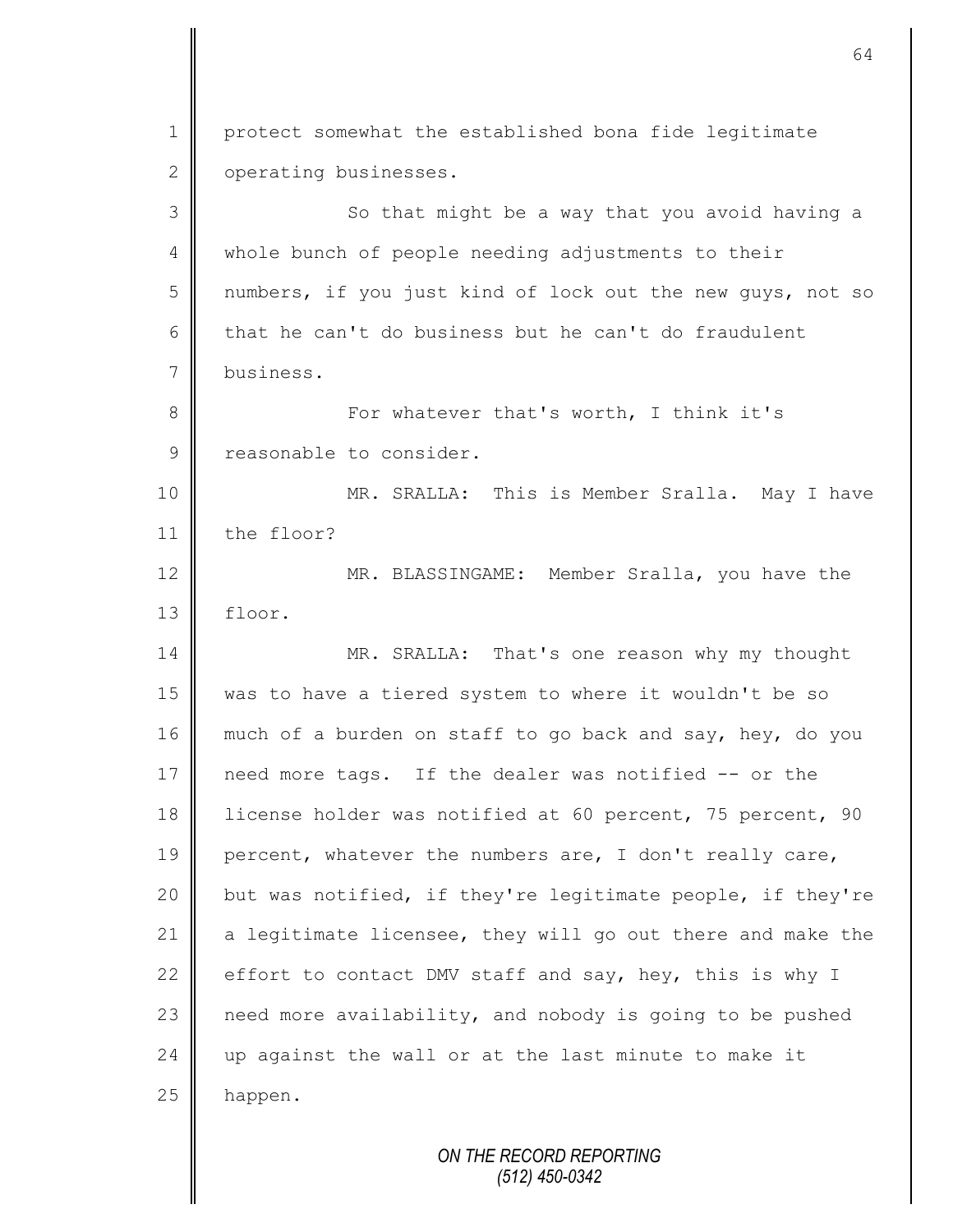protect somewhat the established bona fide legitimate operating businesses.

So that might be a way that you avoid having a whole bunch of people needing adjustments to their numbers, if you just kind of lock out the new guys, not so that he can't do business but he can't do fraudulent business.

For whatever that's worth, I think it's reasonable to consider.

MR. SRALLA: This is Member Sralla. May I have the floor?

MR. BLASSINGAME: Member Sralla, you have the floor.

MR. SRALLA: That's one reason why my thought was to have a tiered system to where it wouldn't be so much of a burden on staff to go back and say, hey, do you need more tags. If the dealer was notified -- or the license holder was notified at 60 percent, 75 percent, 90 percent, whatever the numbers are, I don't really care, but was notified, if they're legitimate people, if they're a legitimate licensee, they will go out there and make the effort to contact DMV staff and say, hey, this is why I need more availability, and nobody is going to be pushed up against the wall or at the last minute to make it happen.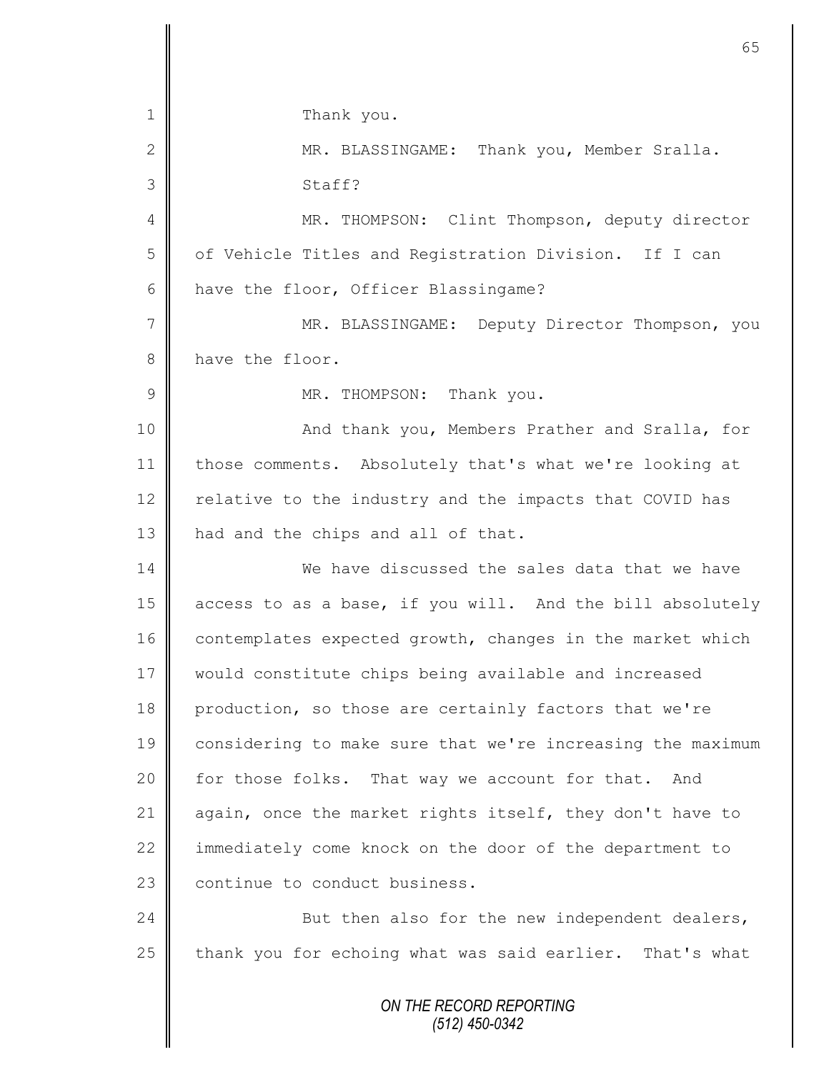Thank you.

MR. BLASSINGAME: Thank you, Member Sralla. Staff?

MR. THOMPSON: Clint Thompson, deputy director of Vehicle Titles and Registration Division. If I can have the floor, Officer Blassingame?

MR. BLASSINGAME: Deputy Director Thompson, you have the floor.

MR. THOMPSON: Thank you.

And thank you, Members Prather and Sralla, for those comments. Absolutely that's what we're looking at relative to the industry and the impacts that COVID has had and the chips and all of that.

We have discussed the sales data that we have access to as a base, if you will. And the bill absolutely contemplates expected growth, changes in the market which would constitute chips being available and increased production, so those are certainly factors that we're considering to make sure that we're increasing the maximum for those folks. That way we account for that. And again, once the market rights itself, they don't have to immediately come knock on the door of the department to continue to conduct business.

But then also for the new independent dealers, thank you for echoing what was said earlier. That's what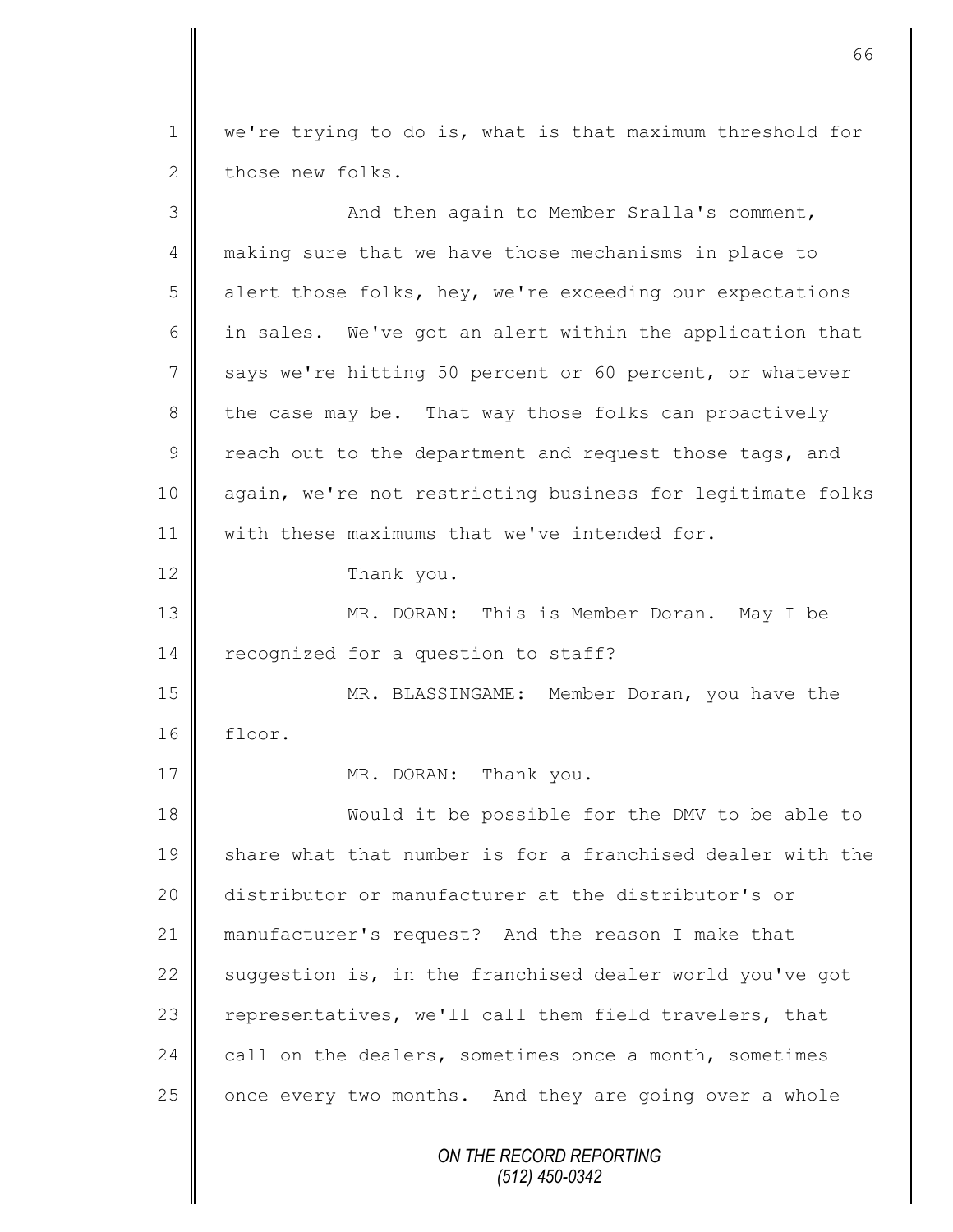we're trying to do is, what is that maximum threshold for those new folks.

And then again to Member Sralla's comment, making sure that we have those mechanisms in place to alert those folks, hey, we're exceeding our expectations in sales. We've got an alert within the application that says we're hitting 50 percent or 60 percent, or whatever the case may be. That way those folks can proactively reach out to the department and request those tags, and again, we're not restricting business for legitimate folks with these maximums that we've intended for.

Thank you.

MR. DORAN: This is Member Doran. May I be recognized for a question to staff?

MR. BLASSINGAME: Member Doran, you have the floor.

MR. DORAN: Thank you.

Would it be possible for the DMV to be able to share what that number is for a franchised dealer with the distributor or manufacturer at the distributor's or manufacturer's request? And the reason I make that suggestion is, in the franchised dealer world you've got representatives, we'll call them field travelers, that call on the dealers, sometimes once a month, sometimes once every two months. And they are going over a whole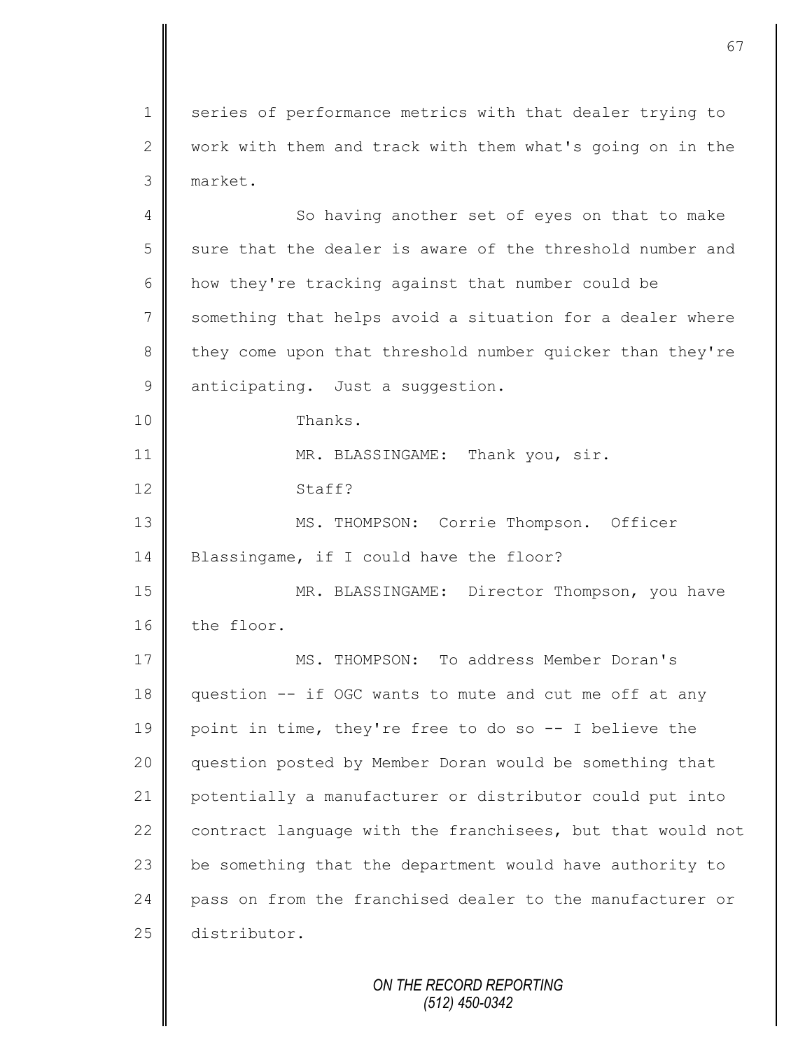series of performance metrics with that dealer trying to work with them and track with them what's going on in the market.

So having another set of eyes on that to make sure that the dealer is aware of the threshold number and how they're tracking against that number could be something that helps avoid a situation for a dealer where they come upon that threshold number quicker than they're anticipating. Just a suggestion.

Thanks.

MR. BLASSINGAME: Thank you, sir.

Staff?

MS. THOMPSON: Corrie Thompson. Officer Blassingame, if I could have the floor?

MR. BLASSINGAME: Director Thompson, you have the floor.

MS. THOMPSON: To address Member Doran's question -- if OGC wants to mute and cut me off at any point in time, they're free to do so -- I believe the question posted by Member Doran would be something that potentially a manufacturer or distributor could put into contract language with the franchisees, but that would not be something that the department would have authority to pass on from the franchised dealer to the manufacturer or distributor.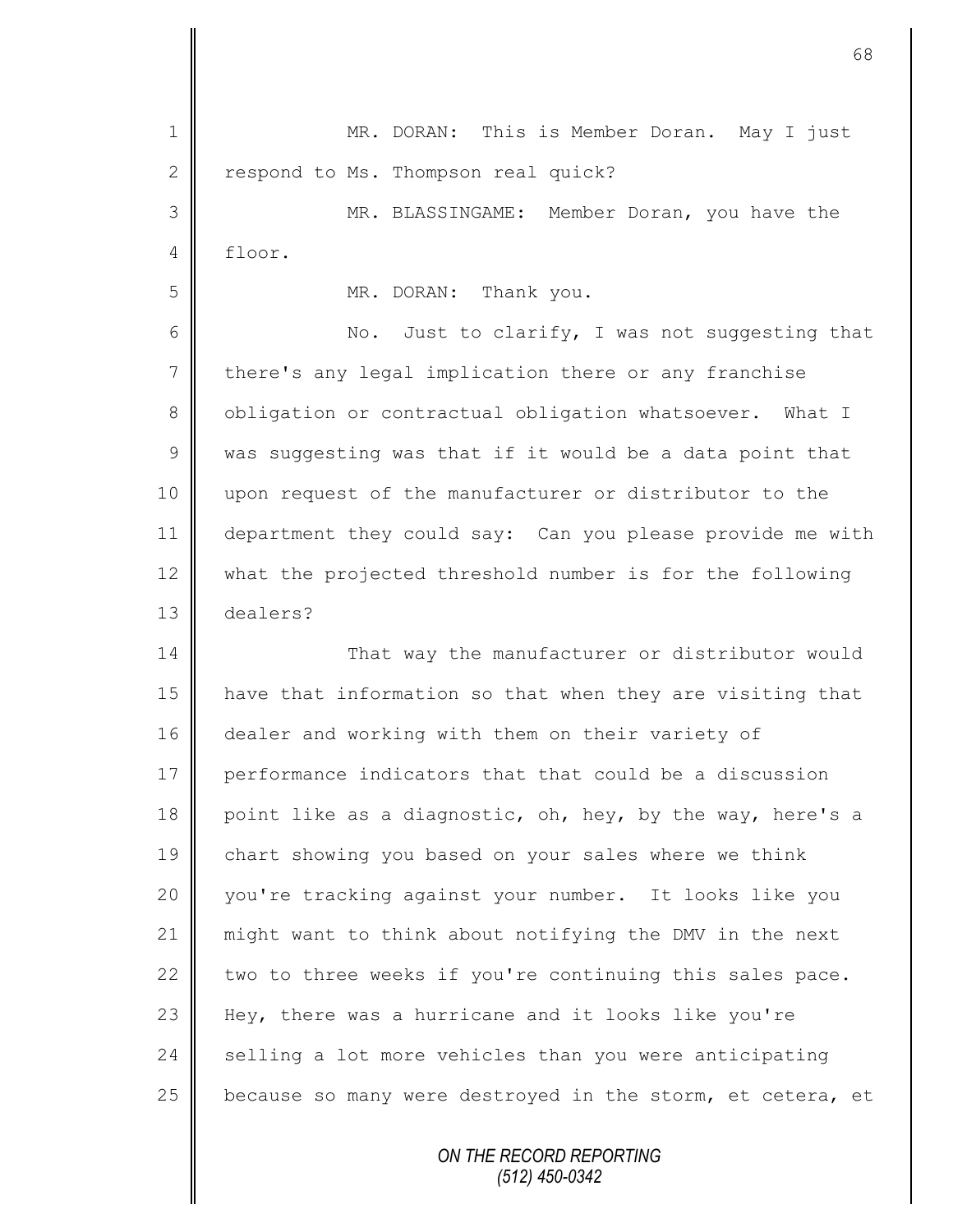MR. DORAN: This is Member Doran. May I just respond to Ms. Thompson real quick?

MR. BLASSINGAME: Member Doran, you have the floor.

MR. DORAN: Thank you.

No. Just to clarify, I was not suggesting that there's any legal implication there or any franchise obligation or contractual obligation whatsoever. What I was suggesting was that if it would be a data point that upon request of the manufacturer or distributor to the department they could say: Can you please provide me with what the projected threshold number is for the following dealers?

That way the manufacturer or distributor would have that information so that when they are visiting that dealer and working with them on their variety of performance indicators that that could be a discussion point like as a diagnostic, oh, hey, by the way, here's a chart showing you based on your sales where we think you're tracking against your number. It looks like you might want to think about notifying the DMV in the next two to three weeks if you're continuing this sales pace. Hey, there was a hurricane and it looks like you're selling a lot more vehicles than you were anticipating because so many were destroyed in the storm, et cetera, et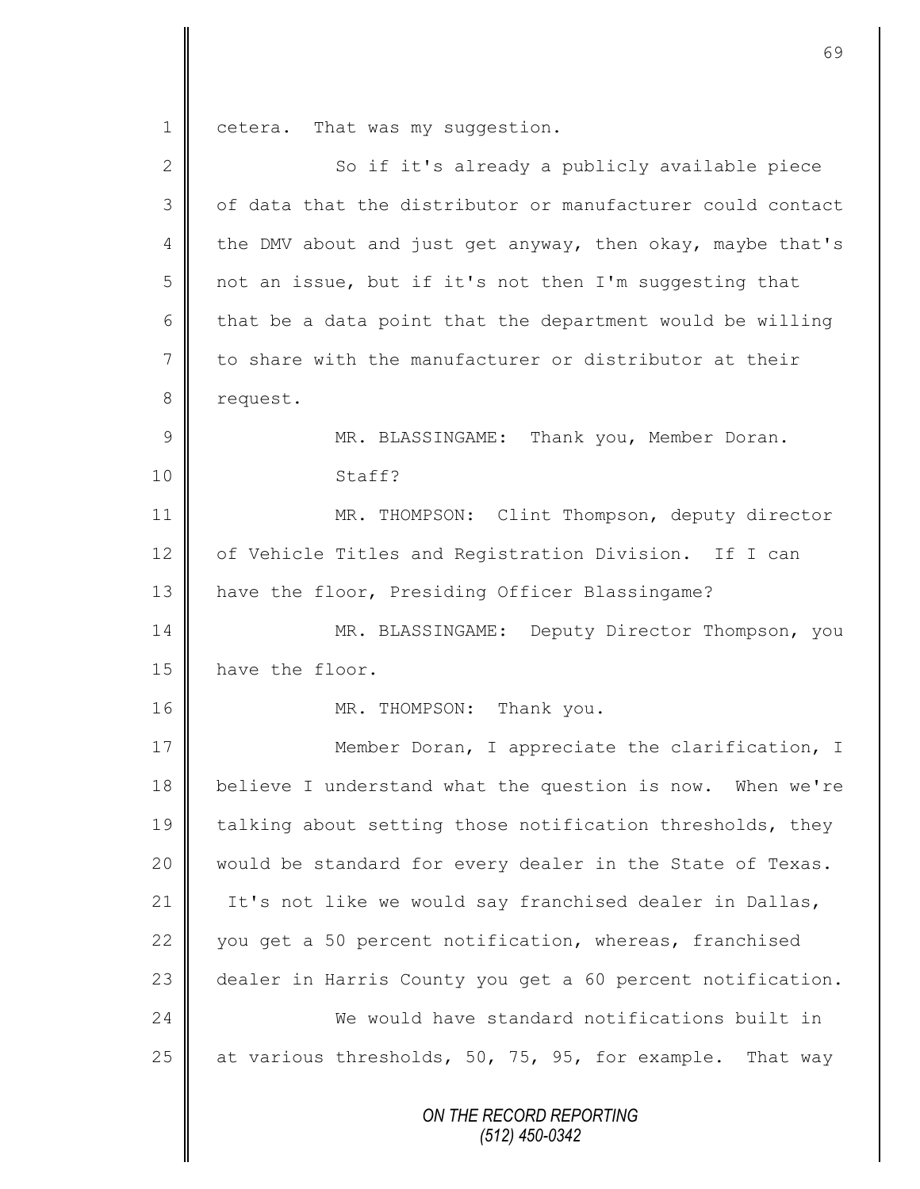1 cetera. That was my suggestion.

2 So if it's already a publicly available piece
3 of data that the distributor or manufacturer could contact
4 the DMV about and just get anyway, then okay, maybe that's
5 not an issue, but if it's not then I'm suggesting that
6 that be a data point that the department would be willing
7 to share with the manufacturer or distributor at their
8 request.

9 MR. BLASSINGAME: Thank you, Member Doran.
10 Staff?

11 MR. THOMPSON: Clint Thompson, deputy director
12 of Vehicle Titles and Registration Division. If I can
13 have the floor, Presiding Officer Blassingame?

14 MR. BLASSINGAME: Deputy Director Thompson, you
15 have the floor.

16 MR. THOMPSON: Thank you.

17 Member Doran, I appreciate the clarification, I
18 believe I understand what the question is now. When we're
19 talking about setting those notification thresholds, they
20 would be standard for every dealer in the State of Texas.
21 It's not like we would say franchised dealer in Dallas,
22 you get a 50 percent notification, whereas, franchised
23 dealer in Harris County you get a 60 percent notification.

24 We would have standard notifications built in
25 at various thresholds, 50, 75, 95, for example. That way

*ON THE RECORD REPORTING*
*(512) 450-0342*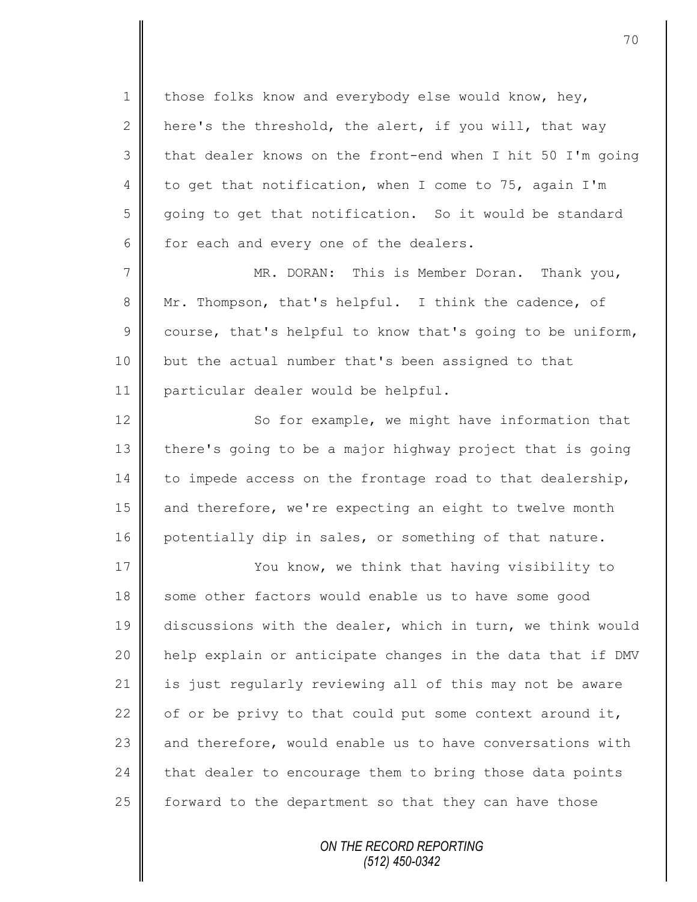those folks know and everybody else would know, hey, here's the threshold, the alert, if you will, that way that dealer knows on the front-end when I hit 50 I'm going to get that notification, when I come to 75, again I'm going to get that notification. So it would be standard for each and every one of the dealers.

MR. DORAN: This is Member Doran. Thank you, Mr. Thompson, that's helpful. I think the cadence, of course, that's helpful to know that's going to be uniform, but the actual number that's been assigned to that particular dealer would be helpful.

So for example, we might have information that there's going to be a major highway project that is going to impede access on the frontage road to that dealership, and therefore, we're expecting an eight to twelve month potentially dip in sales, or something of that nature.

You know, we think that having visibility to some other factors would enable us to have some good discussions with the dealer, which in turn, we think would help explain or anticipate changes in the data that if DMV is just regularly reviewing all of this may not be aware of or be privy to that could put some context around it, and therefore, would enable us to have conversations with that dealer to encourage them to bring those data points forward to the department so that they can have those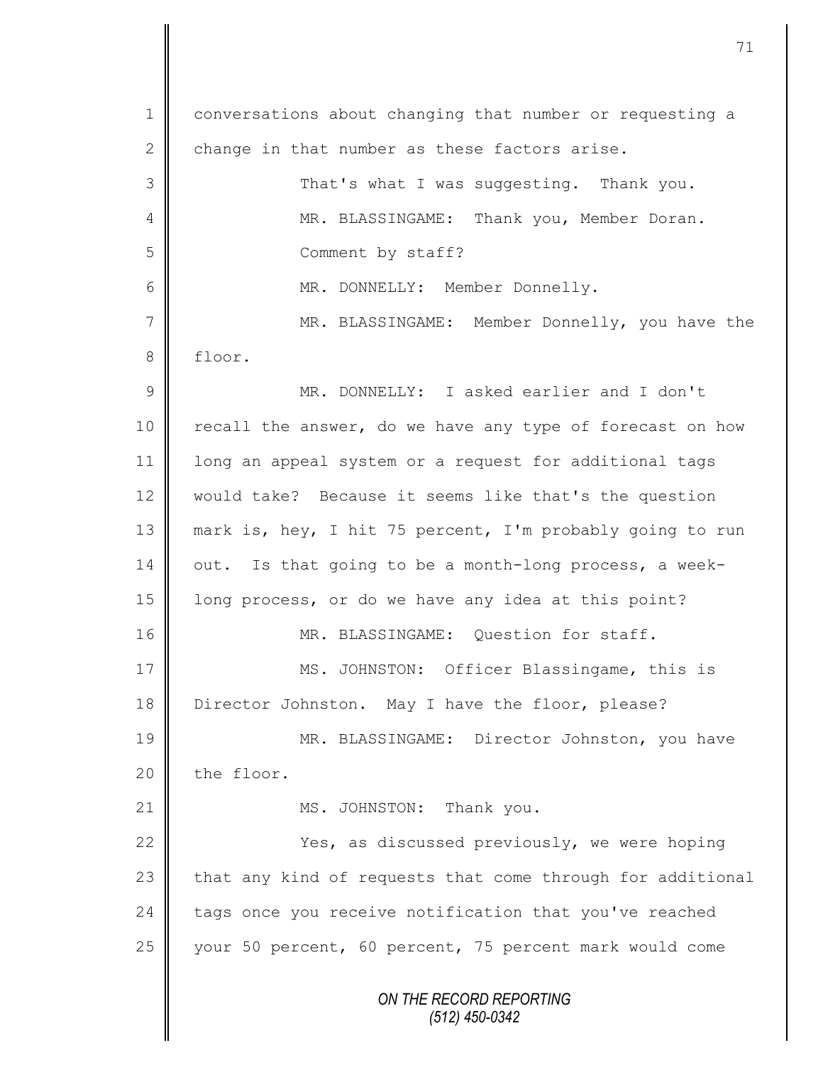conversations about changing that number or requesting a change in that number as these factors arise.

That's what I was suggesting. Thank you.

MR. BLASSINGAME: Thank you, Member Doran.

Comment by staff?

MR. DONNELLY: Member Donnelly.

MR. BLASSINGAME: Member Donnelly, you have the floor.

MR. DONNELLY: I asked earlier and I don't recall the answer, do we have any type of forecast on how long an appeal system or a request for additional tags would take? Because it seems like that's the question mark is, hey, I hit 75 percent, I'm probably going to run out. Is that going to be a month-long process, a week-long process, or do we have any idea at this point?

MR. BLASSINGAME: Question for staff.

MS. JOHNSTON: Officer Blassingame, this is Director Johnston. May I have the floor, please?

MR. BLASSINGAME: Director Johnston, you have the floor.

MS. JOHNSTON: Thank you.

Yes, as discussed previously, we were hoping that any kind of requests that come through for additional tags once you receive notification that you've reached your 50 percent, 60 percent, 75 percent mark would come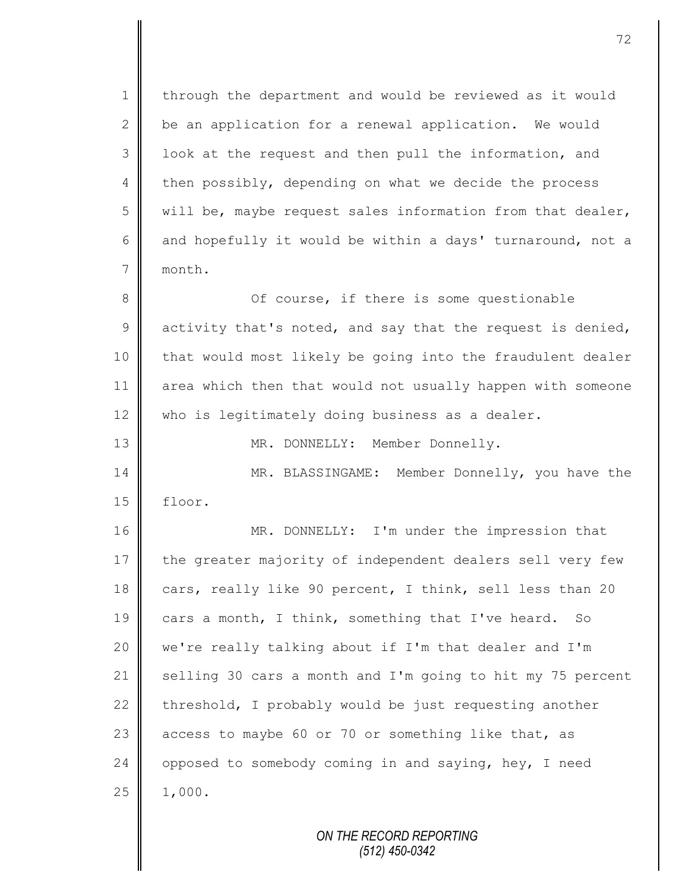through the department and would be reviewed as it would be an application for a renewal application. We would look at the request and then pull the information, and then possibly, depending on what we decide the process will be, maybe request sales information from that dealer, and hopefully it would be within a days' turnaround, not a month.

Of course, if there is some questionable activity that's noted, and say that the request is denied, that would most likely be going into the fraudulent dealer area which then that would not usually happen with someone who is legitimately doing business as a dealer.

MR. DONNELLY: Member Donnelly.

MR. BLASSINGAME: Member Donnelly, you have the floor.

MR. DONNELLY: I'm under the impression that the greater majority of independent dealers sell very few cars, really like 90 percent, I think, sell less than 20 cars a month, I think, something that I've heard. So we're really talking about if I'm that dealer and I'm selling 30 cars a month and I'm going to hit my 75 percent threshold, I probably would be just requesting another access to maybe 60 or 70 or something like that, as opposed to somebody coming in and saying, hey, I need 1,000.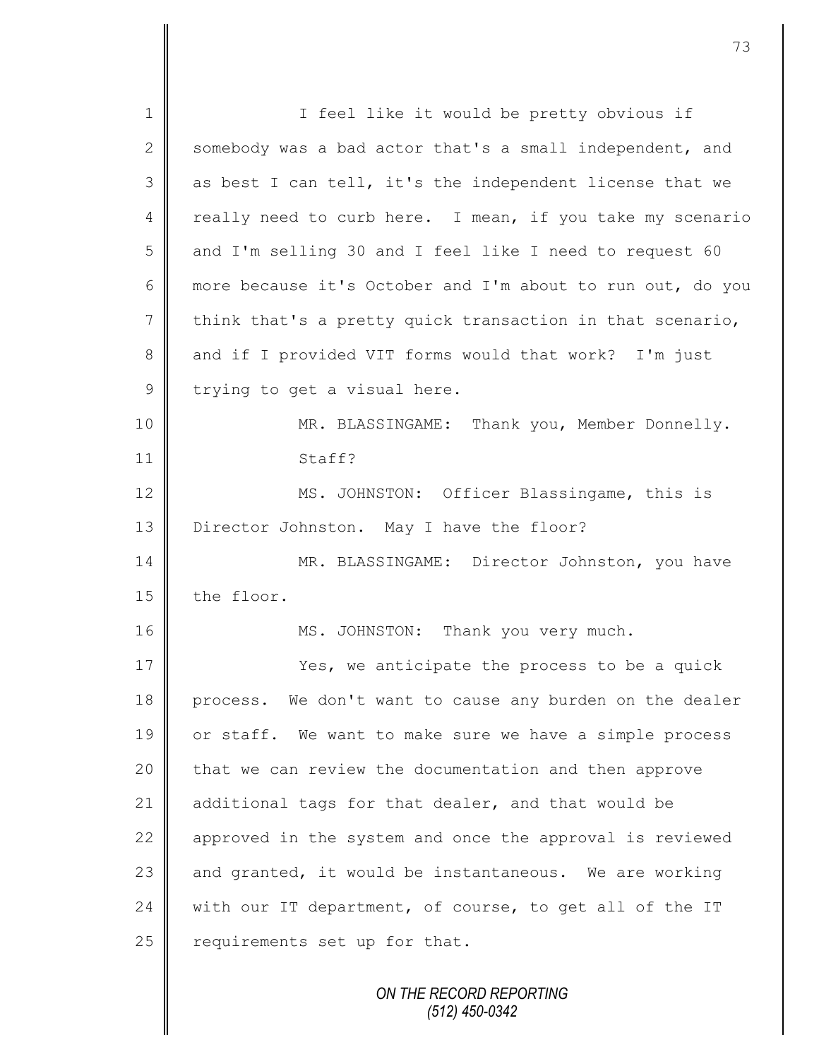I feel like it would be pretty obvious if somebody was a bad actor that's a small independent, and as best I can tell, it's the independent license that we really need to curb here. I mean, if you take my scenario and I'm selling 30 and I feel like I need to request 60 more because it's October and I'm about to run out, do you think that's a pretty quick transaction in that scenario, and if I provided VIT forms would that work? I'm just trying to get a visual here.

MR. BLASSINGAME: Thank you, Member Donnelly. Staff?

MS. JOHNSTON: Officer Blassingame, this is Director Johnston. May I have the floor?

MR. BLASSINGAME: Director Johnston, you have the floor.

MS. JOHNSTON: Thank you very much.

Yes, we anticipate the process to be a quick process. We don't want to cause any burden on the dealer or staff. We want to make sure we have a simple process that we can review the documentation and then approve additional tags for that dealer, and that would be approved in the system and once the approval is reviewed and granted, it would be instantaneous. We are working with our IT department, of course, to get all of the IT requirements set up for that.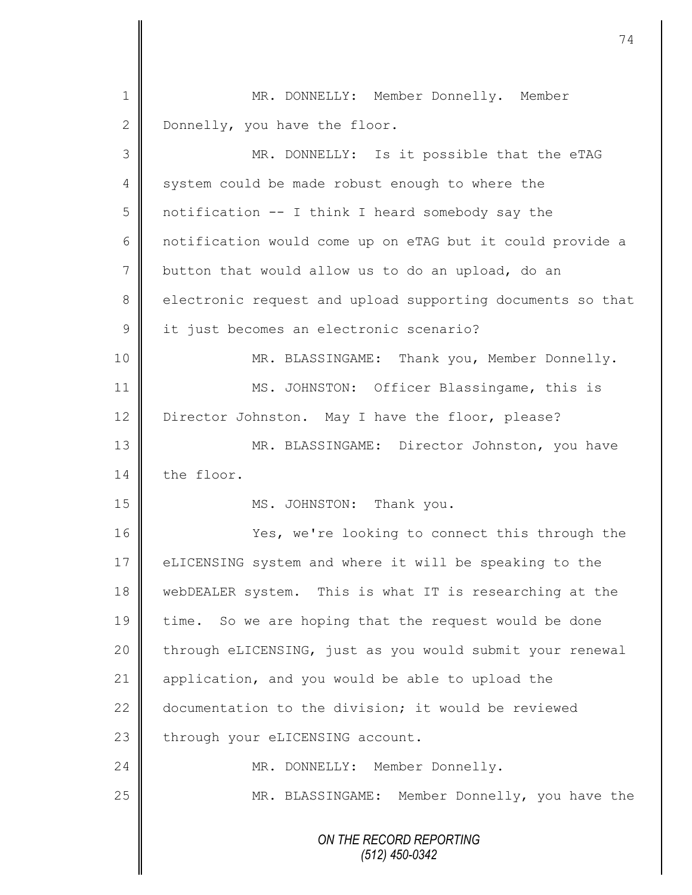MR. DONNELLY: Member Donnelly. Member Donnelly, you have the floor.

MR. DONNELLY: Is it possible that the eTAG system could be made robust enough to where the notification -- I think I heard somebody say the notification would come up on eTAG but it could provide a button that would allow us to do an upload, do an electronic request and upload supporting documents so that it just becomes an electronic scenario?

MR. BLASSINGAME: Thank you, Member Donnelly.

MS. JOHNSTON: Officer Blassingame, this is Director Johnston. May I have the floor, please?

MR. BLASSINGAME: Director Johnston, you have the floor.

MS. JOHNSTON: Thank you.

Yes, we're looking to connect this through the eLICENSING system and where it will be speaking to the webDEALER system. This is what IT is researching at the time. So we are hoping that the request would be done through eLICENSING, just as you would submit your renewal application, and you would be able to upload the documentation to the division; it would be reviewed through your eLICENSING account.

MR. DONNELLY: Member Donnelly.

MR. BLASSINGAME: Member Donnelly, you have the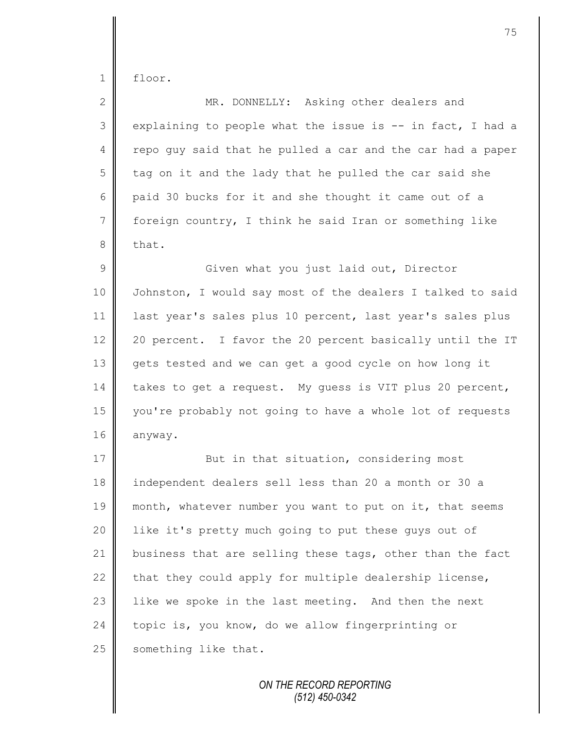floor.

MR. DONNELLY: Asking other dealers and explaining to people what the issue is -- in fact, I had a repo guy said that he pulled a car and the car had a paper tag on it and the lady that he pulled the car said she paid 30 bucks for it and she thought it came out of a foreign country, I think he said Iran or something like that.

Given what you just laid out, Director Johnston, I would say most of the dealers I talked to said last year's sales plus 10 percent, last year's sales plus 20 percent. I favor the 20 percent basically until the IT gets tested and we can get a good cycle on how long it takes to get a request. My guess is VIT plus 20 percent, you're probably not going to have a whole lot of requests anyway.

But in that situation, considering most independent dealers sell less than 20 a month or 30 a month, whatever number you want to put on it, that seems like it's pretty much going to put these guys out of business that are selling these tags, other than the fact that they could apply for multiple dealership license, like we spoke in the last meeting. And then the next topic is, you know, do we allow fingerprinting or something like that.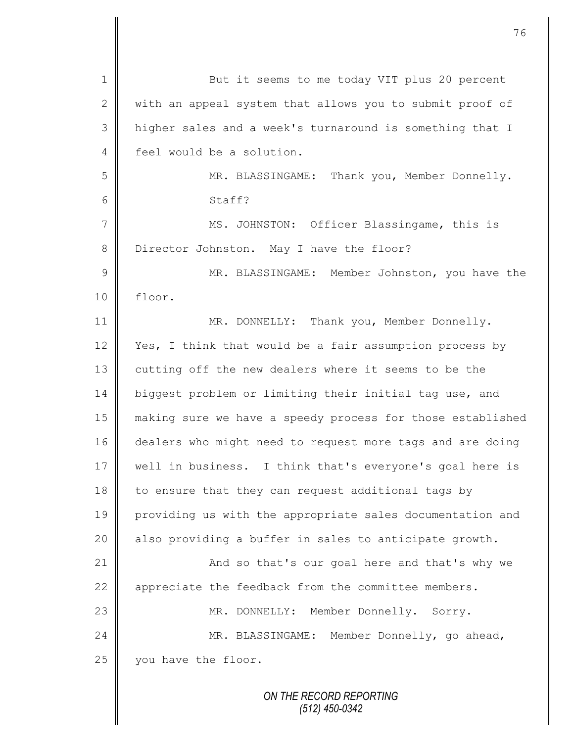But it seems to me today VIT plus 20 percent with an appeal system that allows you to submit proof of higher sales and a week's turnaround is something that I feel would be a solution.

MR. BLASSINGAME: Thank you, Member Donnelly. Staff?

MS. JOHNSTON: Officer Blassingame, this is Director Johnston. May I have the floor?

MR. BLASSINGAME: Member Johnston, you have the floor.

MR. DONNELLY: Thank you, Member Donnelly. Yes, I think that would be a fair assumption process by cutting off the new dealers where it seems to be the biggest problem or limiting their initial tag use, and making sure we have a speedy process for those established dealers who might need to request more tags and are doing well in business. I think that's everyone's goal here is to ensure that they can request additional tags by providing us with the appropriate sales documentation and also providing a buffer in sales to anticipate growth.

And so that's our goal here and that's why we appreciate the feedback from the committee members.

MR. DONNELLY: Member Donnelly. Sorry.

MR. BLASSINGAME: Member Donnelly, go ahead, you have the floor.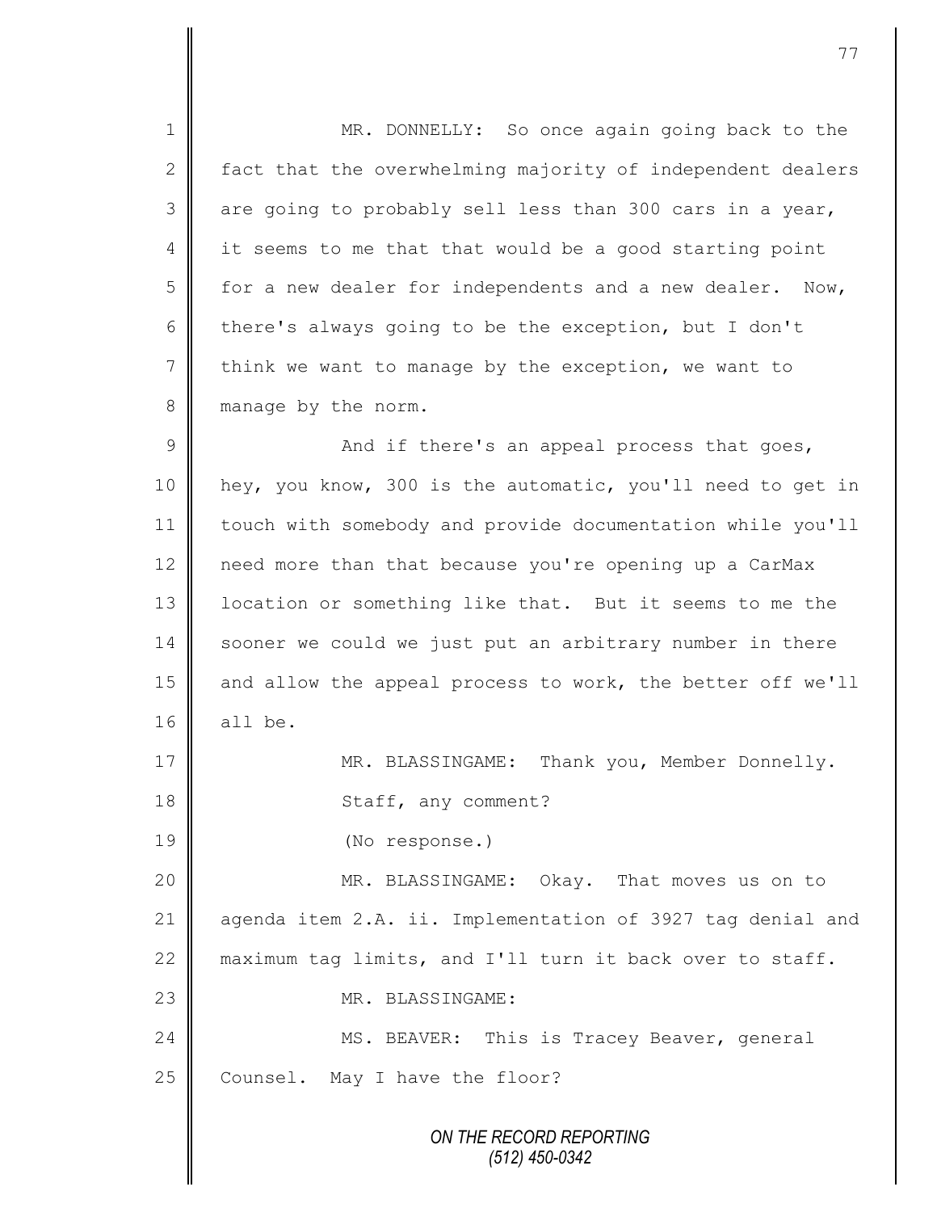MR. DONNELLY: So once again going back to the fact that the overwhelming majority of independent dealers are going to probably sell less than 300 cars in a year, it seems to me that that would be a good starting point for a new dealer for independents and a new dealer. Now, there's always going to be the exception, but I don't think we want to manage by the exception, we want to manage by the norm.

And if there's an appeal process that goes, hey, you know, 300 is the automatic, you'll need to get in touch with somebody and provide documentation while you'll need more than that because you're opening up a CarMax location or something like that. But it seems to me the sooner we could we just put an arbitrary number in there and allow the appeal process to work, the better off we'll all be.

MR. BLASSINGAME: Thank you, Member Donnelly.

Staff, any comment?

(No response.)

MR. BLASSINGAME: Okay. That moves us on to agenda item 2.A. ii. Implementation of 3927 tag denial and maximum tag limits, and I'll turn it back over to staff.

MR. BLASSINGAME:

MS. BEAVER: This is Tracey Beaver, general Counsel. May I have the floor?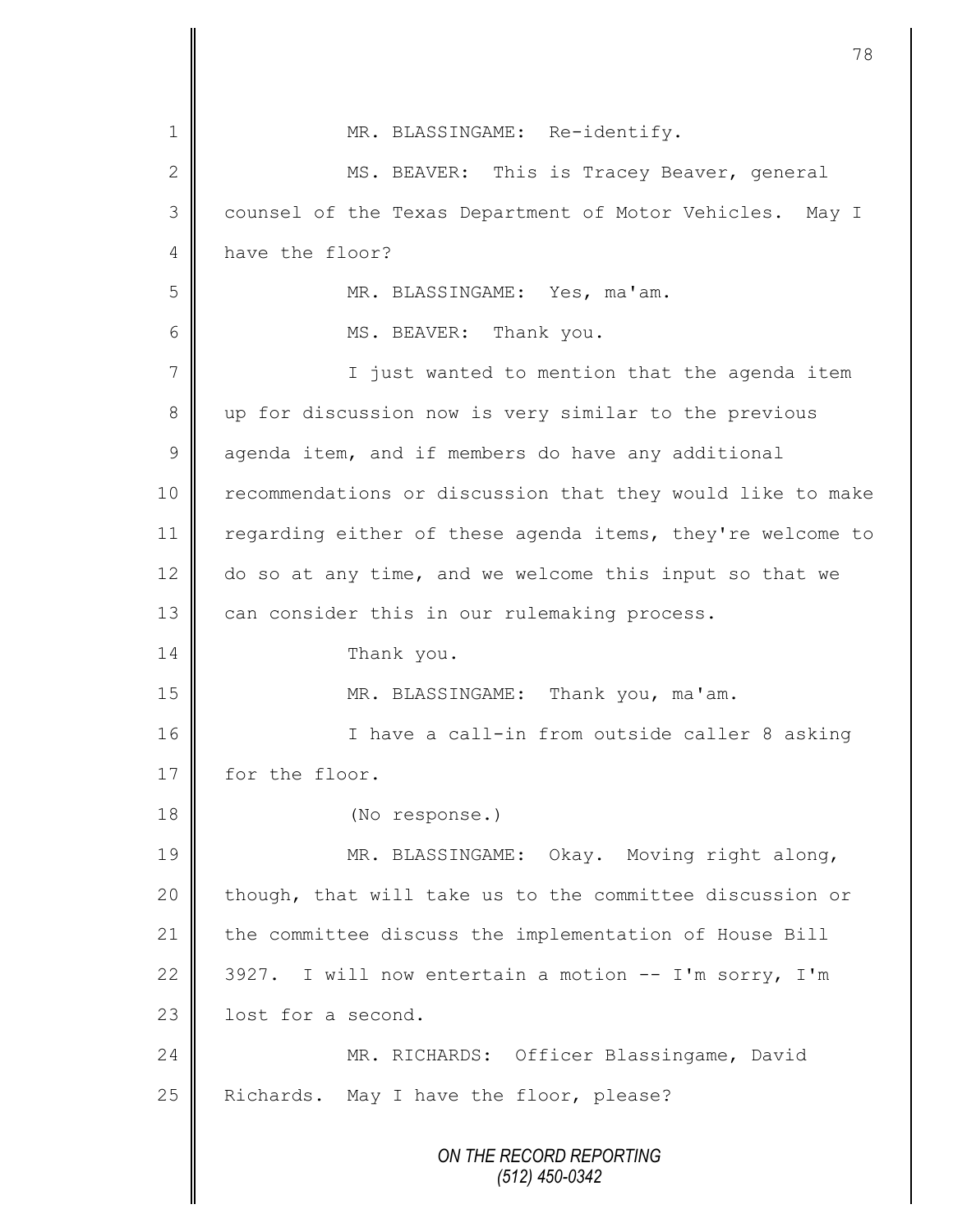1 MR. BLASSINGAME: Re-identify.

2 MS. BEAVER: This is Tracey Beaver, general

3 counsel of the Texas Department of Motor Vehicles. May I

4 have the floor?

5 MR. BLASSINGAME: Yes, ma'am.

6 MS. BEAVER: Thank you.

7 I just wanted to mention that the agenda item

8 up for discussion now is very similar to the previous

9 agenda item, and if members do have any additional

10 recommendations or discussion that they would like to make

11 regarding either of these agenda items, they're welcome to

12 do so at any time, and we welcome this input so that we

13 can consider this in our rulemaking process.

14 Thank you.

15 MR. BLASSINGAME: Thank you, ma'am.

16 I have a call-in from outside caller 8 asking

17 for the floor.

18 (No response.)

19 MR. BLASSINGAME: Okay. Moving right along,

20 though, that will take us to the committee discussion or

21 the committee discuss the implementation of House Bill

22 3927. I will now entertain a motion -- I'm sorry, I'm

23 lost for a second.

24 MR. RICHARDS: Officer Blassingame, David

25 Richards. May I have the floor, please?

ON THE RECORD REPORTING
(512) 450-0342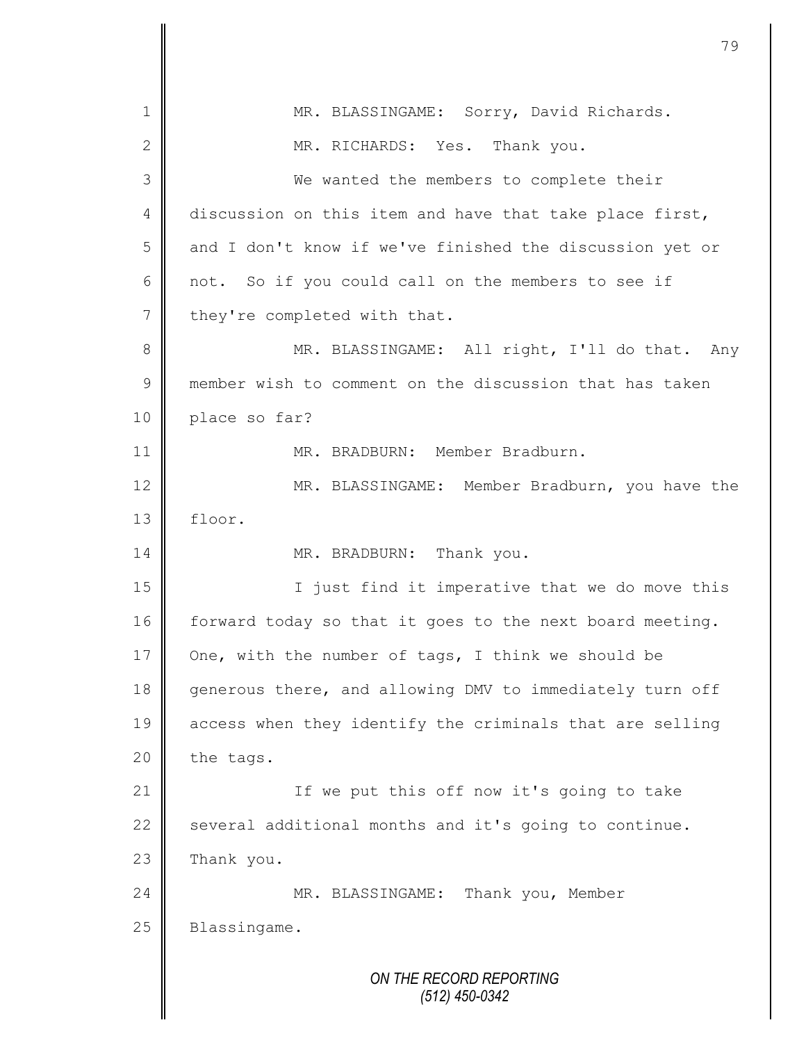MR. BLASSINGAME: Sorry, David Richards.

MR. RICHARDS: Yes. Thank you.

We wanted the members to complete their discussion on this item and have that take place first, and I don't know if we've finished the discussion yet or not. So if you could call on the members to see if they're completed with that.

MR. BLASSINGAME: All right, I'll do that. Any member wish to comment on the discussion that has taken place so far?

MR. BRADBURN: Member Bradburn.

MR. BLASSINGAME: Member Bradburn, you have the floor.

MR. BRADBURN: Thank you.

I just find it imperative that we do move this forward today so that it goes to the next board meeting. One, with the number of tags, I think we should be generous there, and allowing DMV to immediately turn off access when they identify the criminals that are selling the tags.

If we put this off now it's going to take several additional months and it's going to continue. Thank you.

MR. BLASSINGAME: Thank you, Member Blassingame.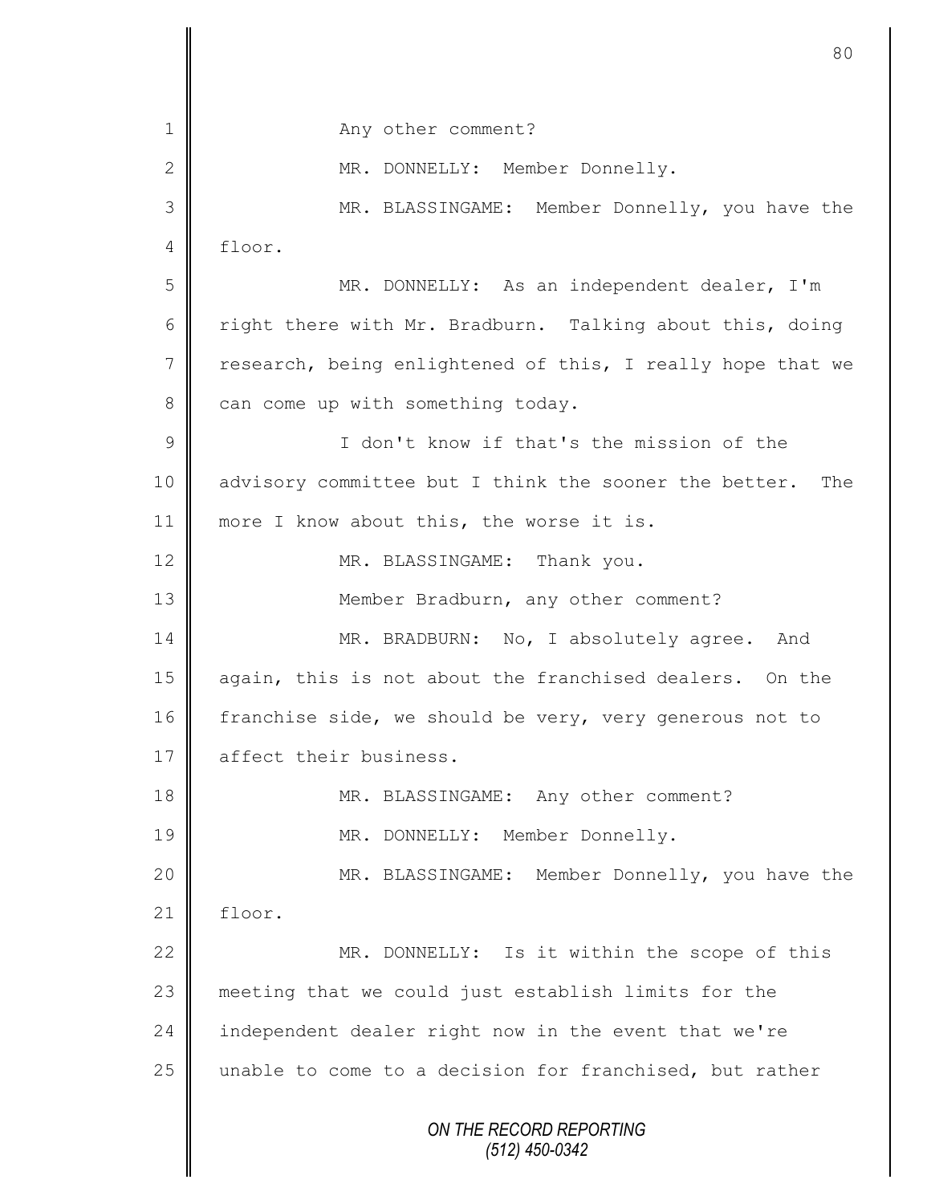Any other comment?

MR. DONNELLY: Member Donnelly.

MR. BLASSINGAME: Member Donnelly, you have the floor.

MR. DONNELLY: As an independent dealer, I'm right there with Mr. Bradburn. Talking about this, doing research, being enlightened of this, I really hope that we can come up with something today.

I don't know if that's the mission of the advisory committee but I think the sooner the better. The more I know about this, the worse it is.

MR. BLASSINGAME: Thank you.

Member Bradburn, any other comment?

MR. BRADBURN: No, I absolutely agree. And again, this is not about the franchised dealers. On the franchise side, we should be very, very generous not to affect their business.

MR. BLASSINGAME: Any other comment?

MR. DONNELLY: Member Donnelly.

MR. BLASSINGAME: Member Donnelly, you have the floor.

MR. DONNELLY: Is it within the scope of this meeting that we could just establish limits for the independent dealer right now in the event that we're unable to come to a decision for franchised, but rather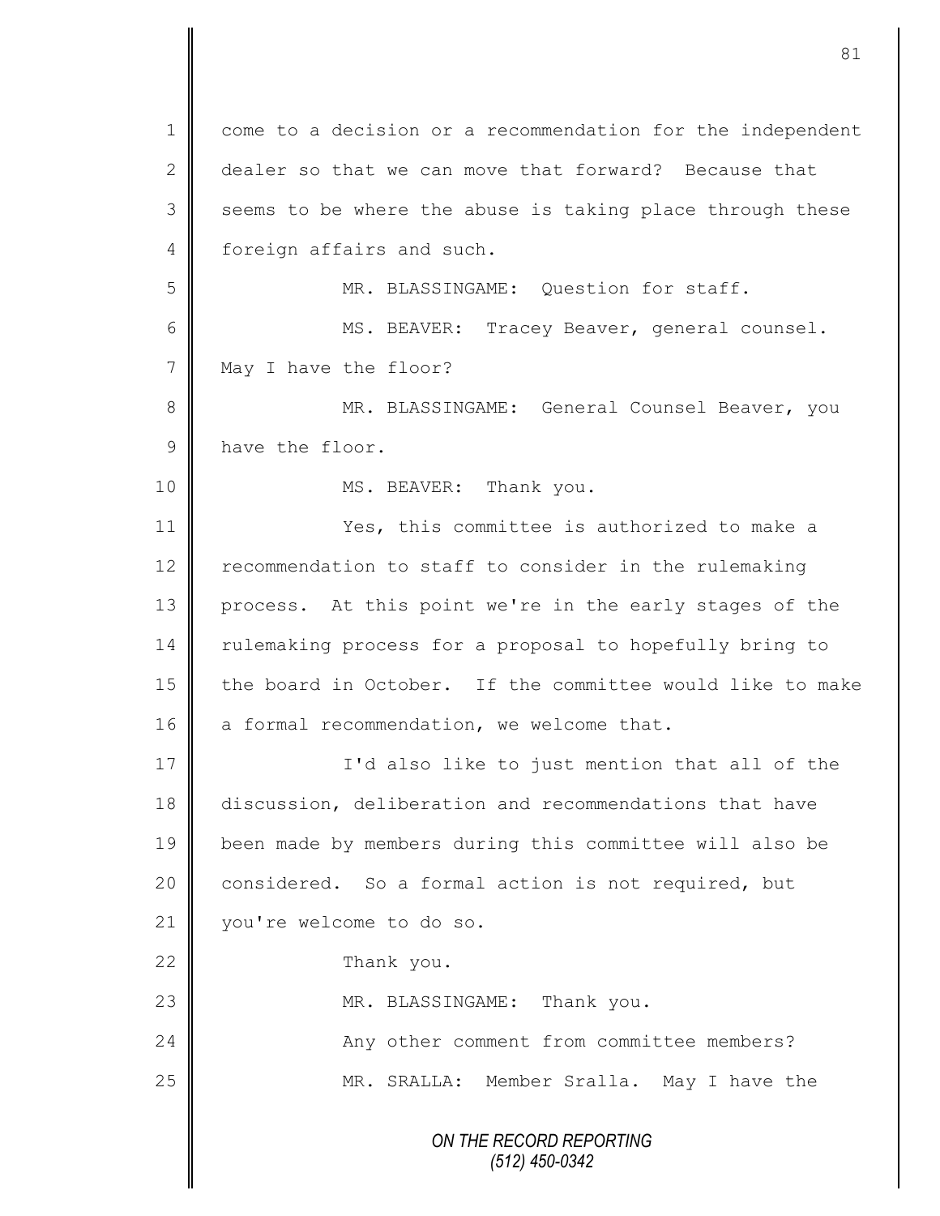1 come to a decision or a recommendation for the independent
2 dealer so that we can move that forward? Because that
3 seems to be where the abuse is taking place through these
4 foreign affairs and such.

5 MR. BLASSINGAME: Question for staff.

6 MS. BEAVER: Tracey Beaver, general counsel.
7 May I have the floor?

8 MR. BLASSINGAME: General Counsel Beaver, you
9 have the floor.

10 MS. BEAVER: Thank you.

11 Yes, this committee is authorized to make a
12 recommendation to staff to consider in the rulemaking
13 process. At this point we're in the early stages of the
14 rulemaking process for a proposal to hopefully bring to
15 the board in October. If the committee would like to make
16 a formal recommendation, we welcome that.

17 I'd also like to just mention that all of the
18 discussion, deliberation and recommendations that have
19 been made by members during this committee will also be
20 considered. So a formal action is not required, but
21 you're welcome to do so.

22 Thank you.

23 MR. BLASSINGAME: Thank you.

24 Any other comment from committee members?

25 MR. SRALLA: Member Sralla. May I have the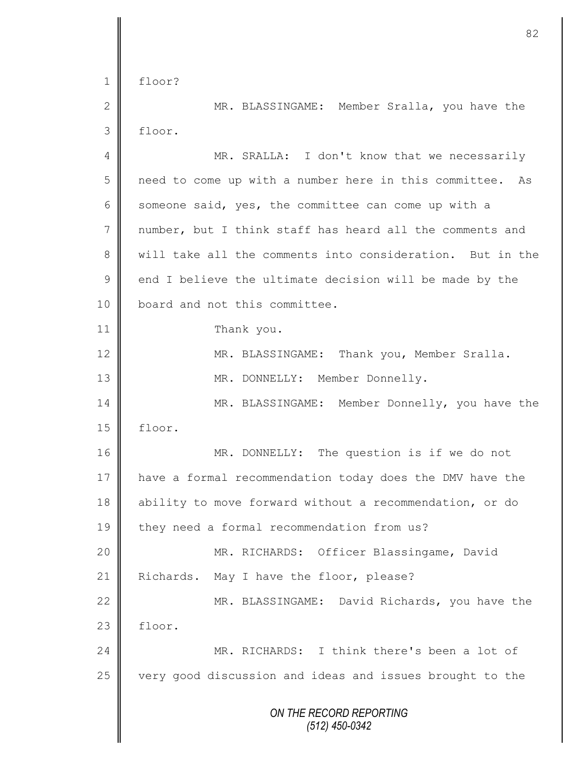floor?

MR. BLASSINGAME: Member Sralla, you have the floor.

MR. SRALLA: I don't know that we necessarily need to come up with a number here in this committee. As someone said, yes, the committee can come up with a number, but I think staff has heard all the comments and will take all the comments into consideration. But in the end I believe the ultimate decision will be made by the board and not this committee.

Thank you.

MR. BLASSINGAME: Thank you, Member Sralla.

MR. DONNELLY: Member Donnelly.

MR. BLASSINGAME: Member Donnelly, you have the floor.

MR. DONNELLY: The question is if we do not have a formal recommendation today does the DMV have the ability to move forward without a recommendation, or do they need a formal recommendation from us?

MR. RICHARDS: Officer Blassingame, David Richards. May I have the floor, please?

MR. BLASSINGAME: David Richards, you have the floor.

MR. RICHARDS: I think there's been a lot of very good discussion and ideas and issues brought to the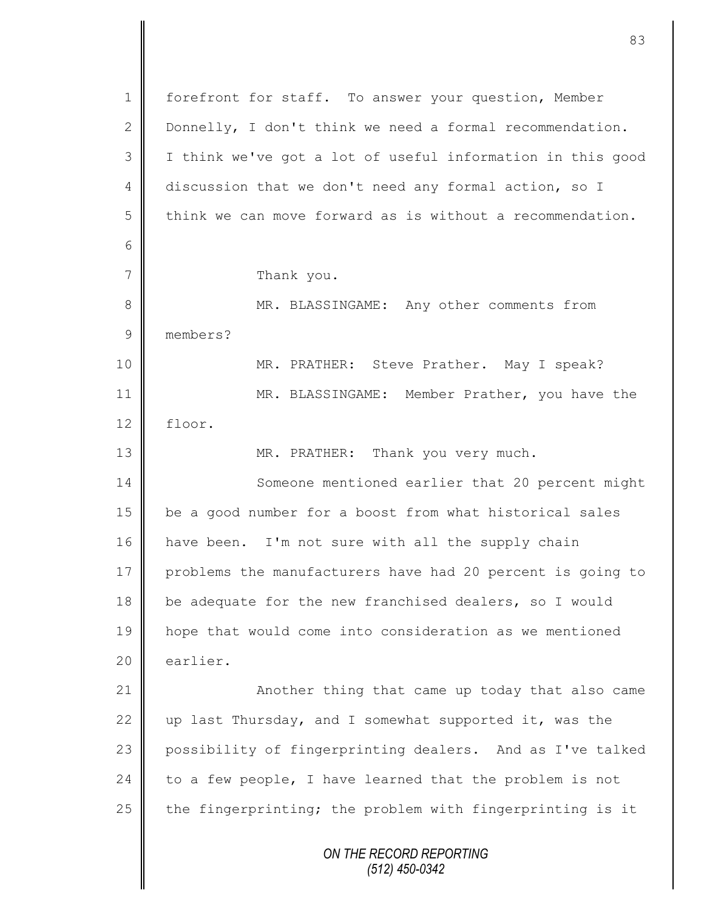forefront for staff. To answer your question, Member Donnelly, I don't think we need a formal recommendation. I think we've got a lot of useful information in this good discussion that we don't need any formal action, so I think we can move forward as is without a recommendation.

Thank you.

MR. BLASSINGAME: Any other comments from members?

MR. PRATHER: Steve Prather. May I speak?

MR. BLASSINGAME: Member Prather, you have the floor.

MR. PRATHER: Thank you very much.

Someone mentioned earlier that 20 percent might be a good number for a boost from what historical sales have been. I'm not sure with all the supply chain problems the manufacturers have had 20 percent is going to be adequate for the new franchised dealers, so I would hope that would come into consideration as we mentioned earlier.

Another thing that came up today that also came up last Thursday, and I somewhat supported it, was the possibility of fingerprinting dealers. And as I've talked to a few people, I have learned that the problem is not the fingerprinting; the problem with fingerprinting is it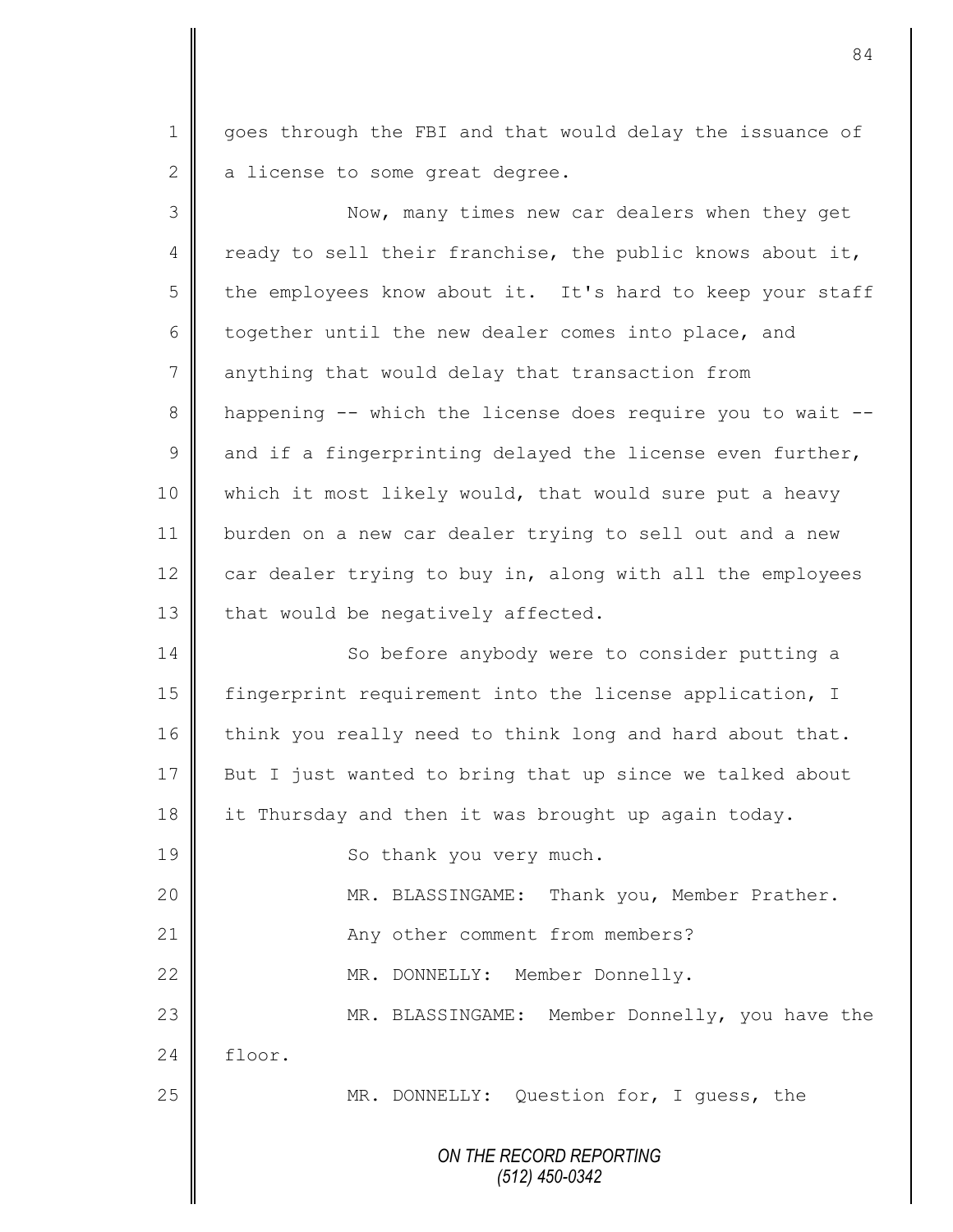goes through the FBI and that would delay the issuance of a license to some great degree.

Now, many times new car dealers when they get ready to sell their franchise, the public knows about it, the employees know about it. It's hard to keep your staff together until the new dealer comes into place, and anything that would delay that transaction from happening -- which the license does require you to wait -- and if a fingerprinting delayed the license even further, which it most likely would, that would sure put a heavy burden on a new car dealer trying to sell out and a new car dealer trying to buy in, along with all the employees that would be negatively affected.

So before anybody were to consider putting a fingerprint requirement into the license application, I think you really need to think long and hard about that. But I just wanted to bring that up since we talked about it Thursday and then it was brought up again today.

So thank you very much.

MR. BLASSINGAME: Thank you, Member Prather.

Any other comment from members?

MR. DONNELLY: Member Donnelly.

MR. BLASSINGAME: Member Donnelly, you have the floor.

MR. DONNELLY: Question for, I guess, the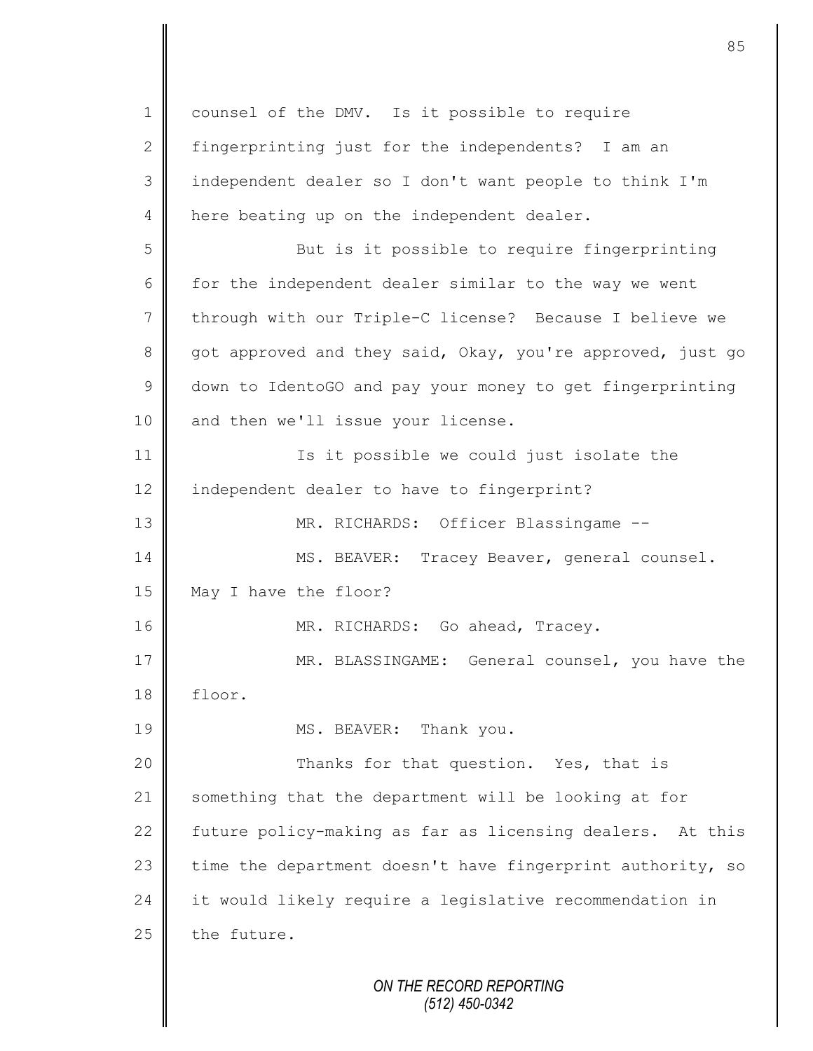counsel of the DMV. Is it possible to require fingerprinting just for the independents? I am an independent dealer so I don't want people to think I'm here beating up on the independent dealer.

But is it possible to require fingerprinting for the independent dealer similar to the way we went through with our Triple-C license? Because I believe we got approved and they said, Okay, you're approved, just go down to IdentoGO and pay your money to get fingerprinting and then we'll issue your license.

Is it possible we could just isolate the independent dealer to have to fingerprint?

MR. RICHARDS: Officer Blassingame --

MS. BEAVER: Tracey Beaver, general counsel. May I have the floor?

MR. RICHARDS: Go ahead, Tracey.

MR. BLASSINGAME: General counsel, you have the floor.

MS. BEAVER: Thank you.

Thanks for that question. Yes, that is something that the department will be looking at for future policy-making as far as licensing dealers. At this time the department doesn't have fingerprint authority, so it would likely require a legislative recommendation in the future.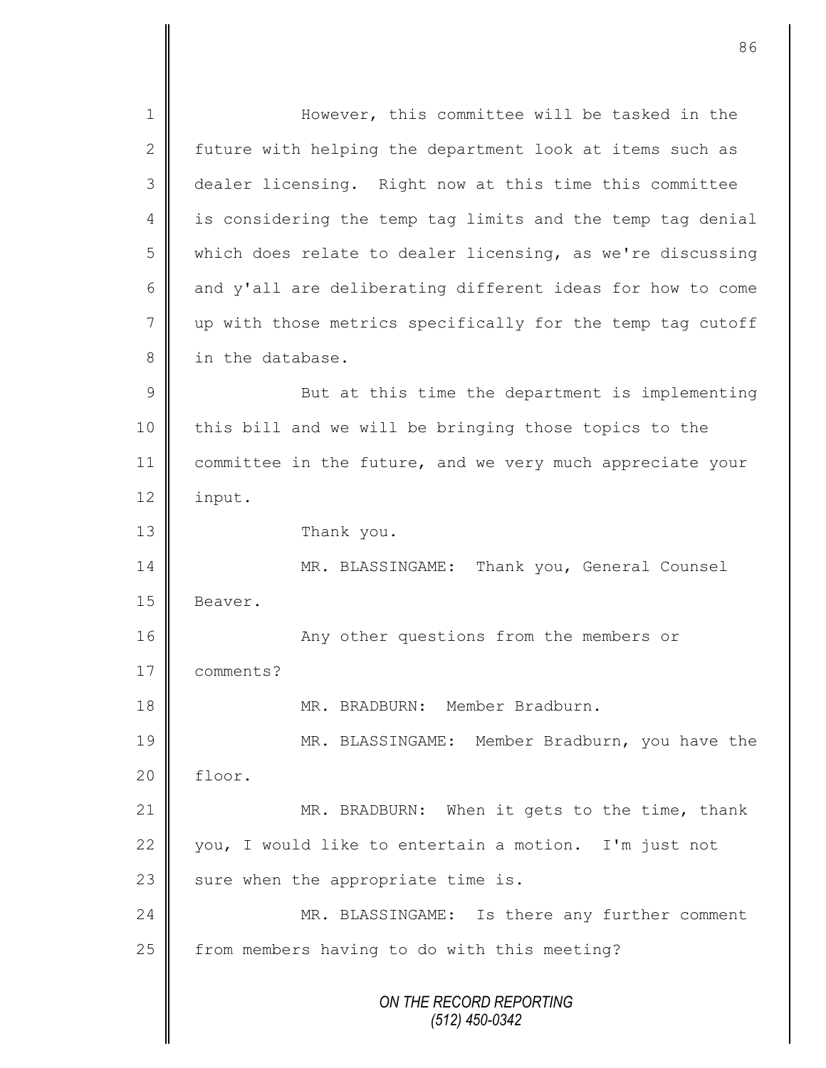However, this committee will be tasked in the future with helping the department look at items such as dealer licensing. Right now at this time this committee is considering the temp tag limits and the temp tag denial which does relate to dealer licensing, as we're discussing and y'all are deliberating different ideas for how to come up with those metrics specifically for the temp tag cutoff in the database.

But at this time the department is implementing this bill and we will be bringing those topics to the committee in the future, and we very much appreciate your input.

Thank you.

MR. BLASSINGAME: Thank you, General Counsel Beaver.

Any other questions from the members or comments?

MR. BRADBURN: Member Bradburn.

MR. BLASSINGAME: Member Bradburn, you have the floor.

MR. BRADBURN: When it gets to the time, thank you, I would like to entertain a motion. I'm just not sure when the appropriate time is.

MR. BLASSINGAME: Is there any further comment from members having to do with this meeting?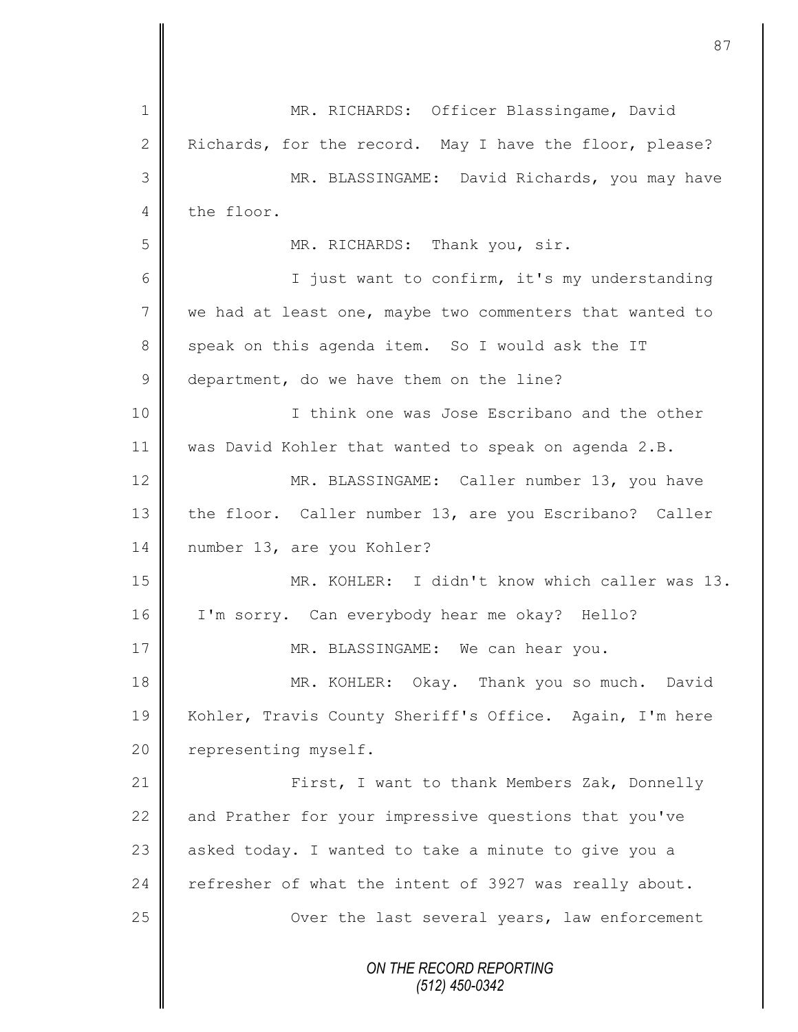MR. RICHARDS: Officer Blassingame, David Richards, for the record. May I have the floor, please?

MR. BLASSINGAME: David Richards, you may have the floor.

MR. RICHARDS: Thank you, sir.

I just want to confirm, it's my understanding we had at least one, maybe two commenters that wanted to speak on this agenda item. So I would ask the IT department, do we have them on the line?

I think one was Jose Escribano and the other was David Kohler that wanted to speak on agenda 2.B.

MR. BLASSINGAME: Caller number 13, you have the floor. Caller number 13, are you Escribano? Caller number 13, are you Kohler?

MR. KOHLER: I didn't know which caller was 13. I'm sorry. Can everybody hear me okay? Hello?

MR. BLASSINGAME: We can hear you.

MR. KOHLER: Okay. Thank you so much. David Kohler, Travis County Sheriff's Office. Again, I'm here representing myself.

First, I want to thank Members Zak, Donnelly and Prather for your impressive questions that you've asked today. I wanted to take a minute to give you a refresher of what the intent of 3927 was really about.

Over the last several years, law enforcement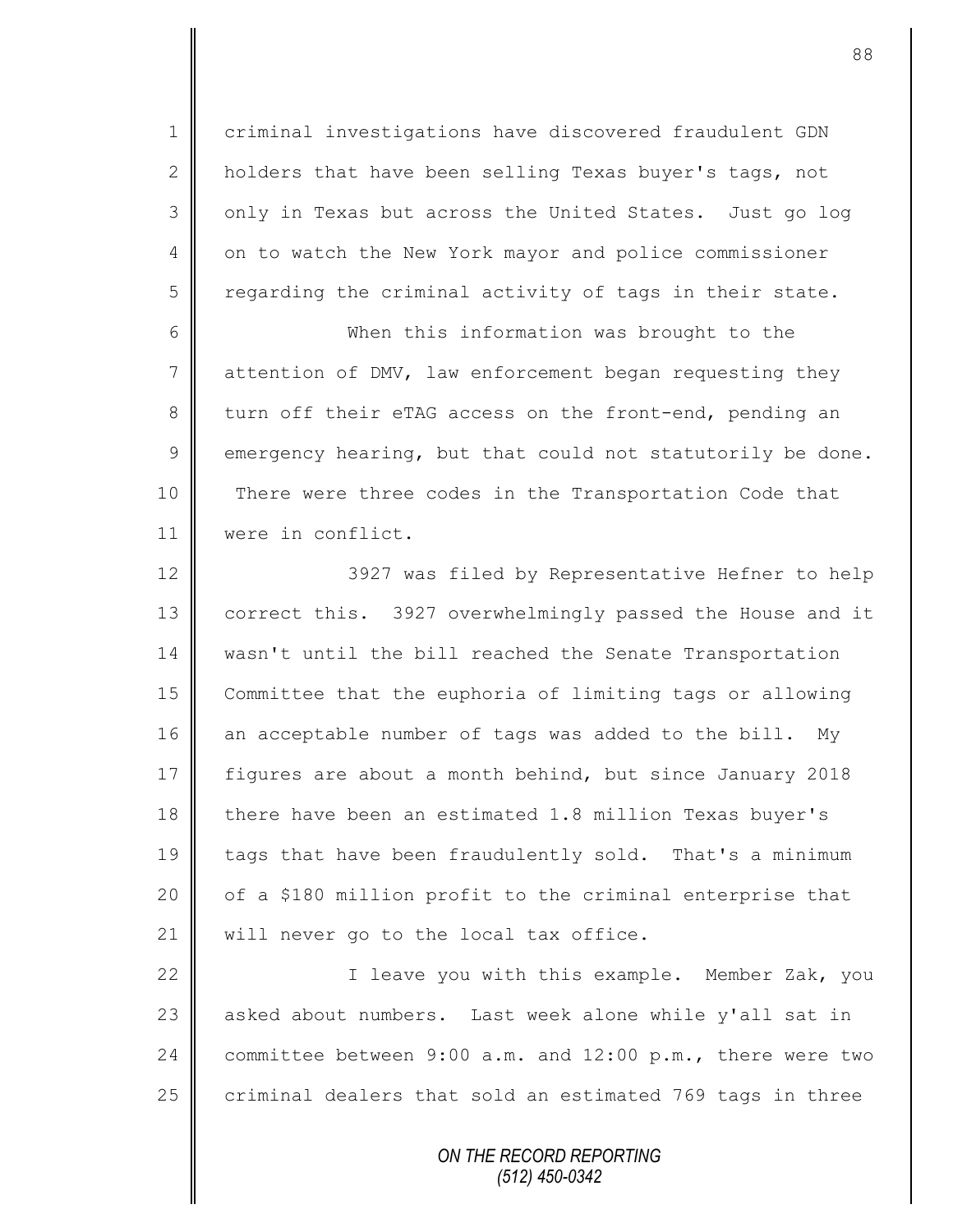criminal investigations have discovered fraudulent GDN holders that have been selling Texas buyer's tags, not only in Texas but across the United States. Just go log on to watch the New York mayor and police commissioner regarding the criminal activity of tags in their state.

When this information was brought to the attention of DMV, law enforcement began requesting they turn off their eTAG access on the front-end, pending an emergency hearing, but that could not statutorily be done. There were three codes in the Transportation Code that were in conflict.

3927 was filed by Representative Hefner to help correct this. 3927 overwhelmingly passed the House and it wasn't until the bill reached the Senate Transportation Committee that the euphoria of limiting tags or allowing an acceptable number of tags was added to the bill. My figures are about a month behind, but since January 2018 there have been an estimated 1.8 million Texas buyer's tags that have been fraudulently sold. That's a minimum of a $180 million profit to the criminal enterprise that will never go to the local tax office.

I leave you with this example. Member Zak, you asked about numbers. Last week alone while y'all sat in committee between 9:00 a.m. and 12:00 p.m., there were two criminal dealers that sold an estimated 769 tags in three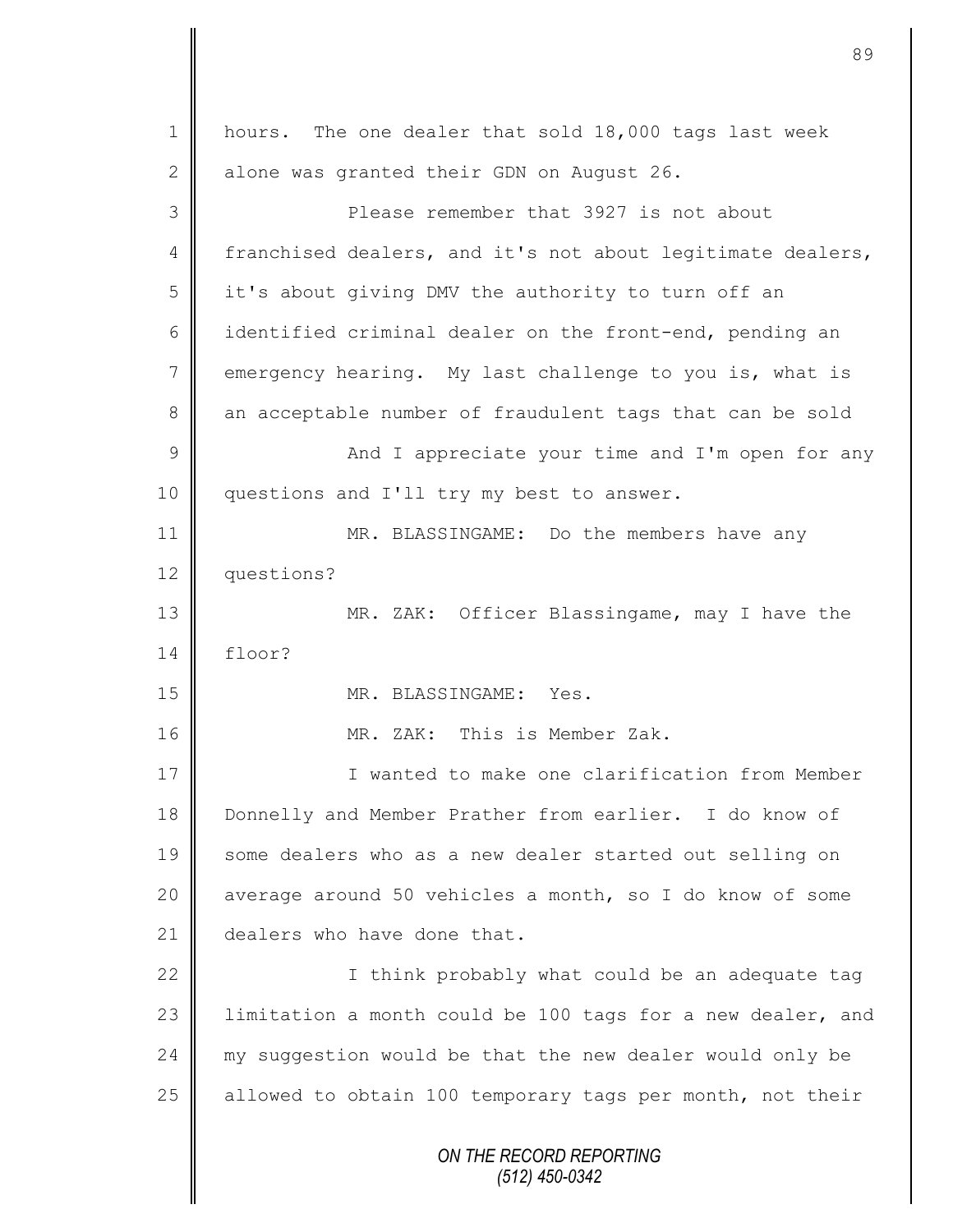hours. The one dealer that sold 18,000 tags last week alone was granted their GDN on August 26.

Please remember that 3927 is not about franchised dealers, and it's not about legitimate dealers, it's about giving DMV the authority to turn off an identified criminal dealer on the front-end, pending an emergency hearing. My last challenge to you is, what is an acceptable number of fraudulent tags that can be sold

And I appreciate your time and I'm open for any questions and I'll try my best to answer.

MR. BLASSINGAME: Do the members have any questions?

MR. ZAK: Officer Blassingame, may I have the floor?

MR. BLASSINGAME: Yes.

MR. ZAK: This is Member Zak.

I wanted to make one clarification from Member Donnelly and Member Prather from earlier. I do know of some dealers who as a new dealer started out selling on average around 50 vehicles a month, so I do know of some dealers who have done that.

I think probably what could be an adequate tag limitation a month could be 100 tags for a new dealer, and my suggestion would be that the new dealer would only be allowed to obtain 100 temporary tags per month, not their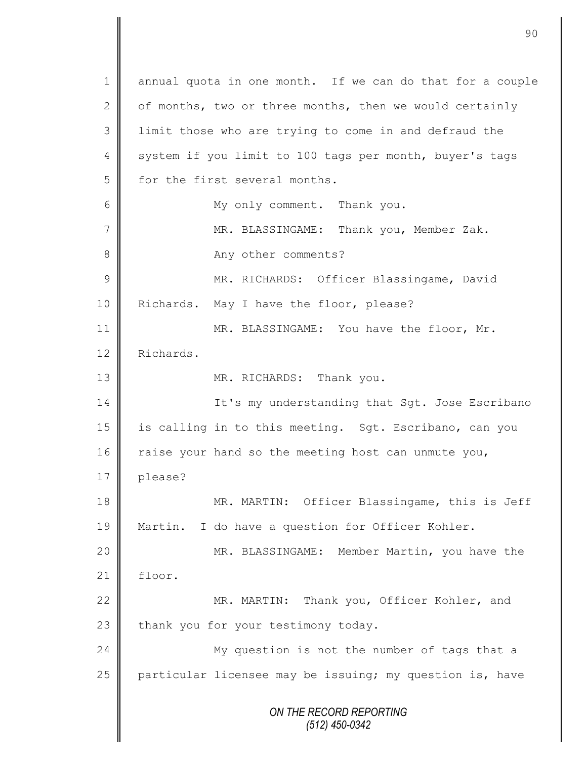1 annual quota in one month. If we can do that for a couple
2 of months, two or three months, then we would certainly
3 limit those who are trying to come in and defraud the
4 system if you limit to 100 tags per month, buyer's tags
5 for the first several months.

6 My only comment. Thank you.

7 MR. BLASSINGAME: Thank you, Member Zak.

8 Any other comments?

9 MR. RICHARDS: Officer Blassingame, David
10 Richards. May I have the floor, please?

11 MR. BLASSINGAME: You have the floor, Mr.
12 Richards.

13 MR. RICHARDS: Thank you.

14 It's my understanding that Sgt. Jose Escribano
15 is calling in to this meeting. Sgt. Escribano, can you
16 raise your hand so the meeting host can unmute you,
17 please?

18 MR. MARTIN: Officer Blassingame, this is Jeff
19 Martin. I do have a question for Officer Kohler.

20 MR. BLASSINGAME: Member Martin, you have the
21 floor.

22 MR. MARTIN: Thank you, Officer Kohler, and
23 thank you for your testimony today.

24 My question is not the number of tags that a
25 particular licensee may be issuing; my question is, have

ON THE RECORD REPORTING
(512) 450-0342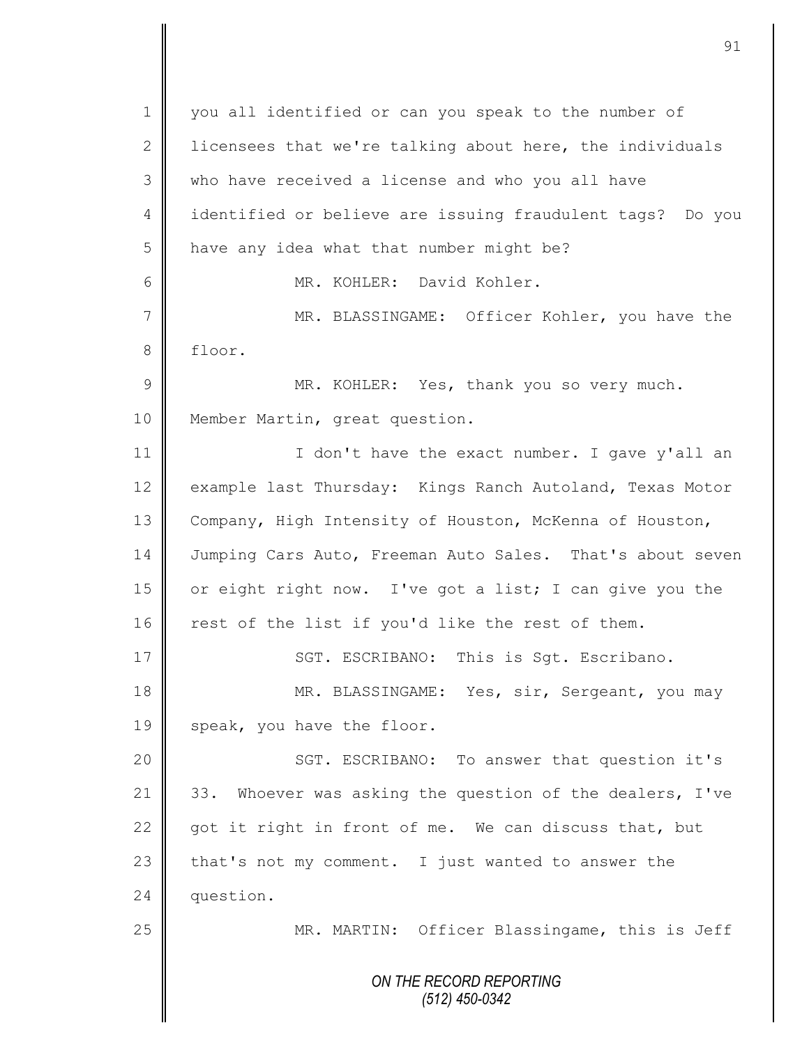you all identified or can you speak to the number of licensees that we're talking about here, the individuals who have received a license and who you all have identified or believe are issuing fraudulent tags? Do you have any idea what that number might be?

MR. KOHLER: David Kohler.

MR. BLASSINGAME: Officer Kohler, you have the floor.

MR. KOHLER: Yes, thank you so very much. Member Martin, great question.

I don't have the exact number. I gave y'all an example last Thursday: Kings Ranch Autoland, Texas Motor Company, High Intensity of Houston, McKenna of Houston, Jumping Cars Auto, Freeman Auto Sales. That's about seven or eight right now. I've got a list; I can give you the rest of the list if you'd like the rest of them.

SGT. ESCRIBANO: This is Sgt. Escribano.

MR. BLASSINGAME: Yes, sir, Sergeant, you may speak, you have the floor.

SGT. ESCRIBANO: To answer that question it's 33. Whoever was asking the question of the dealers, I've got it right in front of me. We can discuss that, but that's not my comment. I just wanted to answer the question.

MR. MARTIN: Officer Blassingame, this is Jeff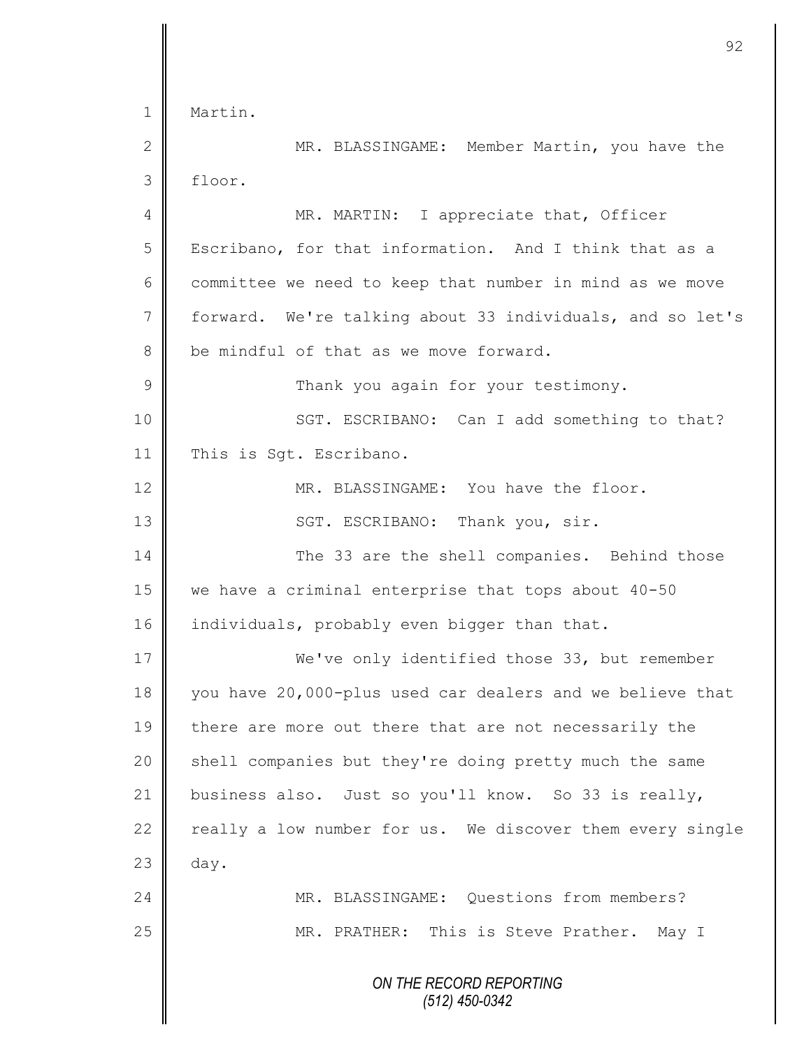1 Martin.

2 MR. BLASSINGAME: Member Martin, you have the

3 floor.

4 MR. MARTIN: I appreciate that, Officer

5 Escribano, for that information. And I think that as a

6 committee we need to keep that number in mind as we move

7 forward. We're talking about 33 individuals, and so let's

8 be mindful of that as we move forward.

9 Thank you again for your testimony.

10 SGT. ESCRIBANO: Can I add something to that?

11 This is Sgt. Escribano.

12 MR. BLASSINGAME: You have the floor.

13 SGT. ESCRIBANO: Thank you, sir.

14 The 33 are the shell companies. Behind those

15 we have a criminal enterprise that tops about 40-50

16 individuals, probably even bigger than that.

17 We've only identified those 33, but remember

18 you have 20,000-plus used car dealers and we believe that

19 there are more out there that are not necessarily the

20 shell companies but they're doing pretty much the same

21 business also. Just so you'll know. So 33 is really,

22 really a low number for us. We discover them every single

23 day.

24 MR. BLASSINGAME: Questions from members?

25 MR. PRATHER: This is Steve Prather. May I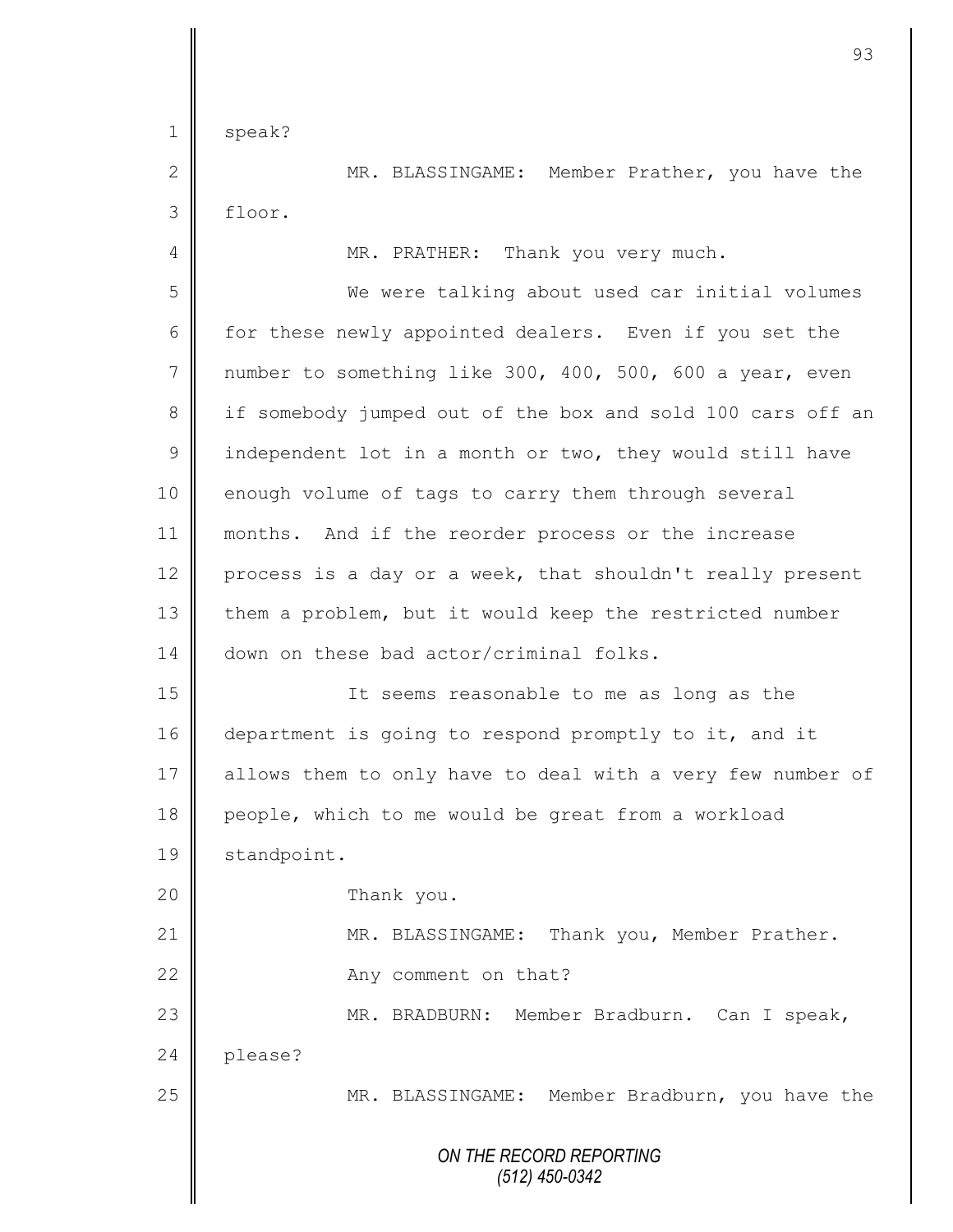speak?

MR. BLASSINGAME: Member Prather, you have the floor.

MR. PRATHER: Thank you very much.

We were talking about used car initial volumes for these newly appointed dealers. Even if you set the number to something like 300, 400, 500, 600 a year, even if somebody jumped out of the box and sold 100 cars off an independent lot in a month or two, they would still have enough volume of tags to carry them through several months. And if the reorder process or the increase process is a day or a week, that shouldn't really present them a problem, but it would keep the restricted number down on these bad actor/criminal folks.

It seems reasonable to me as long as the department is going to respond promptly to it, and it allows them to only have to deal with a very few number of people, which to me would be great from a workload standpoint.

Thank you.

MR. BLASSINGAME: Thank you, Member Prather. Any comment on that?

MR. BRADBURN: Member Bradburn. Can I speak, please?

MR. BLASSINGAME: Member Bradburn, you have the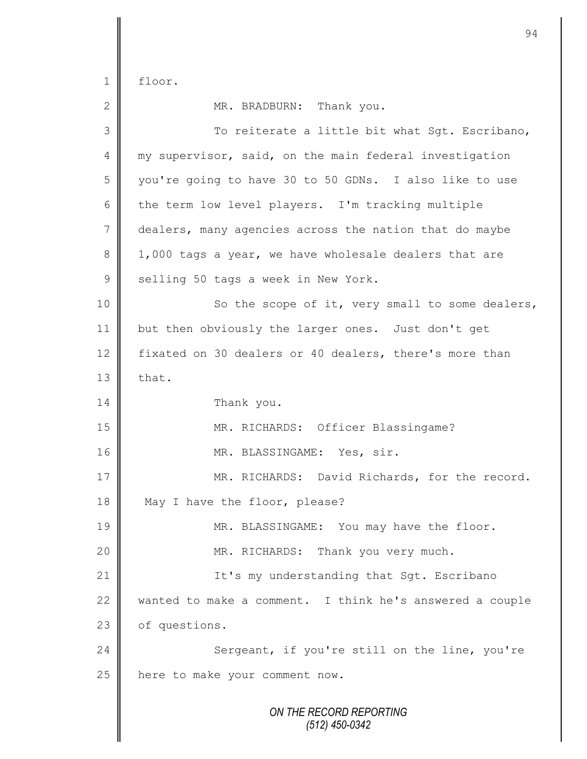floor.

MR. BRADBURN: Thank you.

To reiterate a little bit what Sgt. Escribano, my supervisor, said, on the main federal investigation you're going to have 30 to 50 GDNs. I also like to use the term low level players. I'm tracking multiple dealers, many agencies across the nation that do maybe 1,000 tags a year, we have wholesale dealers that are selling 50 tags a week in New York.

So the scope of it, very small to some dealers, but then obviously the larger ones. Just don't get fixated on 30 dealers or 40 dealers, there's more than that.

Thank you.

MR. RICHARDS: Officer Blassingame?

MR. BLASSINGAME: Yes, sir.

MR. RICHARDS: David Richards, for the record. May I have the floor, please?

MR. BLASSINGAME: You may have the floor.

MR. RICHARDS: Thank you very much.

It's my understanding that Sgt. Escribano wanted to make a comment. I think he's answered a couple of questions.

Sergeant, if you're still on the line, you're here to make your comment now.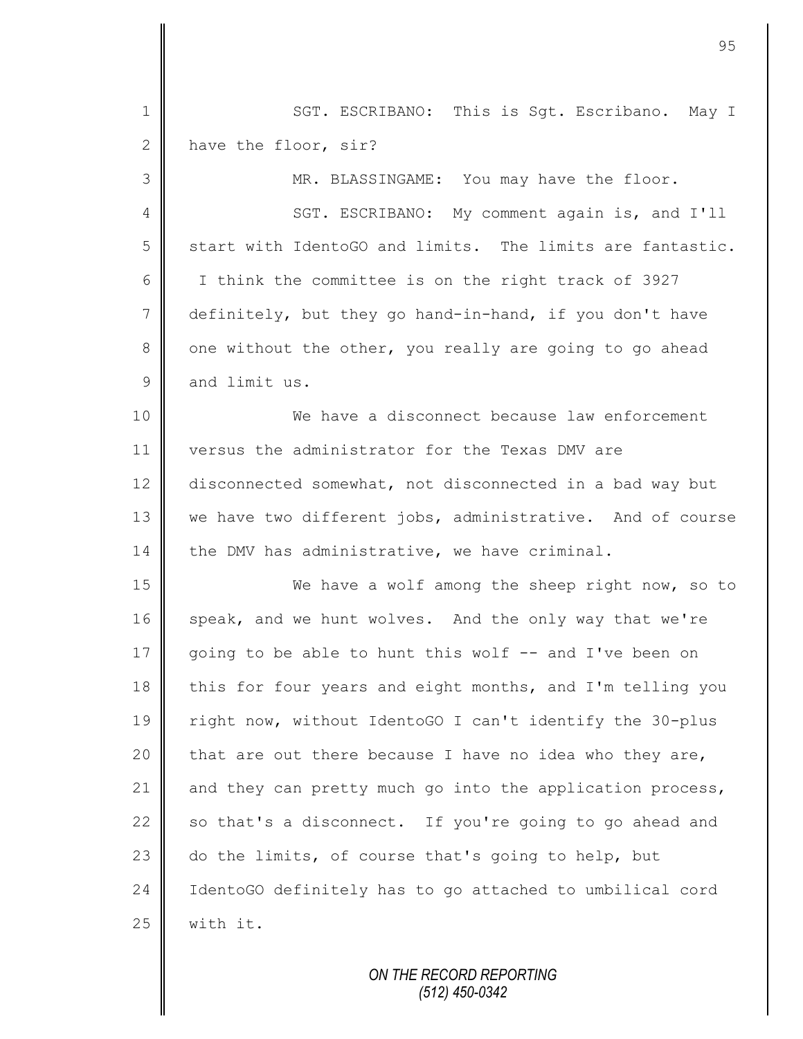SGT. ESCRIBANO: This is Sgt. Escribano. May I have the floor, sir?

MR. BLASSINGAME: You may have the floor.

SGT. ESCRIBANO: My comment again is, and I'll start with IdentoGO and limits. The limits are fantastic. I think the committee is on the right track of 3927 definitely, but they go hand-in-hand, if you don't have one without the other, you really are going to go ahead and limit us.

We have a disconnect because law enforcement versus the administrator for the Texas DMV are disconnected somewhat, not disconnected in a bad way but we have two different jobs, administrative. And of course the DMV has administrative, we have criminal.

We have a wolf among the sheep right now, so to speak, and we hunt wolves. And the only way that we're going to be able to hunt this wolf -- and I've been on this for four years and eight months, and I'm telling you right now, without IdentoGO I can't identify the 30-plus that are out there because I have no idea who they are, and they can pretty much go into the application process, so that's a disconnect. If you're going to go ahead and do the limits, of course that's going to help, but IdentoGO definitely has to go attached to umbilical cord with it.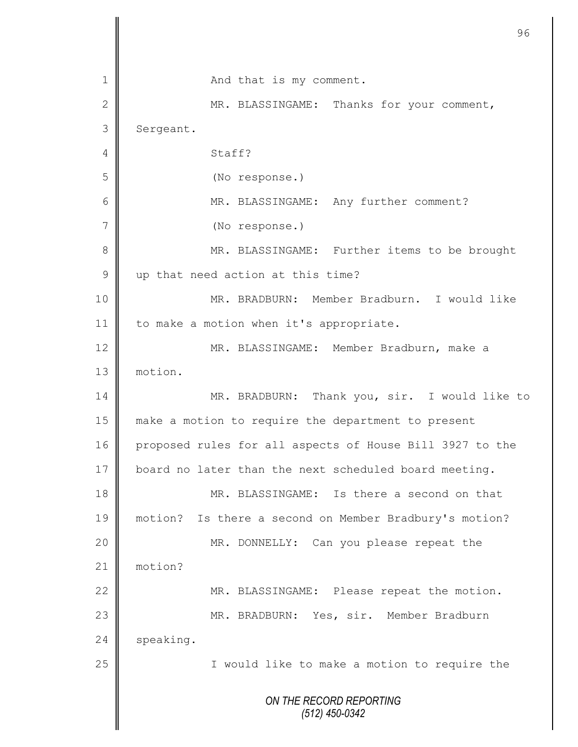1 And that is my comment.

2 MR. BLASSINGAME: Thanks for your comment,

3 Sergeant.

4 Staff?

5 (No response.)

6 MR. BLASSINGAME: Any further comment?

7 (No response.)

8 MR. BLASSINGAME: Further items to be brought

9 up that need action at this time?

10 MR. BRADBURN: Member Bradburn. I would like

11 to make a motion when it's appropriate.

12 MR. BLASSINGAME: Member Bradburn, make a

13 motion.

14 MR. BRADBURN: Thank you, sir. I would like to

15 make a motion to require the department to present

16 proposed rules for all aspects of House Bill 3927 to the

17 board no later than the next scheduled board meeting.

18 MR. BLASSINGAME: Is there a second on that

19 motion? Is there a second on Member Bradbury's motion?

20 MR. DONNELLY: Can you please repeat the

21 motion?

22 MR. BLASSINGAME: Please repeat the motion.

23 MR. BRADBURN: Yes, sir. Member Bradburn

24 speaking.

25 I would like to make a motion to require the

*ON THE RECORD REPORTING*
*(512) 450-0342*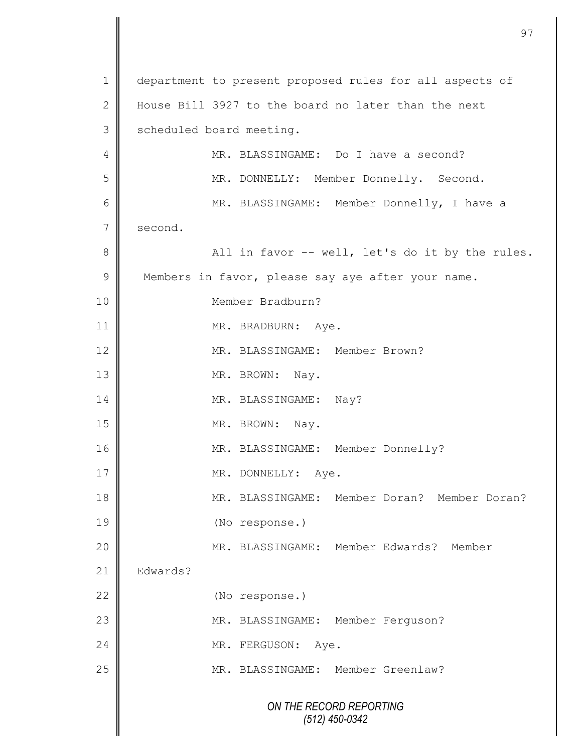1 department to present proposed rules for all aspects of
2 House Bill 3927 to the board no later than the next
3 scheduled board meeting.
4 MR. BLASSINGAME: Do I have a second?
5 MR. DONNELLY: Member Donnelly. Second.
6 MR. BLASSINGAME: Member Donnelly, I have a
7 second.
8 All in favor -- well, let's do it by the rules.
9 Members in favor, please say aye after your name.
10 Member Bradburn?
11 MR. BRADBURN: Aye.
12 MR. BLASSINGAME: Member Brown?
13 MR. BROWN: Nay.
14 MR. BLASSINGAME: Nay?
15 MR. BROWN: Nay.
16 MR. BLASSINGAME: Member Donnelly?
17 MR. DONNELLY: Aye.
18 MR. BLASSINGAME: Member Doran? Member Doran?
19 (No response.)
20 MR. BLASSINGAME: Member Edwards? Member
21 Edwards?
22 (No response.)
23 MR. BLASSINGAME: Member Ferguson?
24 MR. FERGUSON: Aye.
25 MR. BLASSINGAME: Member Greenlaw?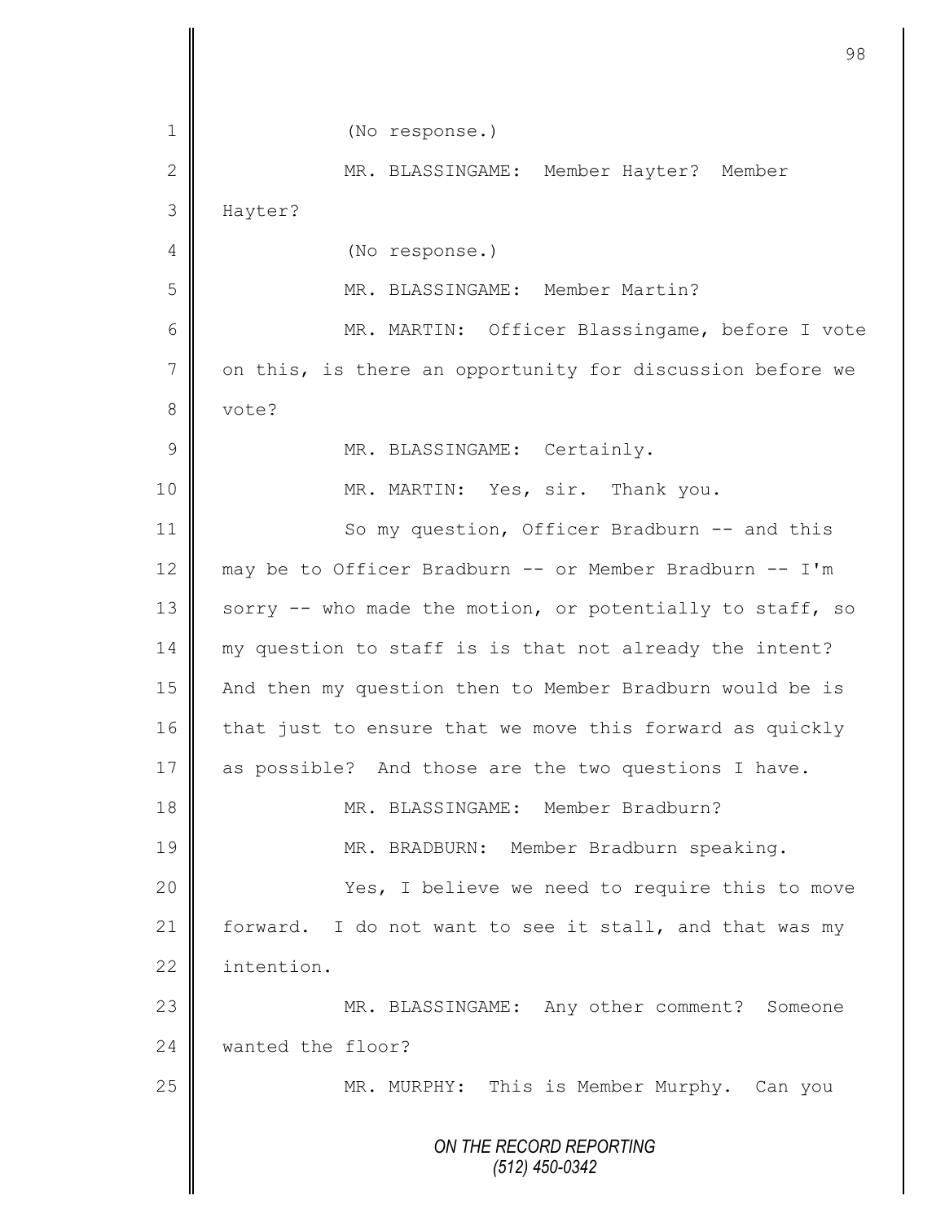(No response.)

MR. BLASSINGAME: Member Hayter? Member Hayter?

(No response.)

MR. BLASSINGAME: Member Martin?

MR. MARTIN: Officer Blassingame, before I vote on this, is there an opportunity for discussion before we vote?

MR. BLASSINGAME: Certainly.

MR. MARTIN: Yes, sir. Thank you.

So my question, Officer Bradburn -- and this may be to Officer Bradburn -- or Member Bradburn -- I'm sorry -- who made the motion, or potentially to staff, so my question to staff is is that not already the intent? And then my question then to Member Bradburn would be is that just to ensure that we move this forward as quickly as possible? And those are the two questions I have.

MR. BLASSINGAME: Member Bradburn?

MR. BRADBURN: Member Bradburn speaking.

Yes, I believe we need to require this to move forward. I do not want to see it stall, and that was my intention.

MR. BLASSINGAME: Any other comment? Someone wanted the floor?

MR. MURPHY: This is Member Murphy. Can you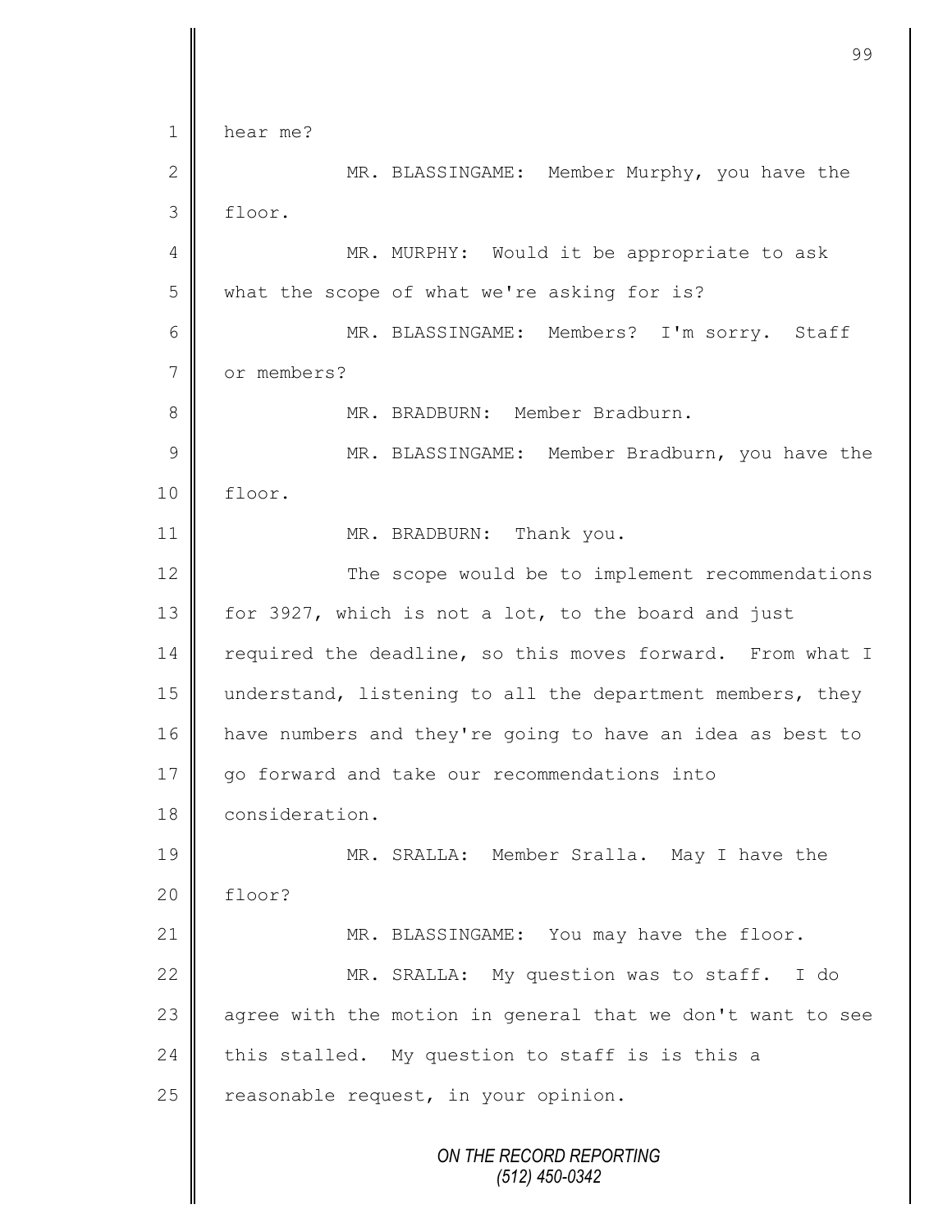1 hear me?

2 MR. BLASSINGAME: Member Murphy, you have the
3 floor.

4 MR. MURPHY: Would it be appropriate to ask
5 what the scope of what we're asking for is?

6 MR. BLASSINGAME: Members? I'm sorry. Staff
7 or members?

8 MR. BRADBURN: Member Bradburn.

9 MR. BLASSINGAME: Member Bradburn, you have the
10 floor.

11 MR. BRADBURN: Thank you.

12 The scope would be to implement recommendations
13 for 3927, which is not a lot, to the board and just
14 required the deadline, so this moves forward. From what I
15 understand, listening to all the department members, they
16 have numbers and they're going to have an idea as best to
17 go forward and take our recommendations into
18 consideration.

19 MR. SRALLA: Member Sralla. May I have the
20 floor?

21 MR. BLASSINGAME: You may have the floor.

22 MR. SRALLA: My question was to staff. I do
23 agree with the motion in general that we don't want to see
24 this stalled. My question to staff is is this a
25 reasonable request, in your opinion.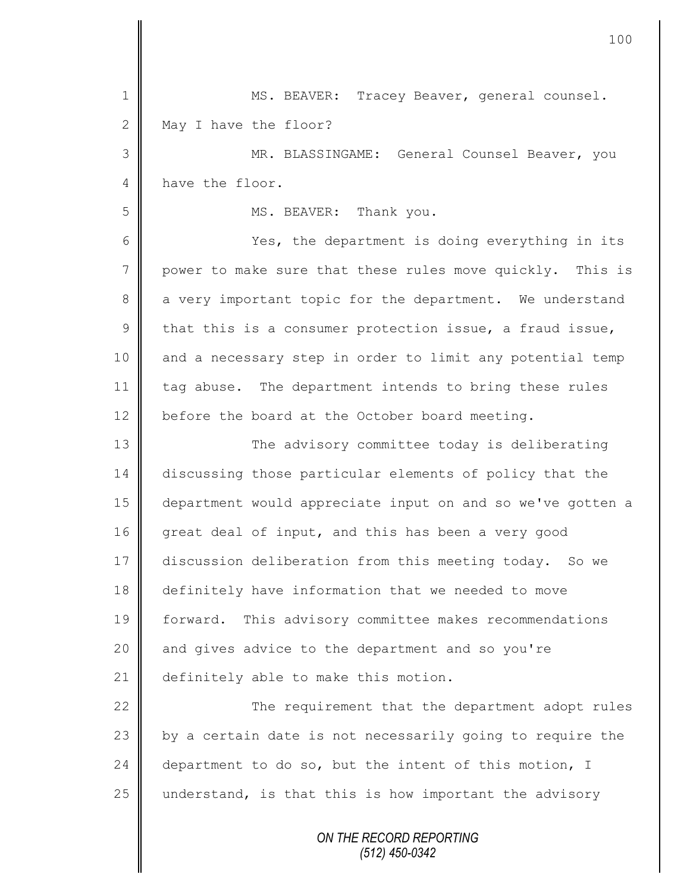MS. BEAVER: Tracey Beaver, general counsel. May I have the floor?

MR. BLASSINGAME: General Counsel Beaver, you have the floor.

MS. BEAVER: Thank you.

Yes, the department is doing everything in its power to make sure that these rules move quickly. This is a very important topic for the department. We understand that this is a consumer protection issue, a fraud issue, and a necessary step in order to limit any potential temp tag abuse. The department intends to bring these rules before the board at the October board meeting.

The advisory committee today is deliberating discussing those particular elements of policy that the department would appreciate input on and so we've gotten a great deal of input, and this has been a very good discussion deliberation from this meeting today. So we definitely have information that we needed to move forward. This advisory committee makes recommendations and gives advice to the department and so you're definitely able to make this motion.

The requirement that the department adopt rules by a certain date is not necessarily going to require the department to do so, but the intent of this motion, I understand, is that this is how important the advisory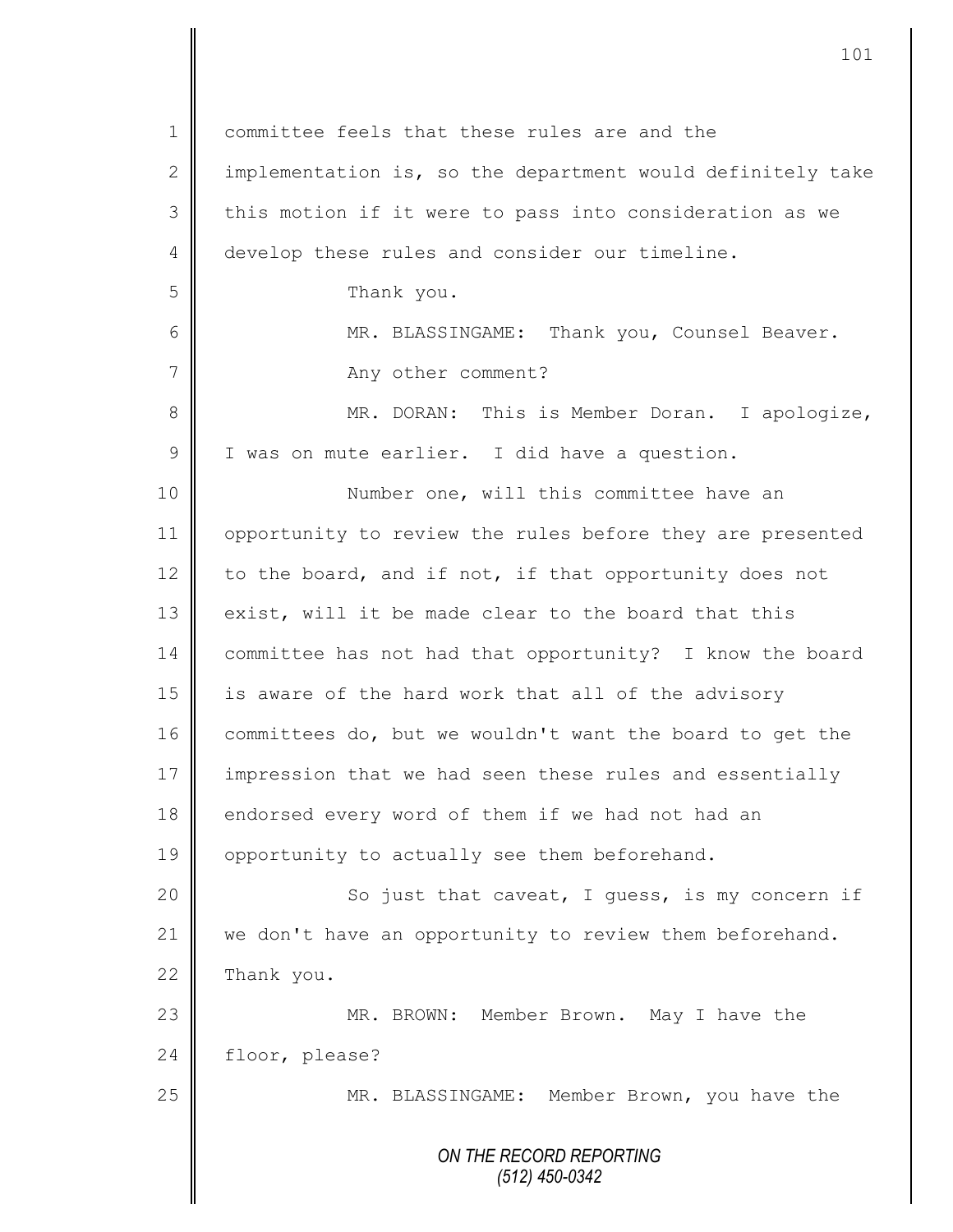committee feels that these rules are and the implementation is, so the department would definitely take this motion if it were to pass into consideration as we develop these rules and consider our timeline.

Thank you.

MR. BLASSINGAME: Thank you, Counsel Beaver. Any other comment?

MR. DORAN: This is Member Doran. I apologize, I was on mute earlier. I did have a question.

Number one, will this committee have an opportunity to review the rules before they are presented to the board, and if not, if that opportunity does not exist, will it be made clear to the board that this committee has not had that opportunity? I know the board is aware of the hard work that all of the advisory committees do, but we wouldn't want the board to get the impression that we had seen these rules and essentially endorsed every word of them if we had not had an opportunity to actually see them beforehand.

So just that caveat, I guess, is my concern if we don't have an opportunity to review them beforehand. Thank you.

MR. BROWN: Member Brown. May I have the floor, please?

MR. BLASSINGAME: Member Brown, you have the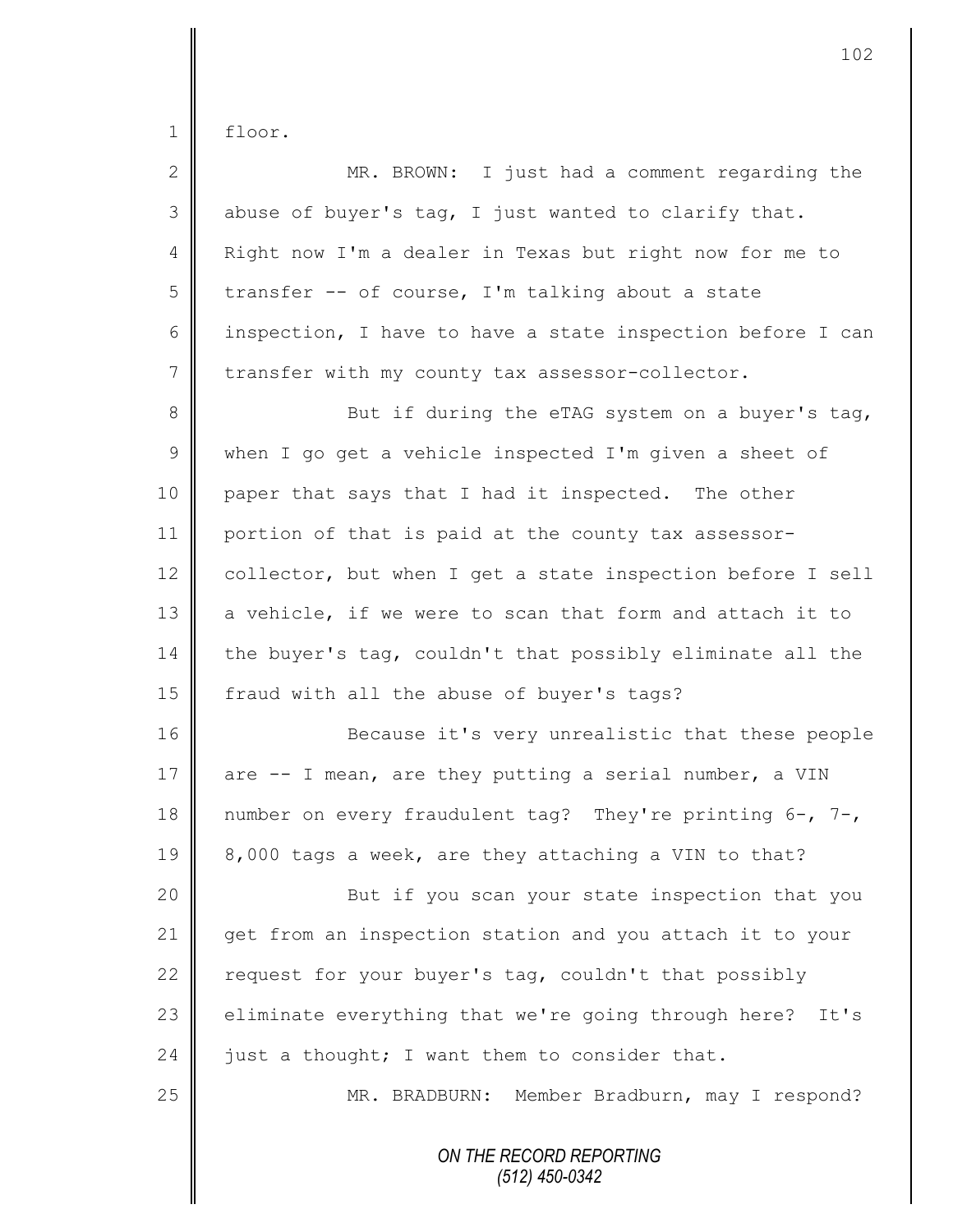floor.

MR. BROWN: I just had a comment regarding the abuse of buyer's tag, I just wanted to clarify that. Right now I'm a dealer in Texas but right now for me to transfer -- of course, I'm talking about a state inspection, I have to have a state inspection before I can transfer with my county tax assessor-collector.

But if during the eTAG system on a buyer's tag, when I go get a vehicle inspected I'm given a sheet of paper that says that I had it inspected. The other portion of that is paid at the county tax assessor-collector, but when I get a state inspection before I sell a vehicle, if we were to scan that form and attach it to the buyer's tag, couldn't that possibly eliminate all the fraud with all the abuse of buyer's tags?

Because it's very unrealistic that these people are -- I mean, are they putting a serial number, a VIN number on every fraudulent tag? They're printing 6-, 7-, 8,000 tags a week, are they attaching a VIN to that?

But if you scan your state inspection that you get from an inspection station and you attach it to your request for your buyer's tag, couldn't that possibly eliminate everything that we're going through here? It's just a thought; I want them to consider that.

MR. BRADBURN: Member Bradburn, may I respond?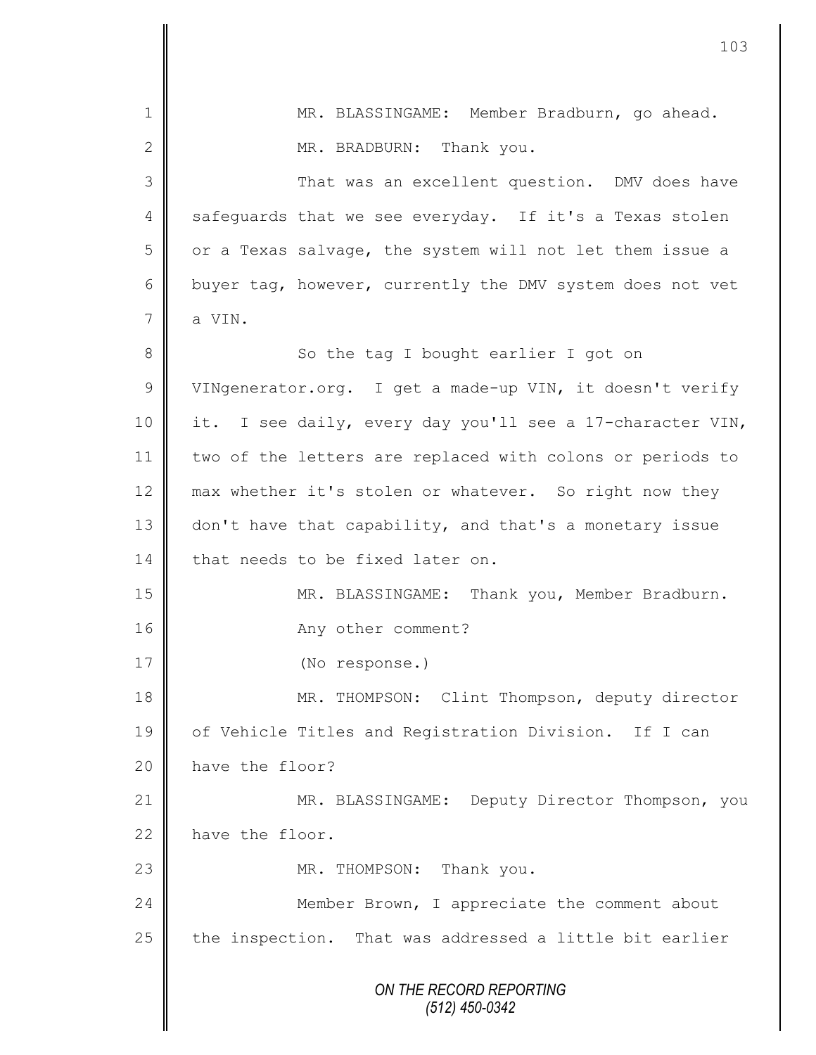MR. BLASSINGAME: Member Bradburn, go ahead.

MR. BRADBURN: Thank you.

That was an excellent question. DMV does have safeguards that we see everyday. If it's a Texas stolen or a Texas salvage, the system will not let them issue a buyer tag, however, currently the DMV system does not vet a VIN.

So the tag I bought earlier I got on VINgenerator.org. I get a made-up VIN, it doesn't verify it. I see daily, every day you'll see a 17-character VIN, two of the letters are replaced with colons or periods to max whether it's stolen or whatever. So right now they don't have that capability, and that's a monetary issue that needs to be fixed later on.

MR. BLASSINGAME: Thank you, Member Bradburn.

Any other comment?

(No response.)

MR. THOMPSON: Clint Thompson, deputy director of Vehicle Titles and Registration Division. If I can have the floor?

MR. BLASSINGAME: Deputy Director Thompson, you have the floor.

MR. THOMPSON: Thank you.

Member Brown, I appreciate the comment about the inspection. That was addressed a little bit earlier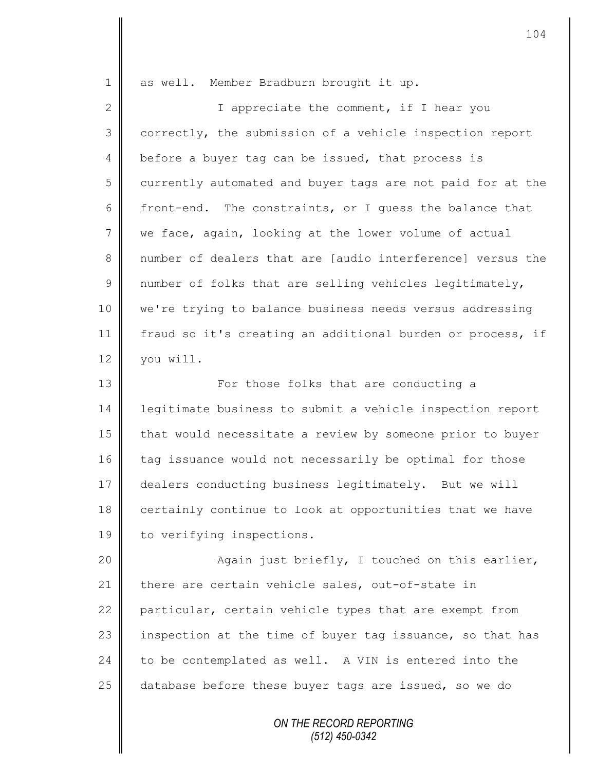as well. Member Bradburn brought it up.

I appreciate the comment, if I hear you correctly, the submission of a vehicle inspection report before a buyer tag can be issued, that process is currently automated and buyer tags are not paid for at the front-end. The constraints, or I guess the balance that we face, again, looking at the lower volume of actual number of dealers that are [audio interference] versus the number of folks that are selling vehicles legitimately, we're trying to balance business needs versus addressing fraud so it's creating an additional burden or process, if you will.

For those folks that are conducting a legitimate business to submit a vehicle inspection report that would necessitate a review by someone prior to buyer tag issuance would not necessarily be optimal for those dealers conducting business legitimately. But we will certainly continue to look at opportunities that we have to verifying inspections.

Again just briefly, I touched on this earlier, there are certain vehicle sales, out-of-state in particular, certain vehicle types that are exempt from inspection at the time of buyer tag issuance, so that has to be contemplated as well. A VIN is entered into the database before these buyer tags are issued, so we do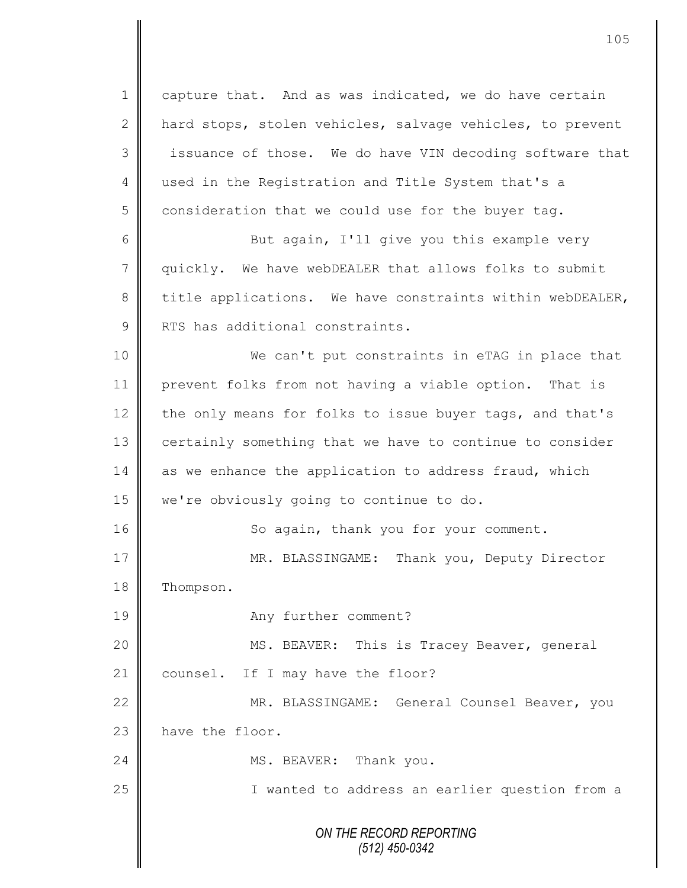capture that. And as was indicated, we do have certain hard stops, stolen vehicles, salvage vehicles, to prevent issuance of those. We do have VIN decoding software that used in the Registration and Title System that's a consideration that we could use for the buyer tag.

But again, I'll give you this example very quickly. We have webDEALER that allows folks to submit title applications. We have constraints within webDEALER, RTS has additional constraints.

We can't put constraints in eTAG in place that prevent folks from not having a viable option. That is the only means for folks to issue buyer tags, and that's certainly something that we have to continue to consider as we enhance the application to address fraud, which we're obviously going to continue to do.

So again, thank you for your comment.

MR. BLASSINGAME: Thank you, Deputy Director Thompson.

Any further comment?

MS. BEAVER: This is Tracey Beaver, general counsel. If I may have the floor?

MR. BLASSINGAME: General Counsel Beaver, you have the floor.

MS. BEAVER: Thank you.

I wanted to address an earlier question from a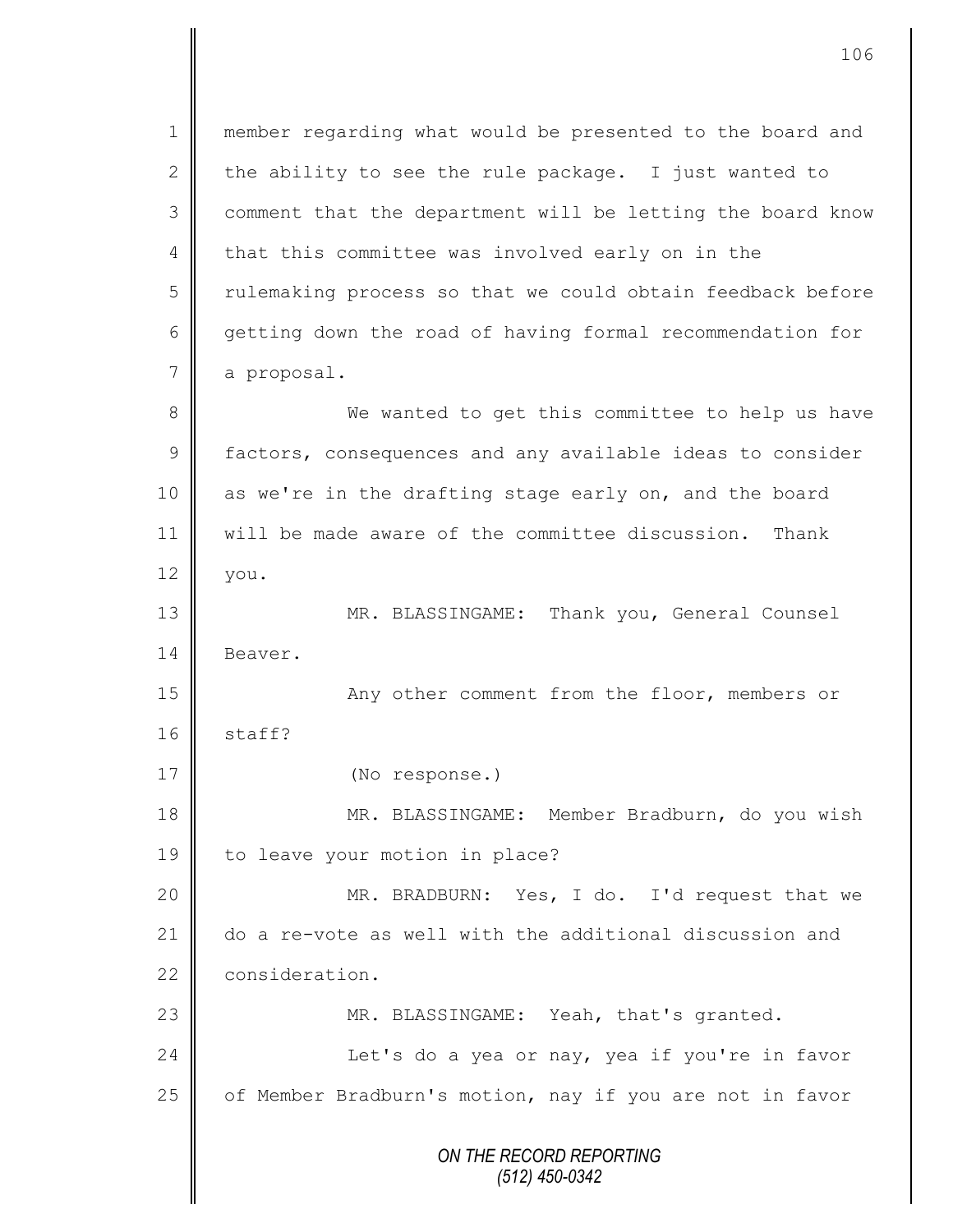1 member regarding what would be presented to the board and
2 the ability to see the rule package. I just wanted to
3 comment that the department will be letting the board know
4 that this committee was involved early on in the
5 rulemaking process so that we could obtain feedback before
6 getting down the road of having formal recommendation for
7 a proposal.

8 We wanted to get this committee to help us have
9 factors, consequences and any available ideas to consider
10 as we're in the drafting stage early on, and the board
11 will be made aware of the committee discussion. Thank
12 you.

13 MR. BLASSINGAME: Thank you, General Counsel
14 Beaver.

15 Any other comment from the floor, members or
16 staff?

17 (No response.)

18 MR. BLASSINGAME: Member Bradburn, do you wish
19 to leave your motion in place?

20 MR. BRADBURN: Yes, I do. I'd request that we
21 do a re-vote as well with the additional discussion and
22 consideration.

23 MR. BLASSINGAME: Yeah, that's granted.

24 Let's do a yea or nay, yea if you're in favor
25 of Member Bradburn's motion, nay if you are not in favor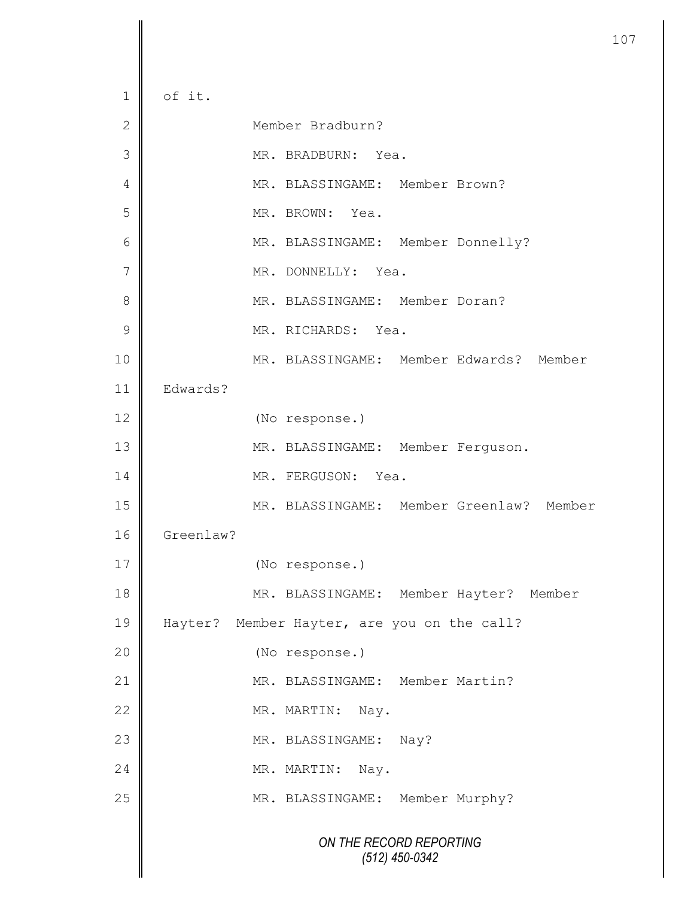1 of it.

2 Member Bradburn?

3 MR. BRADBURN: Yea.

4 MR. BLASSINGAME: Member Brown?

5 MR. BROWN: Yea.

6 MR. BLASSINGAME: Member Donnelly?

7 MR. DONNELLY: Yea.

8 MR. BLASSINGAME: Member Doran?

9 MR. RICHARDS: Yea.

10 MR. BLASSINGAME: Member Edwards? Member

11 Edwards?

12 (No response.)

13 MR. BLASSINGAME: Member Ferguson.

14 MR. FERGUSON: Yea.

15 MR. BLASSINGAME: Member Greenlaw? Member

16 Greenlaw?

17 (No response.)

18 MR. BLASSINGAME: Member Hayter? Member

19 Hayter? Member Hayter, are you on the call?

20 (No response.)

21 MR. BLASSINGAME: Member Martin?

22 MR. MARTIN: Nay.

23 MR. BLASSINGAME: Nay?

24 MR. MARTIN: Nay.

25 MR. BLASSINGAME: Member Murphy?

*ON THE RECORD REPORTING*
*(512) 450-0342*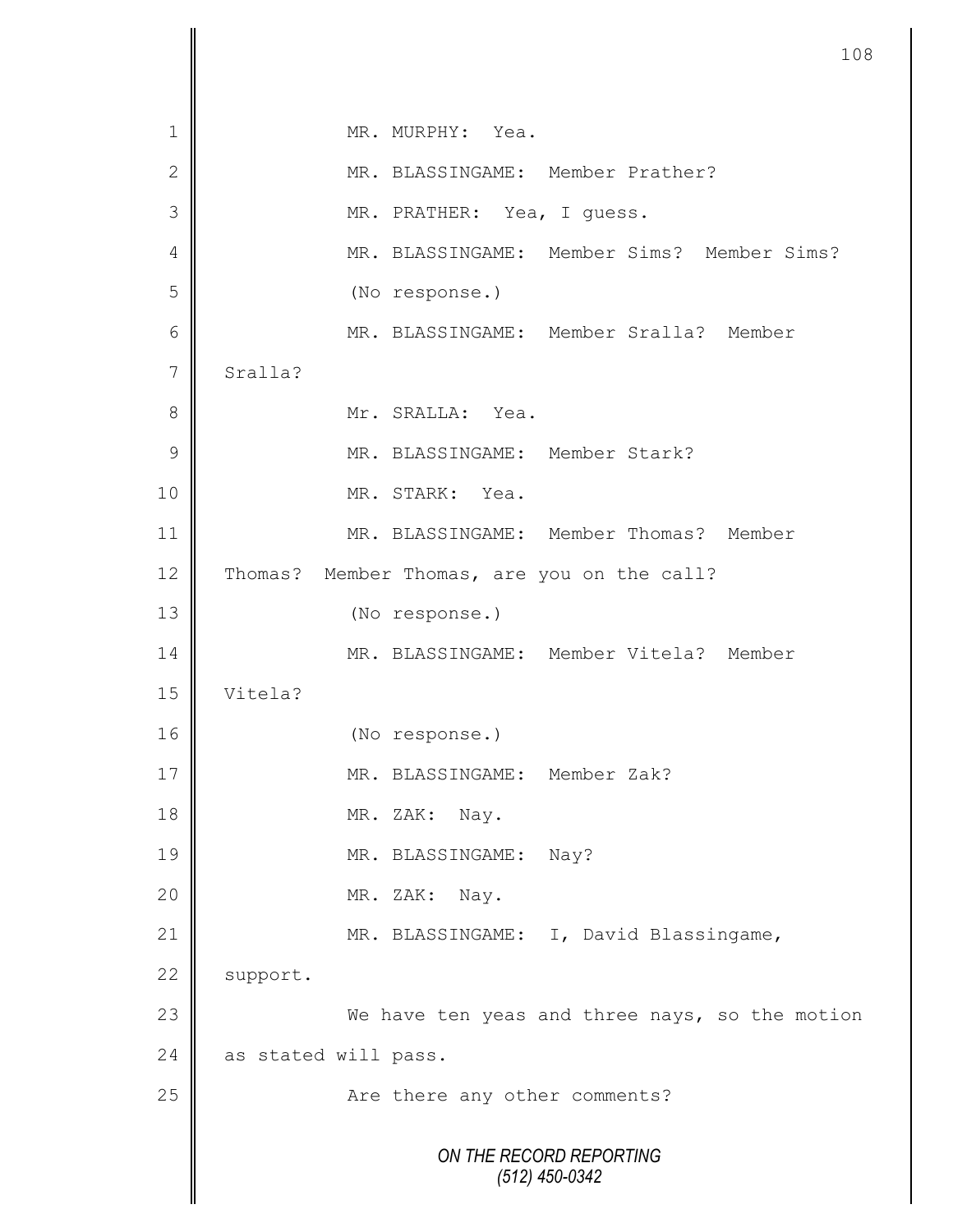1 MR. MURPHY: Yea.

2 MR. BLASSINGAME: Member Prather?

3 MR. PRATHER: Yea, I guess.

4 MR. BLASSINGAME: Member Sims? Member Sims?

5 (No response.)

6 MR. BLASSINGAME: Member Sralla? Member

7 Sralla?

8 Mr. SRALLA: Yea.

9 MR. BLASSINGAME: Member Stark?

10 MR. STARK: Yea.

11 MR. BLASSINGAME: Member Thomas? Member

12 Thomas? Member Thomas, are you on the call?

13 (No response.)

14 MR. BLASSINGAME: Member Vitela? Member

15 Vitela?

16 (No response.)

17 MR. BLASSINGAME: Member Zak?

18 MR. ZAK: Nay.

19 MR. BLASSINGAME: Nay?

20 MR. ZAK: Nay.

21 MR. BLASSINGAME: I, David Blassingame,

22 support.

23 We have ten yeas and three nays, so the motion

24 as stated will pass.

25 Are there any other comments?

*ON THE RECORD REPORTING*
*(512) 450-0342*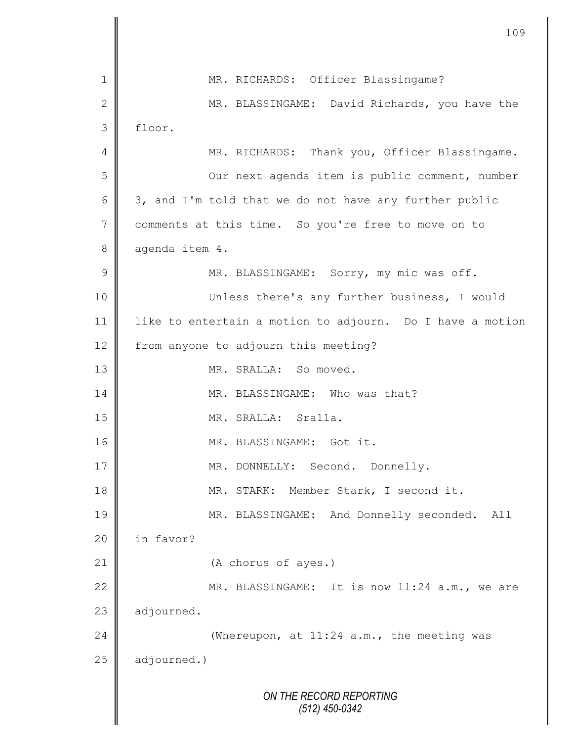MR. RICHARDS: Officer Blassingame?

MR. BLASSINGAME: David Richards, you have the floor.

MR. RICHARDS: Thank you, Officer Blassingame.

Our next agenda item is public comment, number 3, and I'm told that we do not have any further public comments at this time. So you're free to move on to agenda item 4.

MR. BLASSINGAME: Sorry, my mic was off.

Unless there's any further business, I would like to entertain a motion to adjourn. Do I have a motion from anyone to adjourn this meeting?

MR. SRALLA: So moved.

MR. BLASSINGAME: Who was that?

MR. SRALLA: Sralla.

MR. BLASSINGAME: Got it.

MR. DONNELLY: Second. Donnelly.

MR. STARK: Member Stark, I second it.

MR. BLASSINGAME: And Donnelly seconded. All in favor?

(A chorus of ayes.)

MR. BLASSINGAME: It is now 11:24 a.m., we are adjourned.

(Whereupon, at 11:24 a.m., the meeting was adjourned.)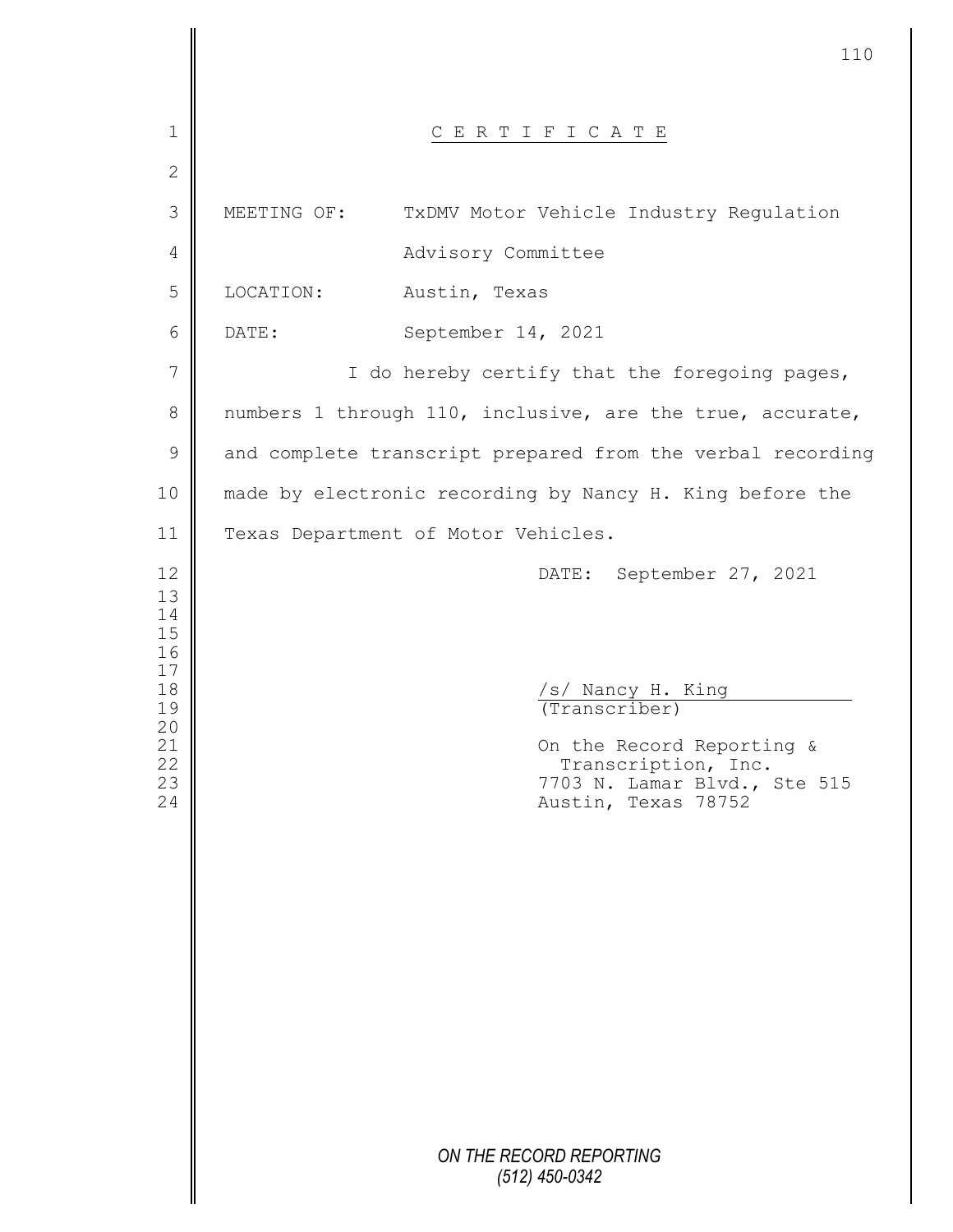# C E R T I F I C A T E

MEETING OF: TxDMV Motor Vehicle Industry Regulation Advisory Committee

LOCATION: Austin, Texas

DATE: September 14, 2021

I do hereby certify that the foregoing pages, numbers 1 through 110, inclusive, are the true, accurate, and complete transcript prepared from the verbal recording made by electronic recording by Nancy H. King before the Texas Department of Motor Vehicles.

DATE: September 27, 2021

/s/ Nancy H. King
(Transcriber)

On the Record Reporting & Transcription, Inc.
7703 N. Lamar Blvd., Ste 515
Austin, Texas 78752